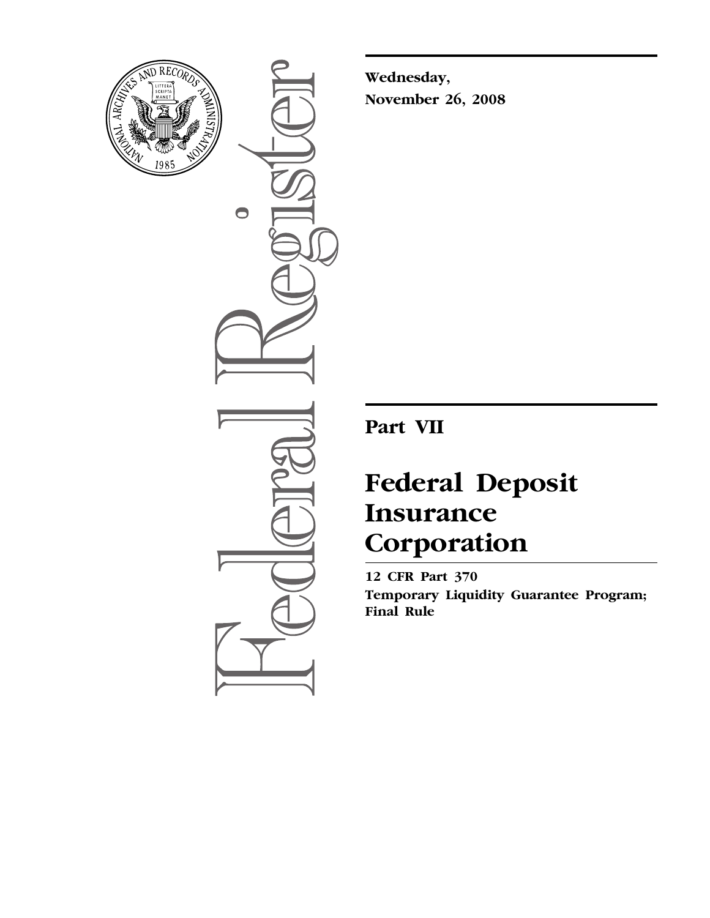**Wednesday,**
**November 26, 2008**

## Part VII

# Federal Deposit Insurance Corporation

**12 CFR Part 370**
**Temporary Liquidity Guarantee Program; Final Rule**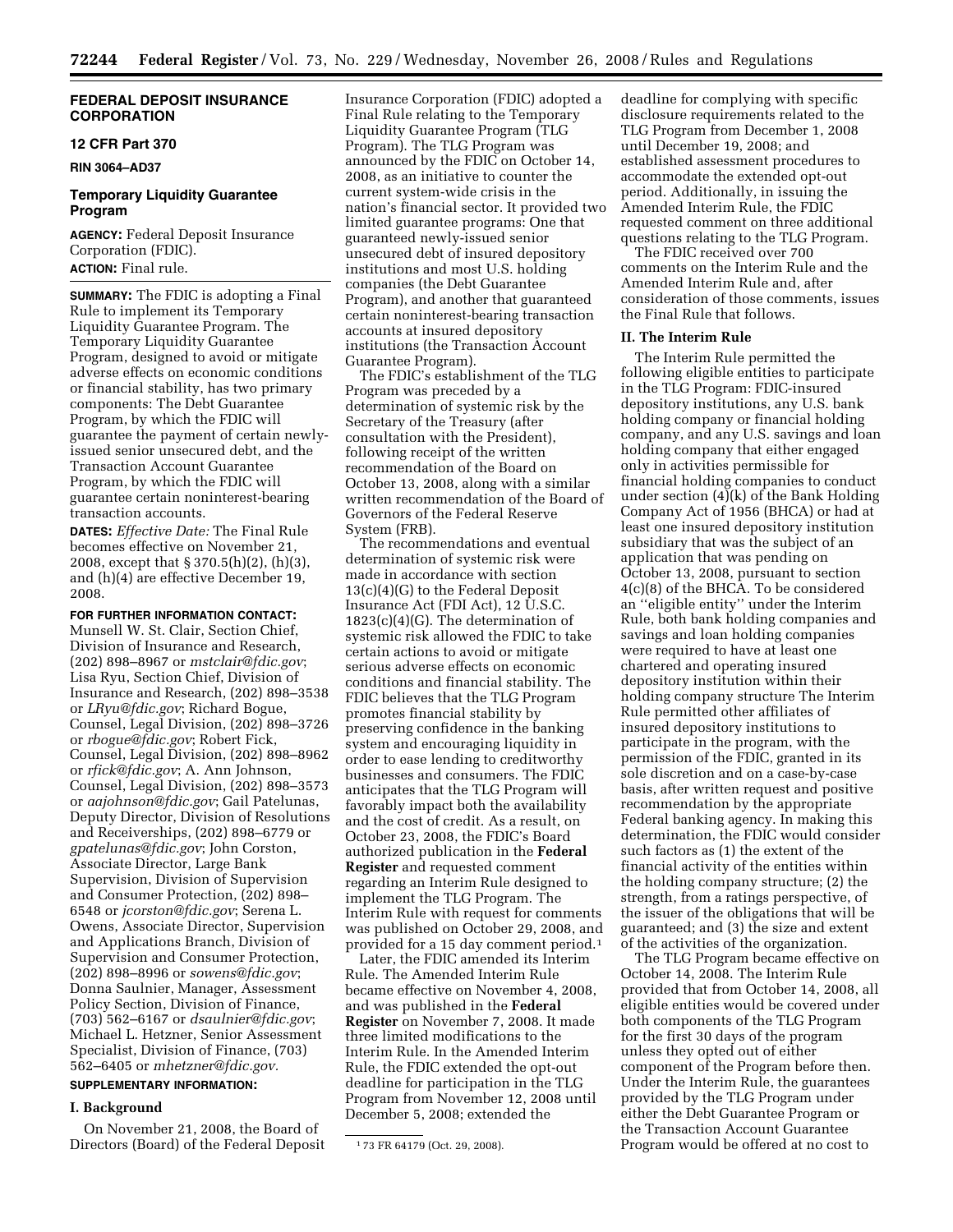**FEDERAL DEPOSIT INSURANCE CORPORATION**

**12 CFR Part 370**

**RIN 3064–AD37**

## Temporary Liquidity Guarantee Program

**AGENCY:** Federal Deposit Insurance Corporation (FDIC).

**ACTION:** Final rule.

**SUMMARY:** The FDIC is adopting a Final Rule to implement its Temporary Liquidity Guarantee Program. The Temporary Liquidity Guarantee Program, designed to avoid or mitigate adverse effects on economic conditions or financial stability, has two primary components: The Debt Guarantee Program, by which the FDIC will guarantee the payment of certain newly-issued senior unsecured debt, and the Transaction Account Guarantee Program, by which the FDIC will guarantee certain noninterest-bearing transaction accounts.

**DATES:** *Effective Date:* The Final Rule becomes effective on November 21, 2008, except that § 370.5(h)(2), (h)(3), and (h)(4) are effective December 19, 2008.

**FOR FURTHER INFORMATION CONTACT:** Munsell W. St. Clair, Section Chief, Division of Insurance and Research, (202) 898–8967 or *mstclair@fdic.gov*; Lisa Ryu, Section Chief, Division of Insurance and Research, (202) 898–3538 or *LRyu@fdic.gov*; Richard Bogue, Counsel, Legal Division, (202) 898–3726 or *rbogue@fdic.gov*; Robert Fick, Counsel, Legal Division, (202) 898–8962 or *rfick@fdic.gov*; A. Ann Johnson, Counsel, Legal Division, (202) 898–3573 or *aajohnson@fdic.gov*; Gail Patelunas, Deputy Director, Division of Resolutions and Receiverships, (202) 898–6779 or *gpatelunas@fdic.gov*; John Corston, Associate Director, Large Bank Supervision, Division of Supervision and Consumer Protection, (202) 898–6548 or *jcorston@fdic.gov*; Serena L. Owens, Associate Director, Supervision and Applications Branch, Division of Supervision and Consumer Protection, (202) 898–8996 or *sowens@fdic.gov*; Donna Saulnier, Manager, Assessment Policy Section, Division of Finance, (703) 562–6167 or *dsaulnier@fdic.gov*; Michael L. Hetzner, Senior Assessment Specialist, Division of Finance, (703) 562–6405 or *mhetzner@fdic.gov.*

**SUPPLEMENTARY INFORMATION:**

### I. Background

On November 21, 2008, the Board of Directors (Board) of the Federal Deposit Insurance Corporation (FDIC) adopted a Final Rule relating to the Temporary Liquidity Guarantee Program (TLG Program). The TLG Program was announced by the FDIC on October 14, 2008, as an initiative to counter the current system-wide crisis in the nation's financial sector. It provided two limited guarantee programs: One that guaranteed newly-issued senior unsecured debt of insured depository institutions and most U.S. holding companies (the Debt Guarantee Program), and another that guaranteed certain noninterest-bearing transaction accounts at insured depository institutions (the Transaction Account Guarantee Program).

The FDIC's establishment of the TLG Program was preceded by a determination of systemic risk by the Secretary of the Treasury (after consultation with the President), following receipt of the written recommendation of the Board on October 13, 2008, along with a similar written recommendation of the Board of Governors of the Federal Reserve System (FRB).

The recommendations and eventual determination of systemic risk were made in accordance with section 13(c)(4)(G) to the Federal Deposit Insurance Act (FDI Act), 12 U.S.C. 1823(c)(4)(G). The determination of systemic risk allowed the FDIC to take certain actions to avoid or mitigate serious adverse effects on economic conditions and financial stability. The FDIC believes that the TLG Program promotes financial stability by preserving confidence in the banking system and encouraging liquidity in order to ease lending to creditworthy businesses and consumers. The FDIC anticipates that the TLG Program will favorably impact both the availability and the cost of credit. As a result, on October 23, 2008, the FDIC's Board authorized publication in the **Federal Register** and requested comment regarding an Interim Rule designed to implement the TLG Program. The Interim Rule with request for comments was published on October 29, 2008, and provided for a 15 day comment period.[1]

Later, the FDIC amended its Interim Rule. The Amended Interim Rule became effective on November 4, 2008, and was published in the **Federal Register** on November 7, 2008. It made three limited modifications to the Interim Rule. In the Amended Interim Rule, the FDIC extended the opt-out deadline for participation in the TLG Program from November 12, 2008 until December 5, 2008; extended the deadline for complying with specific disclosure requirements related to the TLG Program from December 1, 2008 until December 19, 2008; and established assessment procedures to accommodate the extended opt-out period. Additionally, in issuing the Amended Interim Rule, the FDIC requested comment on three additional questions relating to the TLG Program.

The FDIC received over 700 comments on the Interim Rule and the Amended Interim Rule and, after consideration of those comments, issues the Final Rule that follows.

### II. The Interim Rule

The Interim Rule permitted the following eligible entities to participate in the TLG Program: FDIC-insured depository institutions, any U.S. bank holding company or financial holding company, and any U.S. savings and loan holding company that either engaged only in activities permissible for financial holding companies to conduct under section (4)(k) of the Bank Holding Company Act of 1956 (BHCA) or had at least one insured depository institution subsidiary that was the subject of an application that was pending on October 13, 2008, pursuant to section 4(c)(8) of the BHCA. To be considered an ''eligible entity'' under the Interim Rule, both bank holding companies and savings and loan holding companies were required to have at least one chartered and operating insured depository institution within their holding company structure The Interim Rule permitted other affiliates of insured depository institutions to participate in the program, with the permission of the FDIC, granted in its sole discretion and on a case-by-case basis, after written request and positive recommendation by the appropriate Federal banking agency. In making this determination, the FDIC would consider such factors as (1) the extent of the financial activity of the entities within the holding company structure; (2) the strength, from a ratings perspective, of the issuer of the obligations that will be guaranteed; and (3) the size and extent of the activities of the organization.

The TLG Program became effective on October 14, 2008. The Interim Rule provided that from October 14, 2008, all eligible entities would be covered under both components of the TLG Program for the first 30 days of the program unless they opted out of either component of the Program before then. Under the Interim Rule, the guarantees provided by the TLG Program under either the Debt Guarantee Program or the Transaction Account Guarantee Program would be offered at no cost to

[1] 73 FR 64179 (Oct. 29, 2008).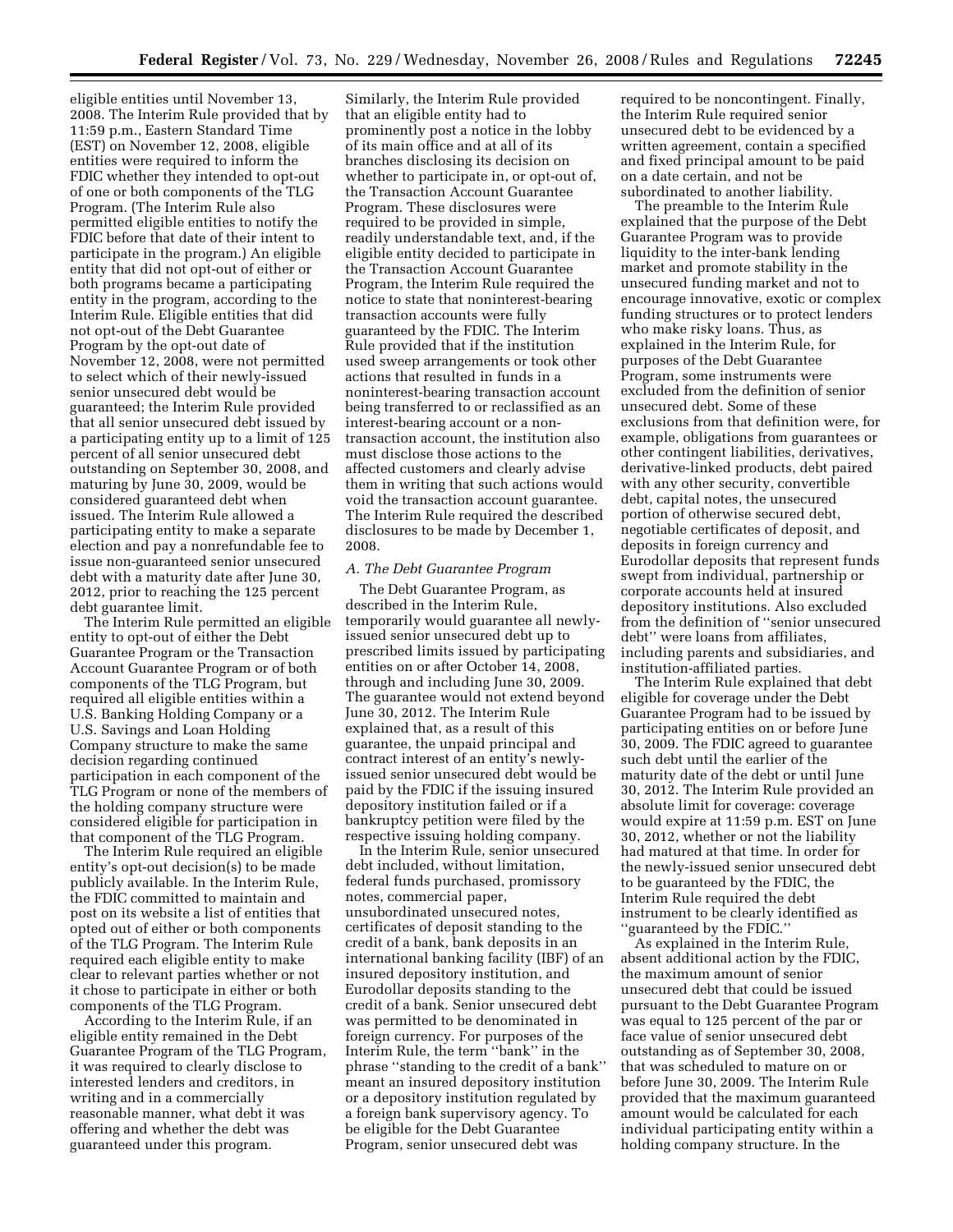eligible entities until November 13, 2008. The Interim Rule provided that by 11:59 p.m., Eastern Standard Time (EST) on November 12, 2008, eligible entities were required to inform the FDIC whether they intended to opt-out of one or both components of the TLG Program. (The Interim Rule also permitted eligible entities to notify the FDIC before that date of their intent to participate in the program.) An eligible entity that did not opt-out of either or both programs became a participating entity in the program, according to the Interim Rule. Eligible entities that did not opt-out of the Debt Guarantee Program by the opt-out date of November 12, 2008, were not permitted to select which of their newly-issued senior unsecured debt would be guaranteed; the Interim Rule provided that all senior unsecured debt issued by a participating entity up to a limit of 125 percent of all senior unsecured debt outstanding on September 30, 2008, and maturing by June 30, 2009, would be considered guaranteed debt when issued. The Interim Rule allowed a participating entity to make a separate election and pay a nonrefundable fee to issue non-guaranteed senior unsecured debt with a maturity date after June 30, 2012, prior to reaching the 125 percent debt guarantee limit.

The Interim Rule permitted an eligible entity to opt-out of either the Debt Guarantee Program or the Transaction Account Guarantee Program or of both components of the TLG Program, but required all eligible entities within a U.S. Banking Holding Company or a U.S. Savings and Loan Holding Company structure to make the same decision regarding continued participation in each component of the TLG Program or none of the members of the holding company structure were considered eligible for participation in that component of the TLG Program.

The Interim Rule required an eligible entity's opt-out decision(s) to be made publicly available. In the Interim Rule, the FDIC committed to maintain and post on its website a list of entities that opted out of either or both components of the TLG Program. The Interim Rule required each eligible entity to make clear to relevant parties whether or not it chose to participate in either or both components of the TLG Program.

According to the Interim Rule, if an eligible entity remained in the Debt Guarantee Program of the TLG Program, it was required to clearly disclose to interested lenders and creditors, in writing and in a commercially reasonable manner, what debt it was offering and whether the debt was guaranteed under this program.

Similarly, the Interim Rule provided that an eligible entity had to prominently post a notice in the lobby of its main office and at all of its branches disclosing its decision on whether to participate in, or opt-out of, the Transaction Account Guarantee Program. These disclosures were required to be provided in simple, readily understandable text, and, if the eligible entity decided to participate in the Transaction Account Guarantee Program, the Interim Rule required the notice to state that noninterest-bearing transaction accounts were fully guaranteed by the FDIC. The Interim Rule provided that if the institution used sweep arrangements or took other actions that resulted in funds in a noninterest-bearing transaction account being transferred to or reclassified as an interest-bearing account or a non-transaction account, the institution also must disclose those actions to the affected customers and clearly advise them in writing that such actions would void the transaction account guarantee. The Interim Rule required the described disclosures to be made by December 1, 2008.

### *A. The Debt Guarantee Program*

The Debt Guarantee Program, as described in the Interim Rule, temporarily would guarantee all newly-issued senior unsecured debt up to prescribed limits issued by participating entities on or after October 14, 2008, through and including June 30, 2009. The guarantee would not extend beyond June 30, 2012. The Interim Rule explained that, as a result of this guarantee, the unpaid principal and contract interest of an entity's newly-issued senior unsecured debt would be paid by the FDIC if the issuing insured depository institution failed or if a bankruptcy petition were filed by the respective issuing holding company.

In the Interim Rule, senior unsecured debt included, without limitation, federal funds purchased, promissory notes, commercial paper, unsubordinated unsecured notes, certificates of deposit standing to the credit of a bank, bank deposits in an international banking facility (IBF) of an insured depository institution, and Eurodollar deposits standing to the credit of a bank. Senior unsecured debt was permitted to be denominated in foreign currency. For purposes of the Interim Rule, the term ''bank'' in the phrase ''standing to the credit of a bank'' meant an insured depository institution or a depository institution regulated by a foreign bank supervisory agency. To be eligible for the Debt Guarantee Program, senior unsecured debt was required to be noncontingent. Finally, the Interim Rule required senior unsecured debt to be evidenced by a written agreement, contain a specified and fixed principal amount to be paid on a date certain, and not be subordinated to another liability.

The preamble to the Interim Rule explained that the purpose of the Debt Guarantee Program was to provide liquidity to the inter-bank lending market and promote stability in the unsecured funding market and not to encourage innovative, exotic or complex funding structures or to protect lenders who make risky loans. Thus, as explained in the Interim Rule, for purposes of the Debt Guarantee Program, some instruments were excluded from the definition of senior unsecured debt. Some of these exclusions from that definition were, for example, obligations from guarantees or other contingent liabilities, derivatives, derivative-linked products, debt paired with any other security, convertible debt, capital notes, the unsecured portion of otherwise secured debt, negotiable certificates of deposit, and deposits in foreign currency and Eurodollar deposits that represent funds swept from individual, partnership or corporate accounts held at insured depository institutions. Also excluded from the definition of ''senior unsecured debt'' were loans from affiliates, including parents and subsidiaries, and institution-affiliated parties.

The Interim Rule explained that debt eligible for coverage under the Debt Guarantee Program had to be issued by participating entities on or before June 30, 2009. The FDIC agreed to guarantee such debt until the earlier of the maturity date of the debt or until June 30, 2012. The Interim Rule provided an absolute limit for coverage: coverage would expire at 11:59 p.m. EST on June 30, 2012, whether or not the liability had matured at that time. In order for the newly-issued senior unsecured debt to be guaranteed by the FDIC, the Interim Rule required the debt instrument to be clearly identified as ''guaranteed by the FDIC.''

As explained in the Interim Rule, absent additional action by the FDIC, the maximum amount of senior unsecured debt that could be issued pursuant to the Debt Guarantee Program was equal to 125 percent of the par or face value of senior unsecured debt outstanding as of September 30, 2008, that was scheduled to mature on or before June 30, 2009. The Interim Rule provided that the maximum guaranteed amount would be calculated for each individual participating entity within a holding company structure. In the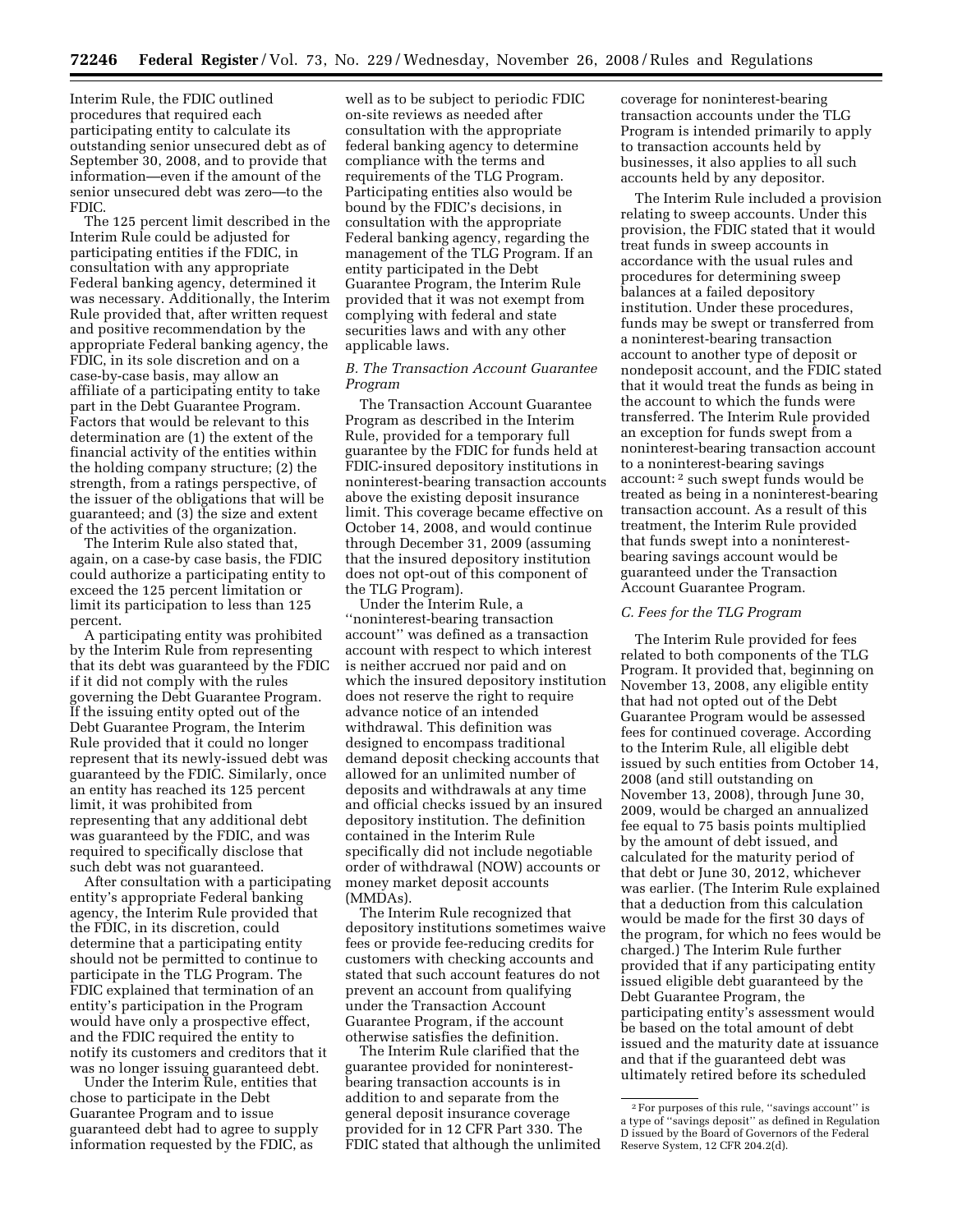Interim Rule, the FDIC outlined procedures that required each participating entity to calculate its outstanding senior unsecured debt as of September 30, 2008, and to provide that information—even if the amount of the senior unsecured debt was zero—to the FDIC.

The 125 percent limit described in the Interim Rule could be adjusted for participating entities if the FDIC, in consultation with any appropriate Federal banking agency, determined it was necessary. Additionally, the Interim Rule provided that, after written request and positive recommendation by the appropriate Federal banking agency, the FDIC, in its sole discretion and on a case-by-case basis, may allow an affiliate of a participating entity to take part in the Debt Guarantee Program. Factors that would be relevant to this determination are (1) the extent of the financial activity of the entities within the holding company structure; (2) the strength, from a ratings perspective, of the issuer of the obligations that will be guaranteed; and (3) the size and extent of the activities of the organization.

The Interim Rule also stated that, again, on a case-by case basis, the FDIC could authorize a participating entity to exceed the 125 percent limitation or limit its participation to less than 125 percent.

A participating entity was prohibited by the Interim Rule from representing that its debt was guaranteed by the FDIC if it did not comply with the rules governing the Debt Guarantee Program. If the issuing entity opted out of the Debt Guarantee Program, the Interim Rule provided that it could no longer represent that its newly-issued debt was guaranteed by the FDIC. Similarly, once an entity has reached its 125 percent limit, it was prohibited from representing that any additional debt was guaranteed by the FDIC, and was required to specifically disclose that such debt was not guaranteed.

After consultation with a participating entity's appropriate Federal banking agency, the Interim Rule provided that the FDIC, in its discretion, could determine that a participating entity should not be permitted to continue to participate in the TLG Program. The FDIC explained that termination of an entity's participation in the Program would have only a prospective effect, and the FDIC required the entity to notify its customers and creditors that it was no longer issuing guaranteed debt.

Under the Interim Rule, entities that chose to participate in the Debt Guarantee Program and to issue guaranteed debt had to agree to supply information requested by the FDIC, as well as to be subject to periodic FDIC on-site reviews as needed after consultation with the appropriate federal banking agency to determine compliance with the terms and requirements of the TLG Program. Participating entities also would be bound by the FDIC's decisions, in consultation with the appropriate Federal banking agency, regarding the management of the TLG Program. If an entity participated in the Debt Guarantee Program, the Interim Rule provided that it was not exempt from complying with federal and state securities laws and with any other applicable laws.

### *B. The Transaction Account Guarantee Program*

The Transaction Account Guarantee Program as described in the Interim Rule, provided for a temporary full guarantee by the FDIC for funds held at FDIC-insured depository institutions in noninterest-bearing transaction accounts above the existing deposit insurance limit. This coverage became effective on October 14, 2008, and would continue through December 31, 2009 (assuming that the insured depository institution does not opt-out of this component of the TLG Program).

Under the Interim Rule, a ''noninterest-bearing transaction account'' was defined as a transaction account with respect to which interest is neither accrued nor paid and on which the insured depository institution does not reserve the right to require advance notice of an intended withdrawal. This definition was designed to encompass traditional demand deposit checking accounts that allowed for an unlimited number of deposits and withdrawals at any time and official checks issued by an insured depository institution. The definition contained in the Interim Rule specifically did not include negotiable order of withdrawal (NOW) accounts or money market deposit accounts (MMDAs).

The Interim Rule recognized that depository institutions sometimes waive fees or provide fee-reducing credits for customers with checking accounts and stated that such account features do not prevent an account from qualifying under the Transaction Account Guarantee Program, if the account otherwise satisfies the definition.

The Interim Rule clarified that the guarantee provided for noninterest-bearing transaction accounts is in addition to and separate from the general deposit insurance coverage provided for in 12 CFR Part 330. The FDIC stated that although the unlimited coverage for noninterest-bearing transaction accounts under the TLG Program is intended primarily to apply to transaction accounts held by businesses, it also applies to all such accounts held by any depositor.

The Interim Rule included a provision relating to sweep accounts. Under this provision, the FDIC stated that it would treat funds in sweep accounts in accordance with the usual rules and procedures for determining sweep balances at a failed depository institution. Under these procedures, funds may be swept or transferred from a noninterest-bearing transaction account to another type of deposit or nondeposit account, and the FDIC stated that it would treat the funds as being in the account to which the funds were transferred. The Interim Rule provided an exception for funds swept from a noninterest-bearing transaction account to a noninterest-bearing savings account:[2] such swept funds would be treated as being in a noninterest-bearing transaction account. As a result of this treatment, the Interim Rule provided that funds swept into a noninterest-bearing savings account would be guaranteed under the Transaction Account Guarantee Program.

### *C. Fees for the TLG Program*

The Interim Rule provided for fees related to both components of the TLG Program. It provided that, beginning on November 13, 2008, any eligible entity that had not opted out of the Debt Guarantee Program would be assessed fees for continued coverage. According to the Interim Rule, all eligible debt issued by such entities from October 14, 2008 (and still outstanding on November 13, 2008), through June 30, 2009, would be charged an annualized fee equal to 75 basis points multiplied by the amount of debt issued, and calculated for the maturity period of that debt or June 30, 2012, whichever was earlier. (The Interim Rule explained that a deduction from this calculation would be made for the first 30 days of the program, for which no fees would be charged.) The Interim Rule further provided that if any participating entity issued eligible debt guaranteed by the Debt Guarantee Program, the participating entity's assessment would be based on the total amount of debt issued and the maturity date at issuance and that if the guaranteed debt was ultimately retired before its scheduled

[2] For purposes of this rule, ''savings account'' is a type of ''savings deposit'' as defined in Regulation D issued by the Board of Governors of the Federal Reserve System, 12 CFR 204.2(d).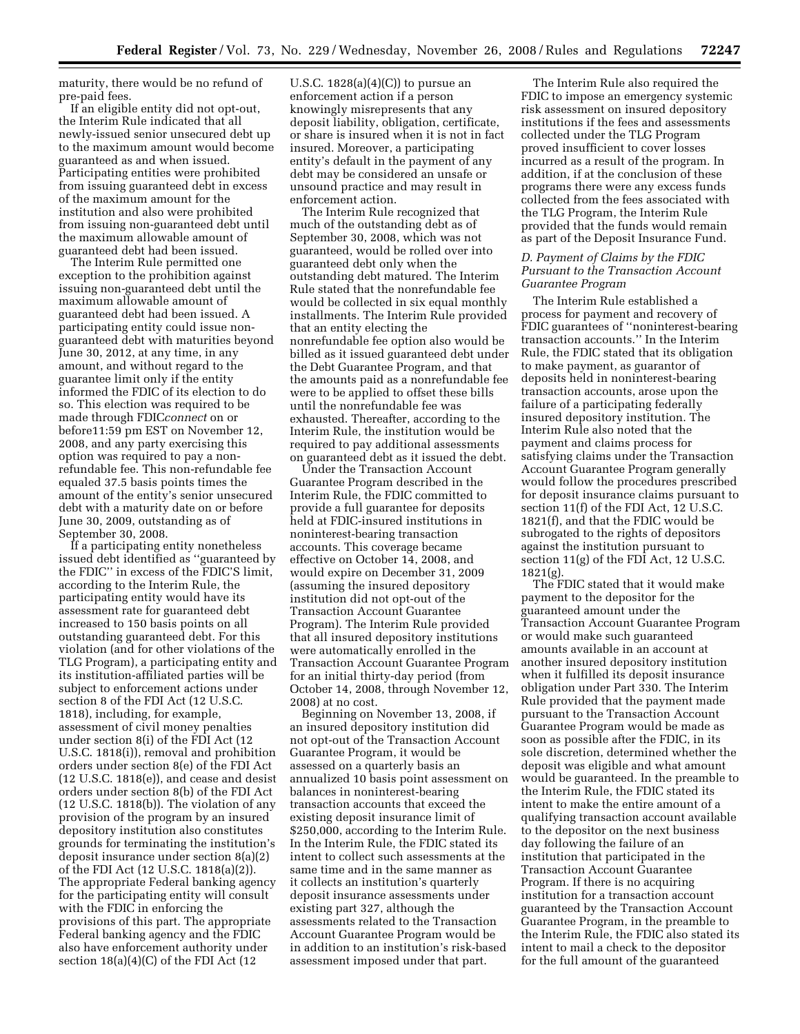maturity, there would be no refund of pre-paid fees.

If an eligible entity did not opt-out, the Interim Rule indicated that all newly-issued senior unsecured debt up to the maximum amount would become guaranteed as and when issued. Participating entities were prohibited from issuing guaranteed debt in excess of the maximum amount for the institution and also were prohibited from issuing non-guaranteed debt until the maximum allowable amount of guaranteed debt had been issued.

The Interim Rule permitted one exception to the prohibition against issuing non-guaranteed debt until the maximum allowable amount of guaranteed debt had been issued. A participating entity could issue non-guaranteed debt with maturities beyond June 30, 2012, at any time, in any amount, and without regard to the guarantee limit only if the entity informed the FDIC of its election to do so. This election was required to be made through FDIC*connect* on or before11:59 pm EST on November 12, 2008, and any party exercising this option was required to pay a non-refundable fee. This non-refundable fee equaled 37.5 basis points times the amount of the entity's senior unsecured debt with a maturity date on or before June 30, 2009, outstanding as of September 30, 2008.

If a participating entity nonetheless issued debt identified as ''guaranteed by the FDIC'' in excess of the FDIC'S limit, according to the Interim Rule, the participating entity would have its assessment rate for guaranteed debt increased to 150 basis points on all outstanding guaranteed debt. For this violation (and for other violations of the TLG Program), a participating entity and its institution-affiliated parties will be subject to enforcement actions under section 8 of the FDI Act (12 U.S.C. 1818), including, for example, assessment of civil money penalties under section 8(i) of the FDI Act (12 U.S.C. 1818(i)), removal and prohibition orders under section 8(e) of the FDI Act (12 U.S.C. 1818(e)), and cease and desist orders under section 8(b) of the FDI Act (12 U.S.C. 1818(b)). The violation of any provision of the program by an insured depository institution also constitutes grounds for terminating the institution's deposit insurance under section 8(a)(2) of the FDI Act (12 U.S.C. 1818(a)(2)). The appropriate Federal banking agency for the participating entity will consult with the FDIC in enforcing the provisions of this part. The appropriate Federal banking agency and the FDIC also have enforcement authority under section 18(a)(4)(C) of the FDI Act (12 U.S.C. 1828(a)(4)(C)) to pursue an enforcement action if a person knowingly misrepresents that any deposit liability, obligation, certificate, or share is insured when it is not in fact insured. Moreover, a participating entity's default in the payment of any debt may be considered an unsafe or unsound practice and may result in enforcement action.

The Interim Rule recognized that much of the outstanding debt as of September 30, 2008, which was not guaranteed, would be rolled over into guaranteed debt only when the outstanding debt matured. The Interim Rule stated that the nonrefundable fee would be collected in six equal monthly installments. The Interim Rule provided that an entity electing the nonrefundable fee option also would be billed as it issued guaranteed debt under the Debt Guarantee Program, and that the amounts paid as a nonrefundable fee were to be applied to offset these bills until the nonrefundable fee was exhausted. Thereafter, according to the Interim Rule, the institution would be required to pay additional assessments on guaranteed debt as it issued the debt.

Under the Transaction Account Guarantee Program described in the Interim Rule, the FDIC committed to provide a full guarantee for deposits held at FDIC-insured institutions in noninterest-bearing transaction accounts. This coverage became effective on October 14, 2008, and would expire on December 31, 2009 (assuming the insured depository institution did not opt-out of the Transaction Account Guarantee Program). The Interim Rule provided that all insured depository institutions were automatically enrolled in the Transaction Account Guarantee Program for an initial thirty-day period (from October 14, 2008, through November 12, 2008) at no cost.

Beginning on November 13, 2008, if an insured depository institution did not opt-out of the Transaction Account Guarantee Program, it would be assessed on a quarterly basis an annualized 10 basis point assessment on balances in noninterest-bearing transaction accounts that exceed the existing deposit insurance limit of $250,000, according to the Interim Rule. In the Interim Rule, the FDIC stated its intent to collect such assessments at the same time and in the same manner as it collects an institution's quarterly deposit insurance assessments under existing part 327, although the assessments related to the Transaction Account Guarantee Program would be in addition to an institution's risk-based assessment imposed under that part.

The Interim Rule also required the FDIC to impose an emergency systemic risk assessment on insured depository institutions if the fees and assessments collected under the TLG Program proved insufficient to cover losses incurred as a result of the program. In addition, if at the conclusion of these programs there were any excess funds collected from the fees associated with the TLG Program, the Interim Rule provided that the funds would remain as part of the Deposit Insurance Fund.

### *D. Payment of Claims by the FDIC Pursuant to the Transaction Account Guarantee Program*

The Interim Rule established a process for payment and recovery of FDIC guarantees of ''noninterest-bearing transaction accounts.'' In the Interim Rule, the FDIC stated that its obligation to make payment, as guarantor of deposits held in noninterest-bearing transaction accounts, arose upon the failure of a participating federally insured depository institution. The Interim Rule also noted that the payment and claims process for satisfying claims under the Transaction Account Guarantee Program generally would follow the procedures prescribed for deposit insurance claims pursuant to section 11(f) of the FDI Act, 12 U.S.C. 1821(f), and that the FDIC would be subrogated to the rights of depositors against the institution pursuant to section 11(g) of the FDI Act, 12 U.S.C. 1821(g).

The FDIC stated that it would make payment to the depositor for the guaranteed amount under the Transaction Account Guarantee Program or would make such guaranteed amounts available in an account at another insured depository institution when it fulfilled its deposit insurance obligation under Part 330. The Interim Rule provided that the payment made pursuant to the Transaction Account Guarantee Program would be made as soon as possible after the FDIC, in its sole discretion, determined whether the deposit was eligible and what amount would be guaranteed. In the preamble to the Interim Rule, the FDIC stated its intent to make the entire amount of a qualifying transaction account available to the depositor on the next business day following the failure of an institution that participated in the Transaction Account Guarantee Program. If there is no acquiring institution for a transaction account guaranteed by the Transaction Account Guarantee Program, in the preamble to the Interim Rule, the FDIC also stated its intent to mail a check to the depositor for the full amount of the guaranteed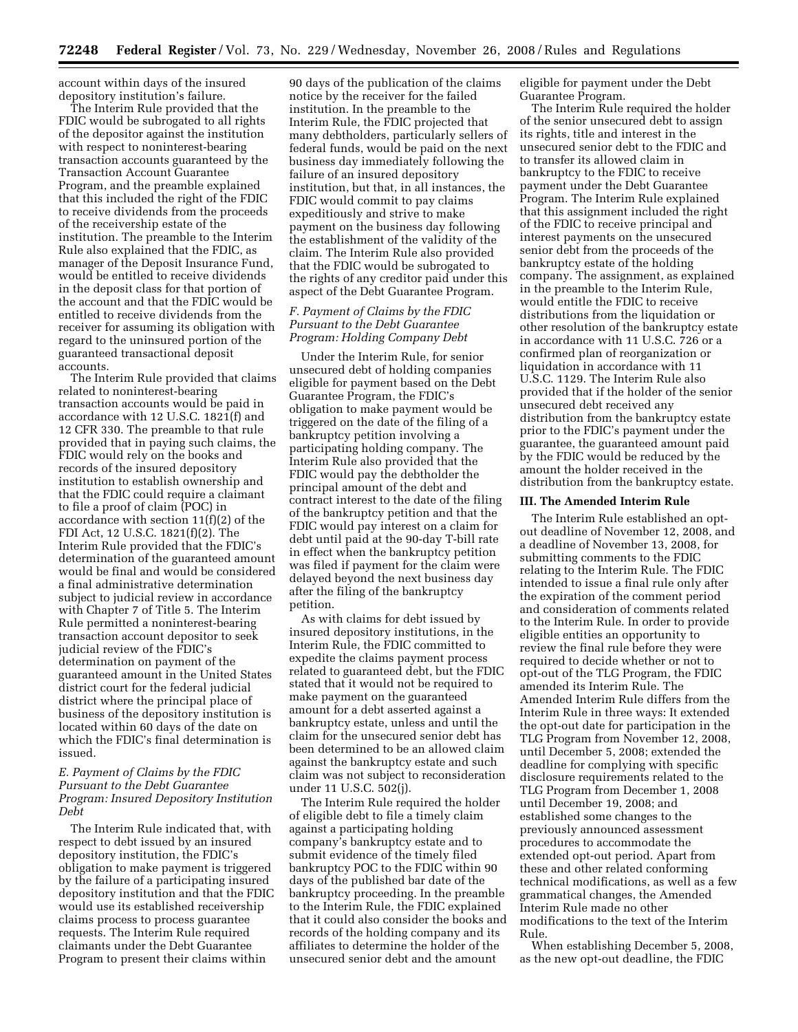account within days of the insured depository institution's failure.

The Interim Rule provided that the FDIC would be subrogated to all rights of the depositor against the institution with respect to noninterest-bearing transaction accounts guaranteed by the Transaction Account Guarantee Program, and the preamble explained that this included the right of the FDIC to receive dividends from the proceeds of the receivership estate of the institution. The preamble to the Interim Rule also explained that the FDIC, as manager of the Deposit Insurance Fund, would be entitled to receive dividends in the deposit class for that portion of the account and that the FDIC would be entitled to receive dividends from the receiver for assuming its obligation with regard to the uninsured portion of the guaranteed transactional deposit accounts.

The Interim Rule provided that claims related to noninterest-bearing transaction accounts would be paid in accordance with 12 U.S.C. 1821(f) and 12 CFR 330. The preamble to that rule provided that in paying such claims, the FDIC would rely on the books and records of the insured depository institution to establish ownership and that the FDIC could require a claimant to file a proof of claim (POC) in accordance with section 11(f)(2) of the FDI Act, 12 U.S.C. 1821(f)(2). The Interim Rule provided that the FDIC's determination of the guaranteed amount would be final and would be considered a final administrative determination subject to judicial review in accordance with Chapter 7 of Title 5. The Interim Rule permitted a noninterest-bearing transaction account depositor to seek judicial review of the FDIC's determination on payment of the guaranteed amount in the United States district court for the federal judicial district where the principal place of business of the depository institution is located within 60 days of the date on which the FDIC's final determination is issued.

### *E. Payment of Claims by the FDIC Pursuant to the Debt Guarantee Program: Insured Depository Institution Debt*

The Interim Rule indicated that, with respect to debt issued by an insured depository institution, the FDIC's obligation to make payment is triggered by the failure of a participating insured depository institution and that the FDIC would use its established receivership claims process to process guarantee requests. The Interim Rule required claimants under the Debt Guarantee Program to present their claims within 90 days of the publication of the claims notice by the receiver for the failed institution. In the preamble to the Interim Rule, the FDIC projected that many debtholders, particularly sellers of federal funds, would be paid on the next business day immediately following the failure of an insured depository institution, but that, in all instances, the FDIC would commit to pay claims expeditiously and strive to make payment on the business day following the establishment of the validity of the claim. The Interim Rule also provided that the FDIC would be subrogated to the rights of any creditor paid under this aspect of the Debt Guarantee Program.

### *F. Payment of Claims by the FDIC Pursuant to the Debt Guarantee Program: Holding Company Debt*

Under the Interim Rule, for senior unsecured debt of holding companies eligible for payment based on the Debt Guarantee Program, the FDIC's obligation to make payment would be triggered on the date of the filing of a bankruptcy petition involving a participating holding company. The Interim Rule also provided that the FDIC would pay the debtholder the principal amount of the debt and contract interest to the date of the filing of the bankruptcy petition and that the FDIC would pay interest on a claim for debt until paid at the 90-day T-bill rate in effect when the bankruptcy petition was filed if payment for the claim were delayed beyond the next business day after the filing of the bankruptcy petition.

As with claims for debt issued by insured depository institutions, in the Interim Rule, the FDIC committed to expedite the claims payment process related to guaranteed debt, but the FDIC stated that it would not be required to make payment on the guaranteed amount for a debt asserted against a bankruptcy estate, unless and until the claim for the unsecured senior debt has been determined to be an allowed claim against the bankruptcy estate and such claim was not subject to reconsideration under 11 U.S.C. 502(j).

The Interim Rule required the holder of eligible debt to file a timely claim against a participating holding company's bankruptcy estate and to submit evidence of the timely filed bankruptcy POC to the FDIC within 90 days of the published bar date of the bankruptcy proceeding. In the preamble to the Interim Rule, the FDIC explained that it could also consider the books and records of the holding company and its affiliates to determine the holder of the unsecured senior debt and the amount eligible for payment under the Debt Guarantee Program.

The Interim Rule required the holder of the senior unsecured debt to assign its rights, title and interest in the unsecured senior debt to the FDIC and to transfer its allowed claim in bankruptcy to the FDIC to receive payment under the Debt Guarantee Program. The Interim Rule explained that this assignment included the right of the FDIC to receive principal and interest payments on the unsecured senior debt from the proceeds of the bankruptcy estate of the holding company. The assignment, as explained in the preamble to the Interim Rule, would entitle the FDIC to receive distributions from the liquidation or other resolution of the bankruptcy estate in accordance with 11 U.S.C. 726 or a confirmed plan of reorganization or liquidation in accordance with 11 U.S.C. 1129. The Interim Rule also provided that if the holder of the senior unsecured debt received any distribution from the bankruptcy estate prior to the FDIC's payment under the guarantee, the guaranteed amount paid by the FDIC would be reduced by the amount the holder received in the distribution from the bankruptcy estate.

## III. The Amended Interim Rule

The Interim Rule established an opt-out deadline of November 12, 2008, and a deadline of November 13, 2008, for submitting comments to the FDIC relating to the Interim Rule. The FDIC intended to issue a final rule only after the expiration of the comment period and consideration of comments related to the Interim Rule. In order to provide eligible entities an opportunity to review the final rule before they were required to decide whether or not to opt-out of the TLG Program, the FDIC amended its Interim Rule. The Amended Interim Rule differs from the Interim Rule in three ways: It extended the opt-out date for participation in the TLG Program from November 12, 2008, until December 5, 2008; extended the deadline for complying with specific disclosure requirements related to the TLG Program from December 1, 2008 until December 19, 2008; and established some changes to the previously announced assessment procedures to accommodate the extended opt-out period. Apart from these and other related conforming technical modifications, as well as a few grammatical changes, the Amended Interim Rule made no other modifications to the text of the Interim Rule.

When establishing December 5, 2008, as the new opt-out deadline, the FDIC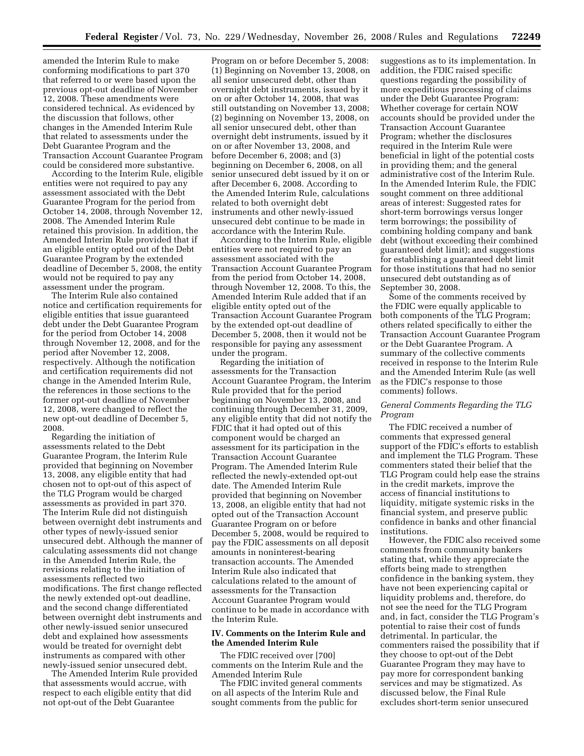amended the Interim Rule to make conforming modifications to part 370 that referred to or were based upon the previous opt-out deadline of November 12, 2008. These amendments were considered technical. As evidenced by the discussion that follows, other changes in the Amended Interim Rule that related to assessments under the Debt Guarantee Program and the Transaction Account Guarantee Program could be considered more substantive.

According to the Interim Rule, eligible entities were not required to pay any assessment associated with the Debt Guarantee Program for the period from October 14, 2008, through November 12, 2008. The Amended Interim Rule retained this provision. In addition, the Amended Interim Rule provided that if an eligible entity opted out of the Debt Guarantee Program by the extended deadline of December 5, 2008, the entity would not be required to pay any assessment under the program.

The Interim Rule also contained notice and certification requirements for eligible entities that issue guaranteed debt under the Debt Guarantee Program for the period from October 14, 2008 through November 12, 2008, and for the period after November 12, 2008, respectively. Although the notification and certification requirements did not change in the Amended Interim Rule, the references in those sections to the former opt-out deadline of November 12, 2008, were changed to reflect the new opt-out deadline of December 5, 2008.

Regarding the initiation of assessments related to the Debt Guarantee Program, the Interim Rule provided that beginning on November 13, 2008, any eligible entity that had chosen not to opt-out of this aspect of the TLG Program would be charged assessments as provided in part 370. The Interim Rule did not distinguish between overnight debt instruments and other types of newly-issued senior unsecured debt. Although the manner of calculating assessments did not change in the Amended Interim Rule, the revisions relating to the initiation of assessments reflected two modifications. The first change reflected the newly extended opt-out deadline, and the second change differentiated between overnight debt instruments and other newly-issued senior unsecured debt and explained how assessments would be treated for overnight debt instruments as compared with other newly-issued senior unsecured debt.

The Amended Interim Rule provided that assessments would accrue, with respect to each eligible entity that did not opt-out of the Debt Guarantee Program on or before December 5, 2008: (1) Beginning on November 13, 2008, on all senior unsecured debt, other than overnight debt instruments, issued by it on or after October 14, 2008, that was still outstanding on November 13, 2008; (2) beginning on November 13, 2008, on all senior unsecured debt, other than overnight debt instruments, issued by it on or after November 13, 2008, and before December 6, 2008; and (3) beginning on December 6, 2008, on all senior unsecured debt issued by it on or after December 6, 2008. According to the Amended Interim Rule, calculations related to both overnight debt instruments and other newly-issued unsecured debt continue to be made in accordance with the Interim Rule.

According to the Interim Rule, eligible entities were not required to pay an assessment associated with the Transaction Account Guarantee Program from the period from October 14, 2008, through November 12, 2008. To this, the Amended Interim Rule added that if an eligible entity opted out of the Transaction Account Guarantee Program by the extended opt-out deadline of December 5, 2008, then it would not be responsible for paying any assessment under the program.

Regarding the initiation of assessments for the Transaction Account Guarantee Program, the Interim Rule provided that for the period beginning on November 13, 2008, and continuing through December 31, 2009, any eligible entity that did not notify the FDIC that it had opted out of this component would be charged an assessment for its participation in the Transaction Account Guarantee Program. The Amended Interim Rule reflected the newly-extended opt-out date. The Amended Interim Rule provided that beginning on November 13, 2008, an eligible entity that had not opted out of the Transaction Account Guarantee Program on or before December 5, 2008, would be required to pay the FDIC assessments on all deposit amounts in noninterest-bearing transaction accounts. The Amended Interim Rule also indicated that calculations related to the amount of assessments for the Transaction Account Guarantee Program would continue to be made in accordance with the Interim Rule.

## IV. Comments on the Interim Rule and the Amended Interim Rule

The FDIC received over [700] comments on the Interim Rule and the Amended Interim Rule

The FDIC invited general comments on all aspects of the Interim Rule and sought comments from the public for suggestions as to its implementation. In addition, the FDIC raised specific questions regarding the possibility of more expeditious processing of claims under the Debt Guarantee Program: Whether coverage for certain NOW accounts should be provided under the Transaction Account Guarantee Program; whether the disclosures required in the Interim Rule were beneficial in light of the potential costs in providing them; and the general administrative cost of the Interim Rule. In the Amended Interim Rule, the FDIC sought comment on three additional areas of interest: Suggested rates for short-term borrowings versus longer term borrowings; the possibility of combining holding company and bank debt (without exceeding their combined guaranteed debt limit); and suggestions for establishing a guaranteed debt limit for those institutions that had no senior unsecured debt outstanding as of September 30, 2008.

Some of the comments received by the FDIC were equally applicable to both components of the TLG Program; others related specifically to either the Transaction Account Guarantee Program or the Debt Guarantee Program. A summary of the collective comments received in response to the Interim Rule and the Amended Interim Rule (as well as the FDIC's response to those comments) follows.

### *General Comments Regarding the TLG Program*

The FDIC received a number of comments that expressed general support of the FDIC's efforts to establish and implement the TLG Program. These commenters stated their belief that the TLG Program could help ease the strains in the credit markets, improve the access of financial institutions to liquidity, mitigate systemic risks in the financial system, and preserve public confidence in banks and other financial institutions.

However, the FDIC also received some comments from community bankers stating that, while they appreciate the efforts being made to strengthen confidence in the banking system, they have not been experiencing capital or liquidity problems and, therefore, do not see the need for the TLG Program and, in fact, consider the TLG Program's potential to raise their cost of funds detrimental. In particular, the commenters raised the possibility that if they choose to opt-out of the Debt Guarantee Program they may have to pay more for correspondent banking services and may be stigmatized. As discussed below, the Final Rule excludes short-term senior unsecured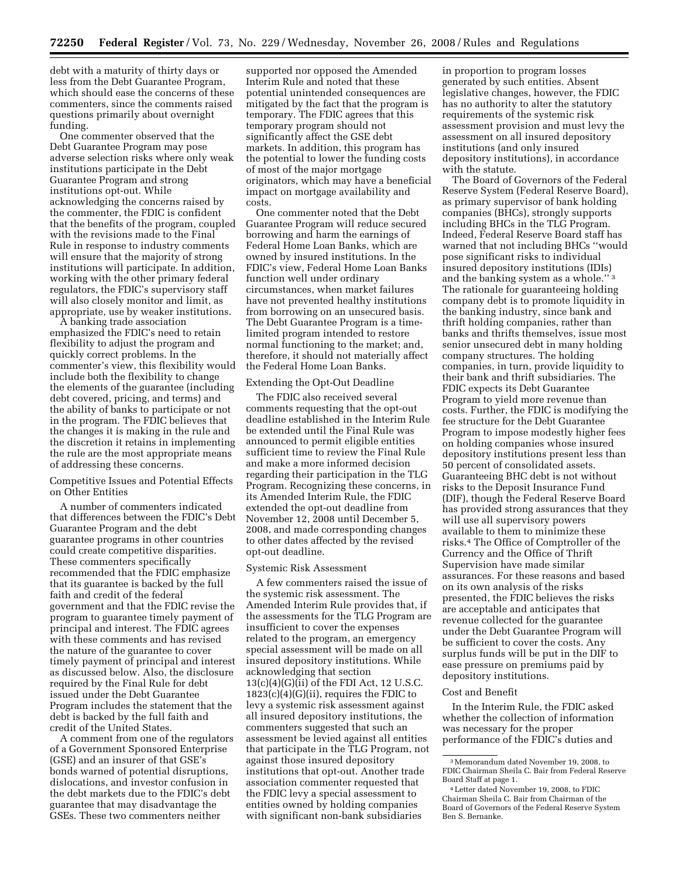debt with a maturity of thirty days or less from the Debt Guarantee Program, which should ease the concerns of these commenters, since the comments raised questions primarily about overnight funding.

One commenter observed that the Debt Guarantee Program may pose adverse selection risks where only weak institutions participate in the Debt Guarantee Program and strong institutions opt-out. While acknowledging the concerns raised by the commenter, the FDIC is confident that the benefits of the program, coupled with the revisions made to the Final Rule in response to industry comments will ensure that the majority of strong institutions will participate. In addition, working with the other primary federal regulators, the FDIC's supervisory staff will also closely monitor and limit, as appropriate, use by weaker institutions.

A banking trade association emphasized the FDIC's need to retain flexibility to adjust the program and quickly correct problems. In the commenter's view, this flexibility would include both the flexibility to change the elements of the guarantee (including debt covered, pricing, and terms) and the ability of banks to participate or not in the program. The FDIC believes that the changes it is making in the rule and the discretion it retains in implementing the rule are the most appropriate means of addressing these concerns.

Competitive Issues and Potential Effects on Other Entities

A number of commenters indicated that differences between the FDIC's Debt Guarantee Program and the debt guarantee programs in other countries could create competitive disparities. These commenters specifically recommended that the FDIC emphasize that its guarantee is backed by the full faith and credit of the federal government and that the FDIC revise the program to guarantee timely payment of principal and interest. The FDIC agrees with these comments and has revised the nature of the guarantee to cover timely payment of principal and interest as discussed below. Also, the disclosure required by the Final Rule for debt issued under the Debt Guarantee Program includes the statement that the debt is backed by the full faith and credit of the United States.

A comment from one of the regulators of a Government Sponsored Enterprise (GSE) and an insurer of that GSE's bonds warned of potential disruptions, dislocations, and investor confusion in the debt markets due to the FDIC's debt guarantee that may disadvantage the GSEs. These two commenters neither supported nor opposed the Amended Interim Rule and noted that these potential unintended consequences are mitigated by the fact that the program is temporary. The FDIC agrees that this temporary program should not significantly affect the GSE debt markets. In addition, this program has the potential to lower the funding costs of most of the major mortgage originators, which may have a beneficial impact on mortgage availability and costs.

One commenter noted that the Debt Guarantee Program will reduce secured borrowing and harm the earnings of Federal Home Loan Banks, which are owned by insured institutions. In the FDIC's view, Federal Home Loan Banks function well under ordinary circumstances, when market failures have not prevented healthy institutions from borrowing on an unsecured basis. The Debt Guarantee Program is a time-limited program intended to restore normal functioning to the market; and, therefore, it should not materially affect the Federal Home Loan Banks.

Extending the Opt-Out Deadline

The FDIC also received several comments requesting that the opt-out deadline established in the Interim Rule be extended until the Final Rule was announced to permit eligible entities sufficient time to review the Final Rule and make a more informed decision regarding their participation in the TLG Program. Recognizing these concerns, in its Amended Interim Rule, the FDIC extended the opt-out deadline from November 12, 2008 until December 5, 2008, and made corresponding changes to other dates affected by the revised opt-out deadline.

Systemic Risk Assessment

A few commenters raised the issue of the systemic risk assessment. The Amended Interim Rule provides that, if the assessments for the TLG Program are insufficient to cover the expenses related to the program, an emergency special assessment will be made on all insured depository institutions. While acknowledging that section 13(c)(4)(G)(ii) of the FDI Act, 12 U.S.C. 1823(c)(4)(G)(ii), requires the FDIC to levy a systemic risk assessment against all insured depository institutions, the commenters suggested that such an assessment be levied against all entities that participate in the TLG Program, not against those insured depository institutions that opt-out. Another trade association commenter requested that the FDIC levy a special assessment to entities owned by holding companies with significant non-bank subsidiaries in proportion to program losses generated by such entities. Absent legislative changes, however, the FDIC has no authority to alter the statutory requirements of the systemic risk assessment provision and must levy the assessment on all insured depository institutions (and only insured depository institutions), in accordance with the statute.

The Board of Governors of the Federal Reserve System (Federal Reserve Board), as primary supervisor of bank holding companies (BHCs), strongly supports including BHCs in the TLG Program. Indeed, Federal Reserve Board staff has warned that not including BHCs ''would pose significant risks to individual insured depository institutions (IDIs) and the banking system as a whole.'' [3] The rationale for guaranteeing holding company debt is to promote liquidity in the banking industry, since bank and thrift holding companies, rather than banks and thrifts themselves, issue most senior unsecured debt in many holding company structures. The holding companies, in turn, provide liquidity to their bank and thrift subsidiaries. The FDIC expects its Debt Guarantee Program to yield more revenue than costs. Further, the FDIC is modifying the fee structure for the Debt Guarantee Program to impose modestly higher fees on holding companies whose insured depository institutions present less than 50 percent of consolidated assets. Guaranteeing BHC debt is not without risks to the Deposit Insurance Fund (DIF), though the Federal Reserve Board has provided strong assurances that they will use all supervisory powers available to them to minimize these risks.[4] The Office of Comptroller of the Currency and the Office of Thrift Supervision have made similar assurances. For these reasons and based on its own analysis of the risks presented, the FDIC believes the risks are acceptable and anticipates that revenue collected for the guarantee under the Debt Guarantee Program will be sufficient to cover the costs. Any surplus funds will be put in the DIF to ease pressure on premiums paid by depository institutions.

Cost and Benefit

In the Interim Rule, the FDIC asked whether the collection of information was necessary for the proper performance of the FDIC's duties and

---

[3] Memorandum dated November 19, 2008, to FDIC Chairman Sheila C. Bair from Federal Reserve Board Staff at page 1.

[4] Letter dated November 19, 2008, to FDIC Chairman Sheila C. Bair from Chairman of the Board of Governors of the Federal Reserve System Ben S. Bernanke.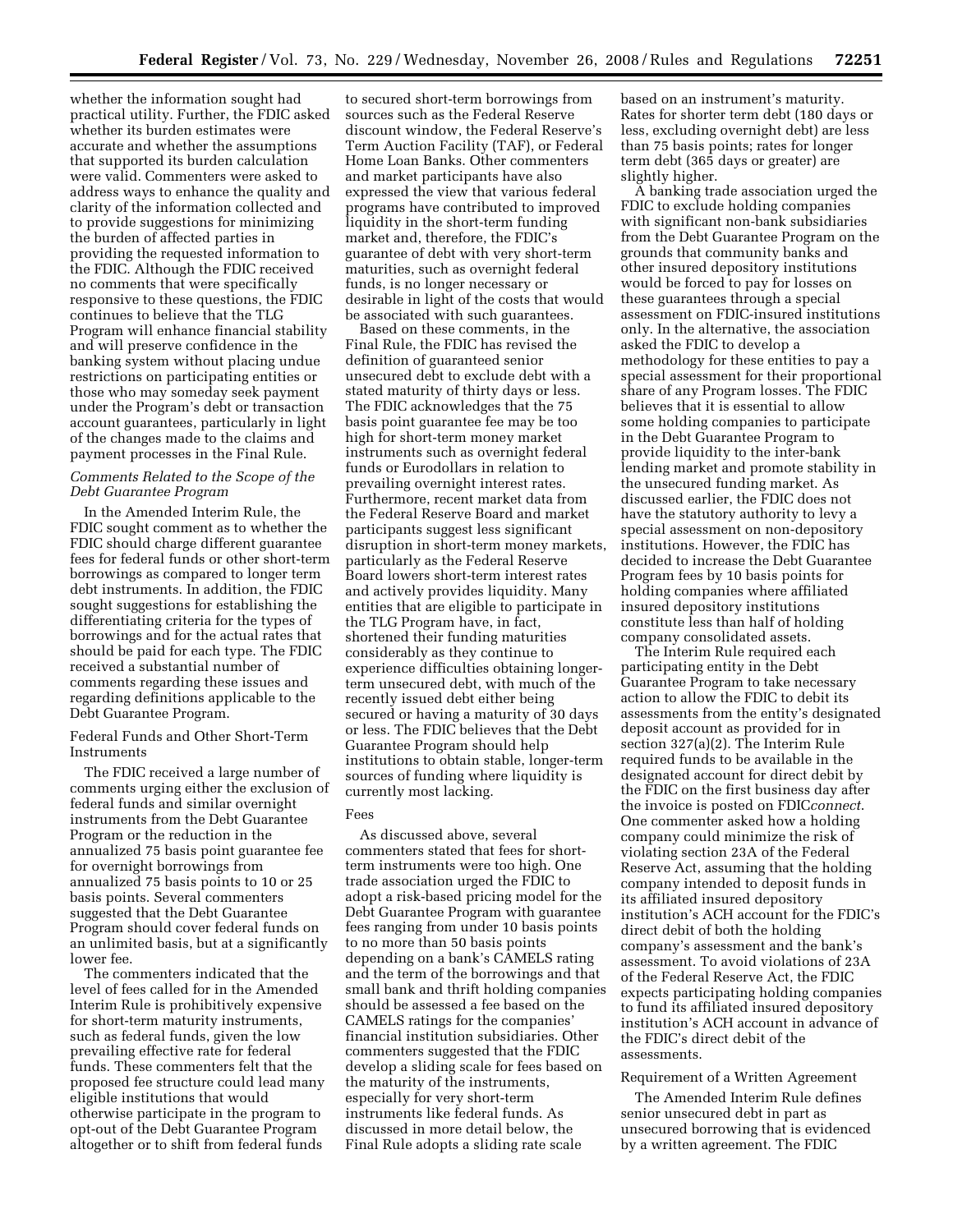whether the information sought had practical utility. Further, the FDIC asked whether its burden estimates were accurate and whether the assumptions that supported its burden calculation were valid. Commenters were asked to address ways to enhance the quality and clarity of the information collected and to provide suggestions for minimizing the burden of affected parties in providing the requested information to the FDIC. Although the FDIC received no comments that were specifically responsive to these questions, the FDIC continues to believe that the TLG Program will enhance financial stability and will preserve confidence in the banking system without placing undue restrictions on participating entities or those who may someday seek payment under the Program's debt or transaction account guarantees, particularly in light of the changes made to the claims and payment processes in the Final Rule.

*Comments Related to the Scope of the Debt Guarantee Program*

In the Amended Interim Rule, the FDIC sought comment as to whether the FDIC should charge different guarantee fees for federal funds or other short-term borrowings as compared to longer term debt instruments. In addition, the FDIC sought suggestions for establishing the differentiating criteria for the types of borrowings and for the actual rates that should be paid for each type. The FDIC received a substantial number of comments regarding these issues and regarding definitions applicable to the Debt Guarantee Program.

Federal Funds and Other Short-Term Instruments

The FDIC received a large number of comments urging either the exclusion of federal funds and similar overnight instruments from the Debt Guarantee Program or the reduction in the annualized 75 basis point guarantee fee for overnight borrowings from annualized 75 basis points to 10 or 25 basis points. Several commenters suggested that the Debt Guarantee Program should cover federal funds on an unlimited basis, but at a significantly lower fee.

The commenters indicated that the level of fees called for in the Amended Interim Rule is prohibitively expensive for short-term maturity instruments, such as federal funds, given the low prevailing effective rate for federal funds. These commenters felt that the proposed fee structure could lead many eligible institutions that would otherwise participate in the program to opt-out of the Debt Guarantee Program altogether or to shift from federal funds to secured short-term borrowings from sources such as the Federal Reserve discount window, the Federal Reserve's Term Auction Facility (TAF), or Federal Home Loan Banks. Other commenters and market participants have also expressed the view that various federal programs have contributed to improved liquidity in the short-term funding market and, therefore, the FDIC's guarantee of debt with very short-term maturities, such as overnight federal funds, is no longer necessary or desirable in light of the costs that would be associated with such guarantees.

Based on these comments, in the Final Rule, the FDIC has revised the definition of guaranteed senior unsecured debt to exclude debt with a stated maturity of thirty days or less. The FDIC acknowledges that the 75 basis point guarantee fee may be too high for short-term money market instruments such as overnight federal funds or Eurodollars in relation to prevailing overnight interest rates. Furthermore, recent market data from the Federal Reserve Board and market participants suggest less significant disruption in short-term money markets, particularly as the Federal Reserve Board lowers short-term interest rates and actively provides liquidity. Many entities that are eligible to participate in the TLG Program have, in fact, shortened their funding maturities considerably as they continue to experience difficulties obtaining longer-term unsecured debt, with much of the recently issued debt either being secured or having a maturity of 30 days or less. The FDIC believes that the Debt Guarantee Program should help institutions to obtain stable, longer-term sources of funding where liquidity is currently most lacking.

Fees

As discussed above, several commenters stated that fees for short-term instruments were too high. One trade association urged the FDIC to adopt a risk-based pricing model for the Debt Guarantee Program with guarantee fees ranging from under 10 basis points to no more than 50 basis points depending on a bank's CAMELS rating and the term of the borrowings and that small bank and thrift holding companies should be assessed a fee based on the CAMELS ratings for the companies' financial institution subsidiaries. Other commenters suggested that the FDIC develop a sliding scale for fees based on the maturity of the instruments, especially for very short-term instruments like federal funds. As discussed in more detail below, the Final Rule adopts a sliding rate scale based on an instrument's maturity. Rates for shorter term debt (180 days or less, excluding overnight debt) are less than 75 basis points; rates for longer term debt (365 days or greater) are slightly higher.

A banking trade association urged the FDIC to exclude holding companies with significant non-bank subsidiaries from the Debt Guarantee Program on the grounds that community banks and other insured depository institutions would be forced to pay for losses on these guarantees through a special assessment on FDIC-insured institutions only. In the alternative, the association asked the FDIC to develop a methodology for these entities to pay a special assessment for their proportional share of any Program losses. The FDIC believes that it is essential to allow some holding companies to participate in the Debt Guarantee Program to provide liquidity to the inter-bank lending market and promote stability in the unsecured funding market. As discussed earlier, the FDIC does not have the statutory authority to levy a special assessment on non-depository institutions. However, the FDIC has decided to increase the Debt Guarantee Program fees by 10 basis points for holding companies where affiliated insured depository institutions constitute less than half of holding company consolidated assets.

The Interim Rule required each participating entity in the Debt Guarantee Program to take necessary action to allow the FDIC to debit its assessments from the entity's designated deposit account as provided for in section 327(a)(2). The Interim Rule required funds to be available in the designated account for direct debit by the FDIC on the first business day after the invoice is posted on FDIC*connect*. One commenter asked how a holding company could minimize the risk of violating section 23A of the Federal Reserve Act, assuming that the holding company intended to deposit funds in its affiliated insured depository institution's ACH account for the FDIC's direct debit of both the holding company's assessment and the bank's assessment. To avoid violations of 23A of the Federal Reserve Act, the FDIC expects participating holding companies to fund its affiliated insured depository institution's ACH account in advance of the FDIC's direct debit of the assessments.

Requirement of a Written Agreement

The Amended Interim Rule defines senior unsecured debt in part as unsecured borrowing that is evidenced by a written agreement. The FDIC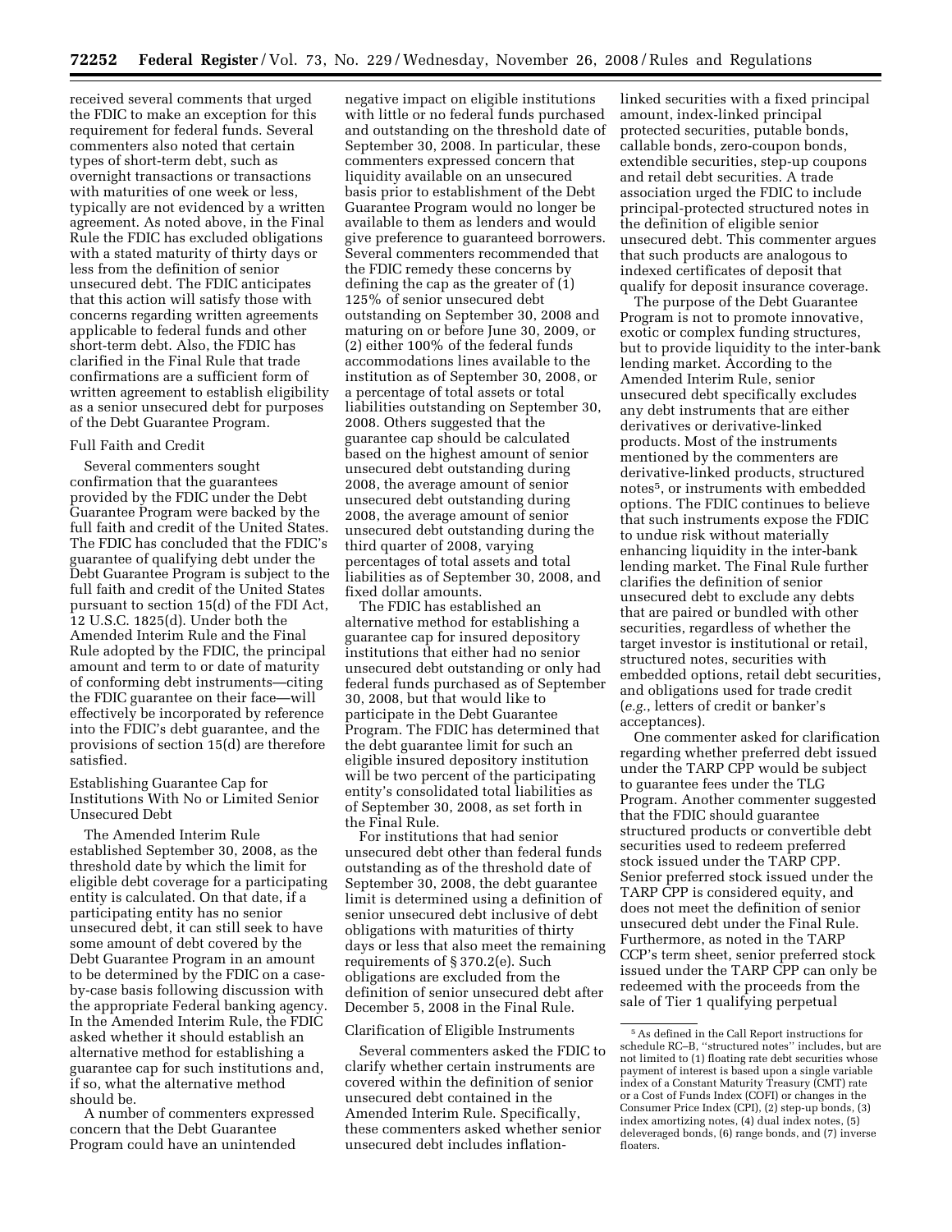received several comments that urged the FDIC to make an exception for this requirement for federal funds. Several commenters also noted that certain types of short-term debt, such as overnight transactions or transactions with maturities of one week or less, typically are not evidenced by a written agreement. As noted above, in the Final Rule the FDIC has excluded obligations with a stated maturity of thirty days or less from the definition of senior unsecured debt. The FDIC anticipates that this action will satisfy those with concerns regarding written agreements applicable to federal funds and other short-term debt. Also, the FDIC has clarified in the Final Rule that trade confirmations are a sufficient form of written agreement to establish eligibility as a senior unsecured debt for purposes of the Debt Guarantee Program.

### Full Faith and Credit

Several commenters sought confirmation that the guarantees provided by the FDIC under the Debt Guarantee Program were backed by the full faith and credit of the United States. The FDIC has concluded that the FDIC's guarantee of qualifying debt under the Debt Guarantee Program is subject to the full faith and credit of the United States pursuant to section 15(d) of the FDI Act, 12 U.S.C. 1825(d). Under both the Amended Interim Rule and the Final Rule adopted by the FDIC, the principal amount and term to or date of maturity of conforming debt instruments—citing the FDIC guarantee on their face—will effectively be incorporated by reference into the FDIC's debt guarantee, and the provisions of section 15(d) are therefore satisfied.

### Establishing Guarantee Cap for Institutions With No or Limited Senior Unsecured Debt

The Amended Interim Rule established September 30, 2008, as the threshold date by which the limit for eligible debt coverage for a participating entity is calculated. On that date, if a participating entity has no senior unsecured debt, it can still seek to have some amount of debt covered by the Debt Guarantee Program in an amount to be determined by the FDIC on a case-by-case basis following discussion with the appropriate Federal banking agency. In the Amended Interim Rule, the FDIC asked whether it should establish an alternative method for establishing a guarantee cap for such institutions and, if so, what the alternative method should be.

A number of commenters expressed concern that the Debt Guarantee Program could have an unintended negative impact on eligible institutions with little or no federal funds purchased and outstanding on the threshold date of September 30, 2008. In particular, these commenters expressed concern that liquidity available on an unsecured basis prior to establishment of the Debt Guarantee Program would no longer be available to them as lenders and would give preference to guaranteed borrowers. Several commenters recommended that the FDIC remedy these concerns by defining the cap as the greater of (1) 125% of senior unsecured debt outstanding on September 30, 2008 and maturing on or before June 30, 2009, or (2) either 100% of the federal funds accommodations lines available to the institution as of September 30, 2008, or a percentage of total assets or total liabilities outstanding on September 30, 2008. Others suggested that the guarantee cap should be calculated based on the highest amount of senior unsecured debt outstanding during 2008, the average amount of senior unsecured debt outstanding during 2008, the average amount of senior unsecured debt outstanding during the third quarter of 2008, varying percentages of total assets and total liabilities as of September 30, 2008, and fixed dollar amounts.

The FDIC has established an alternative method for establishing a guarantee cap for insured depository institutions that either had no senior unsecured debt outstanding or only had federal funds purchased as of September 30, 2008, but that would like to participate in the Debt Guarantee Program. The FDIC has determined that the debt guarantee limit for such an eligible insured depository institution will be two percent of the participating entity's consolidated total liabilities as of September 30, 2008, as set forth in the Final Rule.

For institutions that had senior unsecured debt other than federal funds outstanding as of the threshold date of September 30, 2008, the debt guarantee limit is determined using a definition of senior unsecured debt inclusive of debt obligations with maturities of thirty days or less that also meet the remaining requirements of § 370.2(e). Such obligations are excluded from the definition of senior unsecured debt after December 5, 2008 in the Final Rule.

### Clarification of Eligible Instruments

Several commenters asked the FDIC to clarify whether certain instruments are covered within the definition of senior unsecured debt contained in the Amended Interim Rule. Specifically, these commenters asked whether senior unsecured debt includes inflation-linked securities with a fixed principal amount, index-linked principal protected securities, putable bonds, callable bonds, zero-coupon bonds, extendible securities, step-up coupons and retail debt securities. A trade association urged the FDIC to include principal-protected structured notes in the definition of eligible senior unsecured debt. This commenter argues that such products are analogous to indexed certificates of deposit that qualify for deposit insurance coverage.

The purpose of the Debt Guarantee Program is not to promote innovative, exotic or complex funding structures, but to provide liquidity to the inter-bank lending market. According to the Amended Interim Rule, senior unsecured debt specifically excludes any debt instruments that are either derivatives or derivative-linked products. Most of the instruments mentioned by the commenters are derivative-linked products, structured notes[5], or instruments with embedded options. The FDIC continues to believe that such instruments expose the FDIC to undue risk without materially enhancing liquidity in the inter-bank lending market. The Final Rule further clarifies the definition of senior unsecured debt to exclude any debts that are paired or bundled with other securities, regardless of whether the target investor is institutional or retail, structured notes, securities with embedded options, retail debt securities, and obligations used for trade credit (*e.g.*, letters of credit or banker's acceptances).

One commenter asked for clarification regarding whether preferred debt issued under the TARP CPP would be subject to guarantee fees under the TLG Program. Another commenter suggested that the FDIC should guarantee structured products or convertible debt securities used to redeem preferred stock issued under the TARP CPP. Senior preferred stock issued under the TARP CPP is considered equity, and does not meet the definition of senior unsecured debt under the Final Rule. Furthermore, as noted in the TARP CCP's term sheet, senior preferred stock issued under the TARP CPP can only be redeemed with the proceeds from the sale of Tier 1 qualifying perpetual

[5] As defined in the Call Report instructions for schedule RC–B, "structured notes" includes, but are not limited to (1) floating rate debt securities whose payment of interest is based upon a single variable index of a Constant Maturity Treasury (CMT) rate or a Cost of Funds Index (COFI) or changes in the Consumer Price Index (CPI), (2) step-up bonds, (3) index amortizing notes, (4) dual index notes, (5) deleveraged bonds, (6) range bonds, and (7) inverse floaters.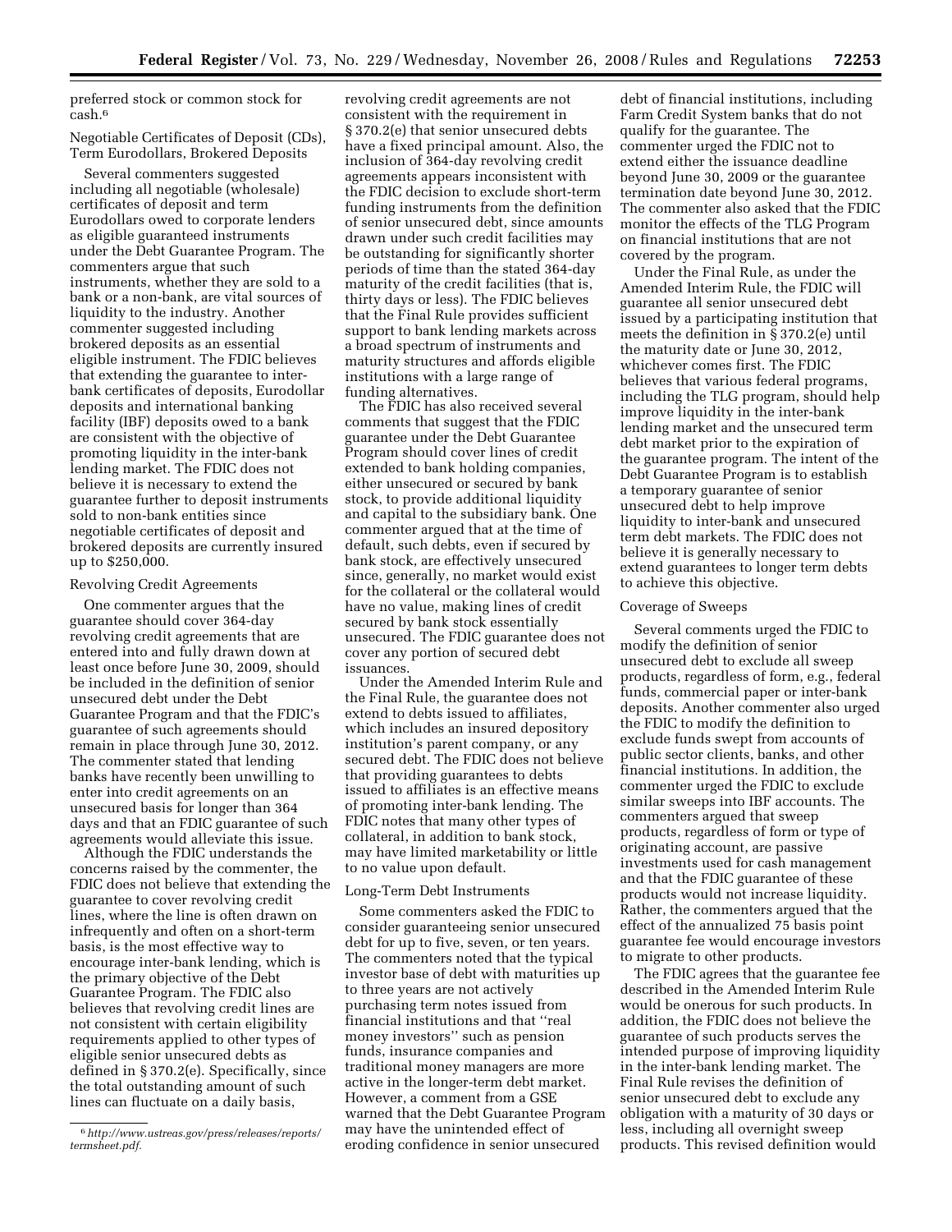preferred stock or common stock for cash.[6]

Negotiable Certificates of Deposit (CDs), Term Eurodollars, Brokered Deposits

Several commenters suggested including all negotiable (wholesale) certificates of deposit and term Eurodollars owed to corporate lenders as eligible guaranteed instruments under the Debt Guarantee Program. The commenters argue that such instruments, whether they are sold to a bank or a non-bank, are vital sources of liquidity to the industry. Another commenter suggested including brokered deposits as an essential eligible instrument. The FDIC believes that extending the guarantee to inter-bank certificates of deposits, Eurodollar deposits and international banking facility (IBF) deposits owed to a bank are consistent with the objective of promoting liquidity in the inter-bank lending market. The FDIC does not believe it is necessary to extend the guarantee further to deposit instruments sold to non-bank entities since negotiable certificates of deposit and brokered deposits are currently insured up to $250,000.

Revolving Credit Agreements

One commenter argues that the guarantee should cover 364-day revolving credit agreements that are entered into and fully drawn down at least once before June 30, 2009, should be included in the definition of senior unsecured debt under the Debt Guarantee Program and that the FDIC's guarantee of such agreements should remain in place through June 30, 2012. The commenter stated that lending banks have recently been unwilling to enter into credit agreements on an unsecured basis for longer than 364 days and that an FDIC guarantee of such agreements would alleviate this issue.

Although the FDIC understands the concerns raised by the commenter, the FDIC does not believe that extending the guarantee to cover revolving credit lines, where the line is often drawn on infrequently and often on a short-term basis, is the most effective way to encourage inter-bank lending, which is the primary objective of the Debt Guarantee Program. The FDIC also believes that revolving credit lines are not consistent with certain eligibility requirements applied to other types of eligible senior unsecured debts as defined in § 370.2(e). Specifically, since the total outstanding amount of such lines can fluctuate on a daily basis, revolving credit agreements are not consistent with the requirement in § 370.2(e) that senior unsecured debts have a fixed principal amount. Also, the inclusion of 364-day revolving credit agreements appears inconsistent with the FDIC decision to exclude short-term funding instruments from the definition of senior unsecured debt, since amounts drawn under such credit facilities may be outstanding for significantly shorter periods of time than the stated 364-day maturity of the credit facilities (that is, thirty days or less). The FDIC believes that the Final Rule provides sufficient support to bank lending markets across a broad spectrum of instruments and maturity structures and affords eligible institutions with a large range of funding alternatives.

The FDIC has also received several comments that suggest that the FDIC guarantee under the Debt Guarantee Program should cover lines of credit extended to bank holding companies, either unsecured or secured by bank stock, to provide additional liquidity and capital to the subsidiary bank. One commenter argued that at the time of default, such debts, even if secured by bank stock, are effectively unsecured since, generally, no market would exist for the collateral or the collateral would have no value, making lines of credit secured by bank stock essentially unsecured. The FDIC guarantee does not cover any portion of secured debt issuances.

Under the Amended Interim Rule and the Final Rule, the guarantee does not extend to debts issued to affiliates, which includes an insured depository institution's parent company, or any secured debt. The FDIC does not believe that providing guarantees to debts issued to affiliates is an effective means of promoting inter-bank lending. The FDIC notes that many other types of collateral, in addition to bank stock, may have limited marketability or little to no value upon default.

Long-Term Debt Instruments

Some commenters asked the FDIC to consider guaranteeing senior unsecured debt for up to five, seven, or ten years. The commenters noted that the typical investor base of debt with maturities up to three years are not actively purchasing term notes issued from financial institutions and that ''real money investors'' such as pension funds, insurance companies and traditional money managers are more active in the longer-term debt market. However, a comment from a GSE warned that the Debt Guarantee Program may have the unintended effect of eroding confidence in senior unsecured debt of financial institutions, including Farm Credit System banks that do not qualify for the guarantee. The commenter urged the FDIC not to extend either the issuance deadline beyond June 30, 2009 or the guarantee termination date beyond June 30, 2012. The commenter also asked that the FDIC monitor the effects of the TLG Program on financial institutions that are not covered by the program.

Under the Final Rule, as under the Amended Interim Rule, the FDIC will guarantee all senior unsecured debt issued by a participating institution that meets the definition in § 370.2(e) until the maturity date or June 30, 2012, whichever comes first. The FDIC believes that various federal programs, including the TLG program, should help improve liquidity in the inter-bank lending market and the unsecured term debt market prior to the expiration of the guarantee program. The intent of the Debt Guarantee Program is to establish a temporary guarantee of senior unsecured debt to help improve liquidity to inter-bank and unsecured term debt markets. The FDIC does not believe it is generally necessary to extend guarantees to longer term debts to achieve this objective.

Coverage of Sweeps

Several comments urged the FDIC to modify the definition of senior unsecured debt to exclude all sweep products, regardless of form, e.g., federal funds, commercial paper or inter-bank deposits. Another commenter also urged the FDIC to modify the definition to exclude funds swept from accounts of public sector clients, banks, and other financial institutions. In addition, the commenter urged the FDIC to exclude similar sweeps into IBF accounts. The commenters argued that sweep products, regardless of form or type of originating account, are passive investments used for cash management and that the FDIC guarantee of these products would not increase liquidity. Rather, the commenters argued that the effect of the annualized 75 basis point guarantee fee would encourage investors to migrate to other products.

The FDIC agrees that the guarantee fee described in the Amended Interim Rule would be onerous for such products. In addition, the FDIC does not believe the guarantee of such products serves the intended purpose of improving liquidity in the inter-bank lending market. The Final Rule revises the definition of senior unsecured debt to exclude any obligation with a maturity of 30 days or less, including all overnight sweep products. This revised definition would

[6] *http://www.ustreas.gov/press/releases/reports/termsheet.pdf.*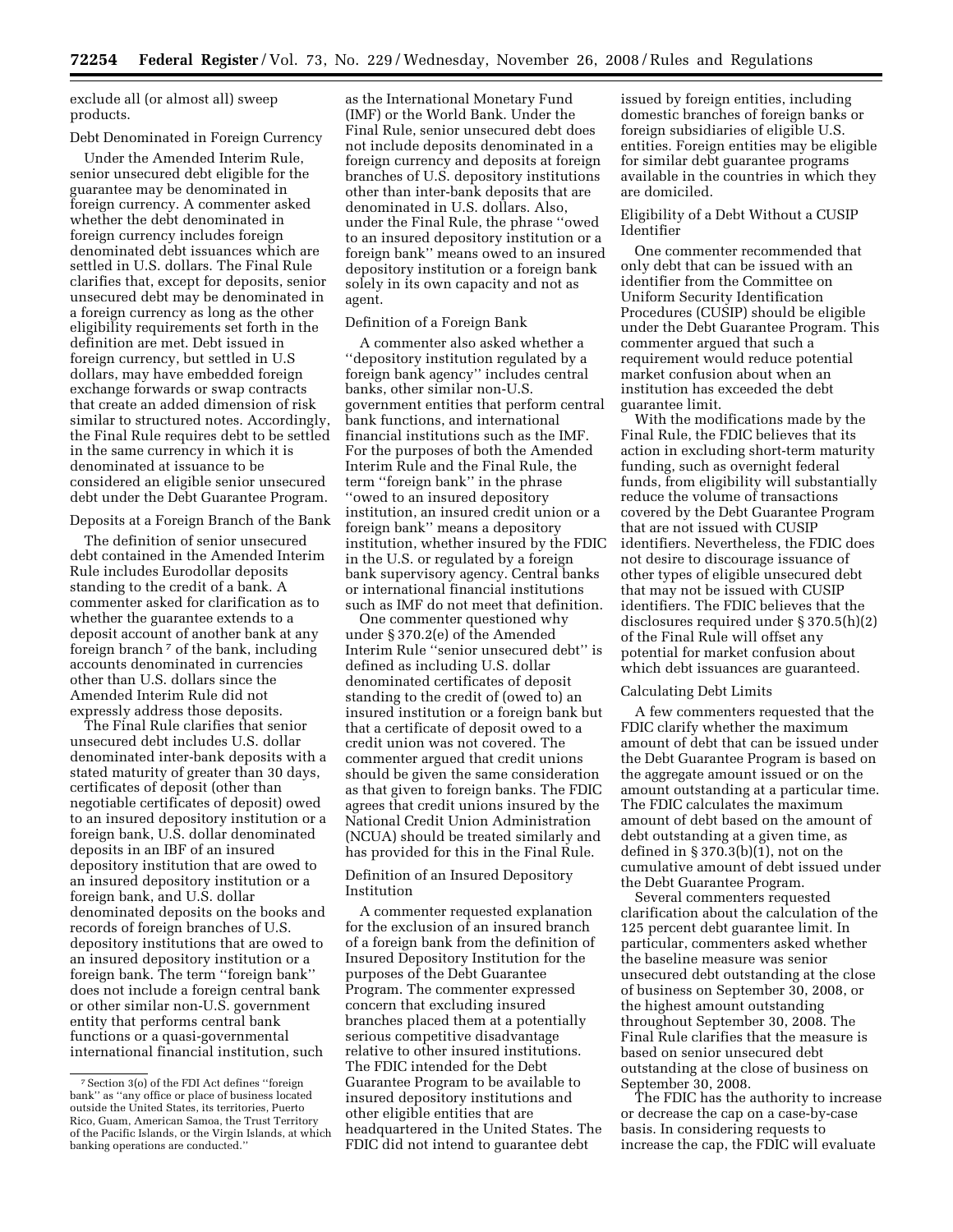exclude all (or almost all) sweep products.

Debt Denominated in Foreign Currency

Under the Amended Interim Rule, senior unsecured debt eligible for the guarantee may be denominated in foreign currency. A commenter asked whether the debt denominated in foreign currency includes foreign denominated debt issuances which are settled in U.S. dollars. The Final Rule clarifies that, except for deposits, senior unsecured debt may be denominated in a foreign currency as long as the other eligibility requirements set forth in the definition are met. Debt issued in foreign currency, but settled in U.S dollars, may have embedded foreign exchange forwards or swap contracts that create an added dimension of risk similar to structured notes. Accordingly, the Final Rule requires debt to be settled in the same currency in which it is denominated at issuance to be considered an eligible senior unsecured debt under the Debt Guarantee Program.

Deposits at a Foreign Branch of the Bank

The definition of senior unsecured debt contained in the Amended Interim Rule includes Eurodollar deposits standing to the credit of a bank. A commenter asked for clarification as to whether the guarantee extends to a deposit account of another bank at any foreign branch [7] of the bank, including accounts denominated in currencies other than U.S. dollars since the Amended Interim Rule did not expressly address those deposits.

The Final Rule clarifies that senior unsecured debt includes U.S. dollar denominated inter-bank deposits with a stated maturity of greater than 30 days, certificates of deposit (other than negotiable certificates of deposit) owed to an insured depository institution or a foreign bank, U.S. dollar denominated deposits in an IBF of an insured depository institution that are owed to an insured depository institution or a foreign bank, and U.S. dollar denominated deposits on the books and records of foreign branches of U.S. depository institutions that are owed to an insured depository institution or a foreign bank. The term ''foreign bank'' does not include a foreign central bank or other similar non-U.S. government entity that performs central bank functions or a quasi-governmental international financial institution, such as the International Monetary Fund (IMF) or the World Bank. Under the Final Rule, senior unsecured debt does not include deposits denominated in a foreign currency and deposits at foreign branches of U.S. depository institutions other than inter-bank deposits that are denominated in U.S. dollars. Also, under the Final Rule, the phrase ''owed to an insured depository institution or a foreign bank'' means owed to an insured depository institution or a foreign bank solely in its own capacity and not as agent.

Definition of a Foreign Bank

A commenter also asked whether a ''depository institution regulated by a foreign bank agency'' includes central banks, other similar non-U.S. government entities that perform central bank functions, and international financial institutions such as the IMF. For the purposes of both the Amended Interim Rule and the Final Rule, the term ''foreign bank'' in the phrase ''owed to an insured depository institution, an insured credit union or a foreign bank'' means a depository institution, whether insured by the FDIC in the U.S. or regulated by a foreign bank supervisory agency. Central banks or international financial institutions such as IMF do not meet that definition.

One commenter questioned why under § 370.2(e) of the Amended Interim Rule ''senior unsecured debt'' is defined as including U.S. dollar denominated certificates of deposit standing to the credit of (owed to) an insured institution or a foreign bank but that a certificate of deposit owed to a credit union was not covered. The commenter argued that credit unions should be given the same consideration as that given to foreign banks. The FDIC agrees that credit unions insured by the National Credit Union Administration (NCUA) should be treated similarly and has provided for this in the Final Rule.

Definition of an Insured Depository Institution

A commenter requested explanation for the exclusion of an insured branch of a foreign bank from the definition of Insured Depository Institution for the purposes of the Debt Guarantee Program. The commenter expressed concern that excluding insured branches placed them at a potentially serious competitive disadvantage relative to other insured institutions. The FDIC intended for the Debt Guarantee Program to be available to insured depository institutions and other eligible entities that are headquartered in the United States. The FDIC did not intend to guarantee debt issued by foreign entities, including domestic branches of foreign banks or foreign subsidiaries of eligible U.S. entities. Foreign entities may be eligible for similar debt guarantee programs available in the countries in which they are domiciled.

Eligibility of a Debt Without a CUSIP Identifier

One commenter recommended that only debt that can be issued with an identifier from the Committee on Uniform Security Identification Procedures (CUSIP) should be eligible under the Debt Guarantee Program. This commenter argued that such a requirement would reduce potential market confusion about when an institution has exceeded the debt guarantee limit.

With the modifications made by the Final Rule, the FDIC believes that its action in excluding short-term maturity funding, such as overnight federal funds, from eligibility will substantially reduce the volume of transactions covered by the Debt Guarantee Program that are not issued with CUSIP identifiers. Nevertheless, the FDIC does not desire to discourage issuance of other types of eligible unsecured debt that may not be issued with CUSIP identifiers. The FDIC believes that the disclosures required under § 370.5(h)(2) of the Final Rule will offset any potential for market confusion about which debt issuances are guaranteed.

Calculating Debt Limits

A few commenters requested that the FDIC clarify whether the maximum amount of debt that can be issued under the Debt Guarantee Program is based on the aggregate amount issued or on the amount outstanding at a particular time. The FDIC calculates the maximum amount of debt based on the amount of debt outstanding at a given time, as defined in § 370.3(b)(1), not on the cumulative amount of debt issued under the Debt Guarantee Program.

Several commenters requested clarification about the calculation of the 125 percent debt guarantee limit. In particular, commenters asked whether the baseline measure was senior unsecured debt outstanding at the close of business on September 30, 2008, or the highest amount outstanding throughout September 30, 2008. The Final Rule clarifies that the measure is based on senior unsecured debt outstanding at the close of business on September 30, 2008.

The FDIC has the authority to increase or decrease the cap on a case-by-case basis. In considering requests to increase the cap, the FDIC will evaluate

[7] Section 3(o) of the FDI Act defines ''foreign bank'' as ''any office or place of business located outside the United States, its territories, Puerto Rico, Guam, American Samoa, the Trust Territory of the Pacific Islands, or the Virgin Islands, at which banking operations are conducted.''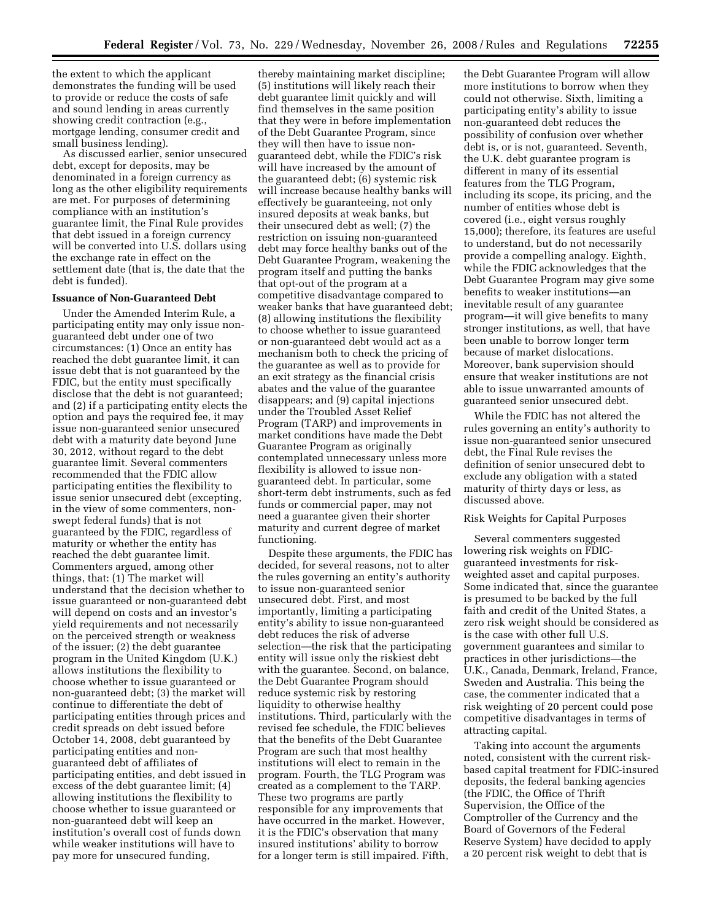the extent to which the applicant demonstrates the funding will be used to provide or reduce the costs of safe and sound lending in areas currently showing credit contraction (e.g., mortgage lending, consumer credit and small business lending).

As discussed earlier, senior unsecured debt, except for deposits, may be denominated in a foreign currency as long as the other eligibility requirements are met. For purposes of determining compliance with an institution's guarantee limit, the Final Rule provides that debt issued in a foreign currency will be converted into U.S. dollars using the exchange rate in effect on the settlement date (that is, the date that the debt is funded).

**Issuance of Non-Guaranteed Debt**

Under the Amended Interim Rule, a participating entity may only issue non-guaranteed debt under one of two circumstances: (1) Once an entity has reached the debt guarantee limit, it can issue debt that is not guaranteed by the FDIC, but the entity must specifically disclose that the debt is not guaranteed; and (2) if a participating entity elects the option and pays the required fee, it may issue non-guaranteed senior unsecured debt with a maturity date beyond June 30, 2012, without regard to the debt guarantee limit. Several commenters recommended that the FDIC allow participating entities the flexibility to issue senior unsecured debt (excepting, in the view of some commenters, non-swept federal funds) that is not guaranteed by the FDIC, regardless of maturity or whether the entity has reached the debt guarantee limit. Commenters argued, among other things, that: (1) The market will understand that the decision whether to issue guaranteed or non-guaranteed debt will depend on costs and an investor's yield requirements and not necessarily on the perceived strength or weakness of the issuer; (2) the debt guarantee program in the United Kingdom (U.K.) allows institutions the flexibility to choose whether to issue guaranteed or non-guaranteed debt; (3) the market will continue to differentiate the debt of participating entities through prices and credit spreads on debt issued before October 14, 2008, debt guaranteed by participating entities and non-guaranteed debt of affiliates of participating entities, and debt issued in excess of the debt guarantee limit; (4) allowing institutions the flexibility to choose whether to issue guaranteed or non-guaranteed debt will keep an institution's overall cost of funds down while weaker institutions will have to pay more for unsecured funding, thereby maintaining market discipline; (5) institutions will likely reach their debt guarantee limit quickly and will find themselves in the same position that they were in before implementation of the Debt Guarantee Program, since they will then have to issue non-guaranteed debt, while the FDIC's risk will have increased by the amount of the guaranteed debt; (6) systemic risk will increase because healthy banks will effectively be guaranteeing, not only insured deposits at weak banks, but their unsecured debt as well; (7) the restriction on issuing non-guaranteed debt may force healthy banks out of the Debt Guarantee Program, weakening the program itself and putting the banks that opt-out of the program at a competitive disadvantage compared to weaker banks that have guaranteed debt; (8) allowing institutions the flexibility to choose whether to issue guaranteed or non-guaranteed debt would act as a mechanism both to check the pricing of the guarantee as well as to provide for an exit strategy as the financial crisis abates and the value of the guarantee disappears; and (9) capital injections under the Troubled Asset Relief Program (TARP) and improvements in market conditions have made the Debt Guarantee Program as originally contemplated unnecessary unless more flexibility is allowed to issue non-guaranteed debt. In particular, some short-term debt instruments, such as fed funds or commercial paper, may not need a guarantee given their shorter maturity and current degree of market functioning.

Despite these arguments, the FDIC has decided, for several reasons, not to alter the rules governing an entity's authority to issue non-guaranteed senior unsecured debt. First, and most importantly, limiting a participating entity's ability to issue non-guaranteed debt reduces the risk of adverse selection—the risk that the participating entity will issue only the riskiest debt with the guarantee. Second, on balance, the Debt Guarantee Program should reduce systemic risk by restoring liquidity to otherwise healthy institutions. Third, particularly with the revised fee schedule, the FDIC believes that the benefits of the Debt Guarantee Program are such that most healthy institutions will elect to remain in the program. Fourth, the TLG Program was created as a complement to the TARP. These two programs are partly responsible for any improvements that have occurred in the market. However, it is the FDIC's observation that many insured institutions' ability to borrow for a longer term is still impaired. Fifth, the Debt Guarantee Program will allow more institutions to borrow when they could not otherwise. Sixth, limiting a participating entity's ability to issue non-guaranteed debt reduces the possibility of confusion over whether debt is, or is not, guaranteed. Seventh, the U.K. debt guarantee program is different in many of its essential features from the TLG Program, including its scope, its pricing, and the number of entities whose debt is covered (i.e., eight versus roughly 15,000); therefore, its features are useful to understand, but do not necessarily provide a compelling analogy. Eighth, while the FDIC acknowledges that the Debt Guarantee Program may give some benefits to weaker institutions—an inevitable result of any guarantee program—it will give benefits to many stronger institutions, as well, that have been unable to borrow longer term because of market dislocations. Moreover, bank supervision should ensure that weaker institutions are not able to issue unwarranted amounts of guaranteed senior unsecured debt.

While the FDIC has not altered the rules governing an entity's authority to issue non-guaranteed senior unsecured debt, the Final Rule revises the definition of senior unsecured debt to exclude any obligation with a stated maturity of thirty days or less, as discussed above.

Risk Weights for Capital Purposes

Several commenters suggested lowering risk weights on FDIC-guaranteed investments for risk-weighted asset and capital purposes. Some indicated that, since the guarantee is presumed to be backed by the full faith and credit of the United States, a zero risk weight should be considered as is the case with other full U.S. government guarantees and similar to practices in other jurisdictions—the U.K., Canada, Denmark, Ireland, France, Sweden and Australia. This being the case, the commenter indicated that a risk weighting of 20 percent could pose competitive disadvantages in terms of attracting capital.

Taking into account the arguments noted, consistent with the current risk-based capital treatment for FDIC-insured deposits, the federal banking agencies (the FDIC, the Office of Thrift Supervision, the Office of the Comptroller of the Currency and the Board of Governors of the Federal Reserve System) have decided to apply a 20 percent risk weight to debt that is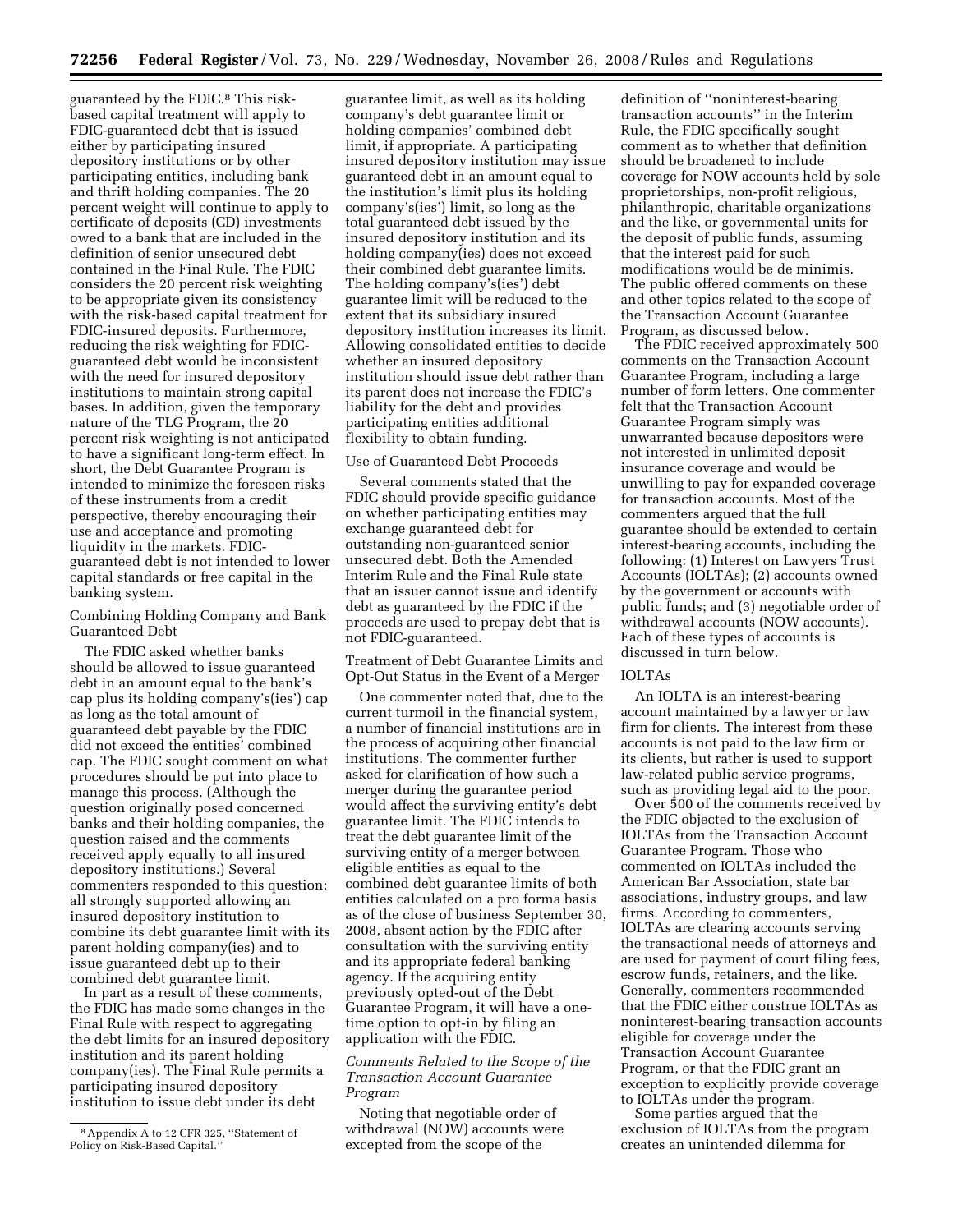guaranteed by the FDIC.[8] This risk-based capital treatment will apply to FDIC-guaranteed debt that is issued either by participating insured depository institutions or by other participating entities, including bank and thrift holding companies. The 20 percent weight will continue to apply to certificate of deposits (CD) investments owed to a bank that are included in the definition of senior unsecured debt contained in the Final Rule. The FDIC considers the 20 percent risk weighting to be appropriate given its consistency with the risk-based capital treatment for FDIC-insured deposits. Furthermore, reducing the risk weighting for FDIC-guaranteed debt would be inconsistent with the need for insured depository institutions to maintain strong capital bases. In addition, given the temporary nature of the TLG Program, the 20 percent risk weighting is not anticipated to have a significant long-term effect. In short, the Debt Guarantee Program is intended to minimize the foreseen risks of these instruments from a credit perspective, thereby encouraging their use and acceptance and promoting liquidity in the markets. FDIC-guaranteed debt is not intended to lower capital standards or free capital in the banking system.

Combining Holding Company and Bank Guaranteed Debt

The FDIC asked whether banks should be allowed to issue guaranteed debt in an amount equal to the bank's cap plus its holding company's(ies') cap as long as the total amount of guaranteed debt payable by the FDIC did not exceed the entities' combined cap. The FDIC sought comment on what procedures should be put into place to manage this process. (Although the question originally posed concerned banks and their holding companies, the question raised and the comments received apply equally to all insured depository institutions.) Several commenters responded to this question; all strongly supported allowing an insured depository institution to combine its debt guarantee limit with its parent holding company(ies) and to issue guaranteed debt up to their combined debt guarantee limit.

In part as a result of these comments, the FDIC has made some changes in the Final Rule with respect to aggregating the debt limits for an insured depository institution and its parent holding company(ies). The Final Rule permits a participating insured depository institution to issue debt under its debt guarantee limit, as well as its holding company's debt guarantee limit or holding companies' combined debt limit, if appropriate. A participating insured depository institution may issue guaranteed debt in an amount equal to the institution's limit plus its holding company's(ies') limit, so long as the total guaranteed debt issued by the insured depository institution and its holding company(ies) does not exceed their combined debt guarantee limits. The holding company's(ies') debt guarantee limit will be reduced to the extent that its subsidiary insured depository institution increases its limit. Allowing consolidated entities to decide whether an insured depository institution should issue debt rather than its parent does not increase the FDIC's liability for the debt and provides participating entities additional flexibility to obtain funding.

Use of Guaranteed Debt Proceeds

Several comments stated that the FDIC should provide specific guidance on whether participating entities may exchange guaranteed debt for outstanding non-guaranteed senior unsecured debt. Both the Amended Interim Rule and the Final Rule state that an issuer cannot issue and identify debt as guaranteed by the FDIC if the proceeds are used to prepay debt that is not FDIC-guaranteed.

Treatment of Debt Guarantee Limits and Opt-Out Status in the Event of a Merger

One commenter noted that, due to the current turmoil in the financial system, a number of financial institutions are in the process of acquiring other financial institutions. The commenter further asked for clarification of how such a merger during the guarantee period would affect the surviving entity's debt guarantee limit. The FDIC intends to treat the debt guarantee limit of the surviving entity of a merger between eligible entities as equal to the combined debt guarantee limits of both entities calculated on a pro forma basis as of the close of business September 30, 2008, absent action by the FDIC after consultation with the surviving entity and its appropriate federal banking agency. If the acquiring entity previously opted-out of the Debt Guarantee Program, it will have a one-time option to opt-in by filing an application with the FDIC.

*Comments Related to the Scope of the Transaction Account Guarantee Program*

Noting that negotiable order of withdrawal (NOW) accounts were excepted from the scope of the definition of "noninterest-bearing transaction accounts" in the Interim Rule, the FDIC specifically sought comment as to whether that definition should be broadened to include coverage for NOW accounts held by sole proprietorships, non-profit religious, philanthropic, charitable organizations and the like, or governmental units for the deposit of public funds, assuming that the interest paid for such modifications would be de minimis. The public offered comments on these and other topics related to the scope of the Transaction Account Guarantee Program, as discussed below.

The FDIC received approximately 500 comments on the Transaction Account Guarantee Program, including a large number of form letters. One commenter felt that the Transaction Account Guarantee Program simply was unwarranted because depositors were not interested in unlimited deposit insurance coverage and would be unwilling to pay for expanded coverage for transaction accounts. Most of the commenters argued that the full guarantee should be extended to certain interest-bearing accounts, including the following: (1) Interest on Lawyers Trust Accounts (IOLTAs); (2) accounts owned by the government or accounts with public funds; and (3) negotiable order of withdrawal accounts (NOW accounts). Each of these types of accounts is discussed in turn below.

IOLTAs

An IOLTA is an interest-bearing account maintained by a lawyer or law firm for clients. The interest from these accounts is not paid to the law firm or its clients, but rather is used to support law-related public service programs, such as providing legal aid to the poor.

Over 500 of the comments received by the FDIC objected to the exclusion of IOLTAs from the Transaction Account Guarantee Program. Those who commented on IOLTAs included the American Bar Association, state bar associations, industry groups, and law firms. According to commenters, IOLTAs are clearing accounts serving the transactional needs of attorneys and are used for payment of court filing fees, escrow funds, retainers, and the like. Generally, commenters recommended that the FDIC either construe IOLTAs as noninterest-bearing transaction accounts eligible for coverage under the Transaction Account Guarantee Program, or that the FDIC grant an exception to explicitly provide coverage to IOLTAs under the program.

Some parties argued that the exclusion of IOLTAs from the program creates an unintended dilemma for

[8] Appendix A to 12 CFR 325, "Statement of Policy on Risk-Based Capital."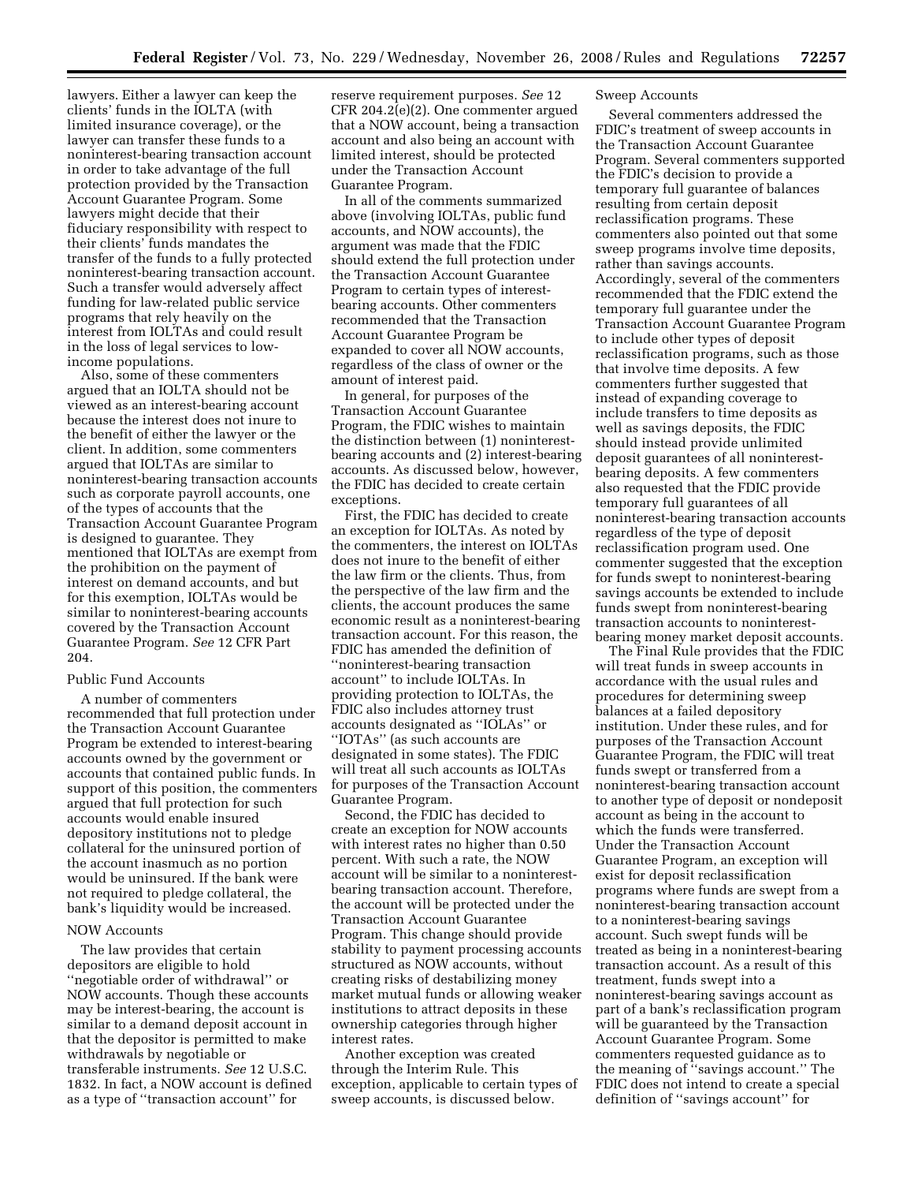lawyers. Either a lawyer can keep the clients' funds in the IOLTA (with limited insurance coverage), or the lawyer can transfer these funds to a noninterest-bearing transaction account in order to take advantage of the full protection provided by the Transaction Account Guarantee Program. Some lawyers might decide that their fiduciary responsibility with respect to their clients' funds mandates the transfer of the funds to a fully protected noninterest-bearing transaction account. Such a transfer would adversely affect funding for law-related public service programs that rely heavily on the interest from IOLTAs and could result in the loss of legal services to low-income populations.

Also, some of these commenters argued that an IOLTA should not be viewed as an interest-bearing account because the interest does not inure to the benefit of either the lawyer or the client. In addition, some commenters argued that IOLTAs are similar to noninterest-bearing transaction accounts such as corporate payroll accounts, one of the types of accounts that the Transaction Account Guarantee Program is designed to guarantee. They mentioned that IOLTAs are exempt from the prohibition on the payment of interest on demand accounts, and but for this exemption, IOLTAs would be similar to noninterest-bearing accounts covered by the Transaction Account Guarantee Program. *See* 12 CFR Part 204.

### Public Fund Accounts

A number of commenters recommended that full protection under the Transaction Account Guarantee Program be extended to interest-bearing accounts owned by the government or accounts that contained public funds. In support of this position, the commenters argued that full protection for such accounts would enable insured depository institutions not to pledge collateral for the uninsured portion of the account inasmuch as no portion would be uninsured. If the bank were not required to pledge collateral, the bank's liquidity would be increased.

### NOW Accounts

The law provides that certain depositors are eligible to hold ''negotiable order of withdrawal'' or NOW accounts. Though these accounts may be interest-bearing, the account is similar to a demand deposit account in that the depositor is permitted to make withdrawals by negotiable or transferable instruments. *See* 12 U.S.C. 1832. In fact, a NOW account is defined as a type of ''transaction account'' for reserve requirement purposes. *See* 12 CFR 204.2(e)(2). One commenter argued that a NOW account, being a transaction account and also being an account with limited interest, should be protected under the Transaction Account Guarantee Program.

In all of the comments summarized above (involving IOLTAs, public fund accounts, and NOW accounts), the argument was made that the FDIC should extend the full protection under the Transaction Account Guarantee Program to certain types of interest-bearing accounts. Other commenters recommended that the Transaction Account Guarantee Program be expanded to cover all NOW accounts, regardless of the class of owner or the amount of interest paid.

In general, for purposes of the Transaction Account Guarantee Program, the FDIC wishes to maintain the distinction between (1) noninterest-bearing accounts and (2) interest-bearing accounts. As discussed below, however, the FDIC has decided to create certain exceptions.

First, the FDIC has decided to create an exception for IOLTAs. As noted by the commenters, the interest on IOLTAs does not inure to the benefit of either the law firm or the clients. Thus, from the perspective of the law firm and the clients, the account produces the same economic result as a noninterest-bearing transaction account. For this reason, the FDIC has amended the definition of ''noninterest-bearing transaction account'' to include IOLTAs. In providing protection to IOLTAs, the FDIC also includes attorney trust accounts designated as ''IOLAs'' or ''IOTAs'' (as such accounts are designated in some states). The FDIC will treat all such accounts as IOLTAs for purposes of the Transaction Account Guarantee Program.

Second, the FDIC has decided to create an exception for NOW accounts with interest rates no higher than 0.50 percent. With such a rate, the NOW account will be similar to a noninterest-bearing transaction account. Therefore, the account will be protected under the Transaction Account Guarantee Program. This change should provide stability to payment processing accounts structured as NOW accounts, without creating risks of destabilizing money market mutual funds or allowing weaker institutions to attract deposits in these ownership categories through higher interest rates.

Another exception was created through the Interim Rule. This exception, applicable to certain types of sweep accounts, is discussed below.

### Sweep Accounts

Several commenters addressed the FDIC's treatment of sweep accounts in the Transaction Account Guarantee Program. Several commenters supported the FDIC's decision to provide a temporary full guarantee of balances resulting from certain deposit reclassification programs. These commenters also pointed out that some sweep programs involve time deposits, rather than savings accounts. Accordingly, several of the commenters recommended that the FDIC extend the temporary full guarantee under the Transaction Account Guarantee Program to include other types of deposit reclassification programs, such as those that involve time deposits. A few commenters further suggested that instead of expanding coverage to include transfers to time deposits as well as savings deposits, the FDIC should instead provide unlimited deposit guarantees of all noninterest-bearing deposits. A few commenters also requested that the FDIC provide temporary full guarantees of all noninterest-bearing transaction accounts regardless of the type of deposit reclassification program used. One commenter suggested that the exception for funds swept to noninterest-bearing savings accounts be extended to include funds swept from noninterest-bearing transaction accounts to noninterest-bearing money market deposit accounts.

The Final Rule provides that the FDIC will treat funds in sweep accounts in accordance with the usual rules and procedures for determining sweep balances at a failed depository institution. Under these rules, and for purposes of the Transaction Account Guarantee Program, the FDIC will treat funds swept or transferred from a noninterest-bearing transaction account to another type of deposit or nondeposit account as being in the account to which the funds were transferred. Under the Transaction Account Guarantee Program, an exception will exist for deposit reclassification programs where funds are swept from a noninterest-bearing transaction account to a noninterest-bearing savings account. Such swept funds will be treated as being in a noninterest-bearing transaction account. As a result of this treatment, funds swept into a noninterest-bearing savings account as part of a bank's reclassification program will be guaranteed by the Transaction Account Guarantee Program. Some commenters requested guidance as to the meaning of ''savings account.'' The FDIC does not intend to create a special definition of ''savings account'' for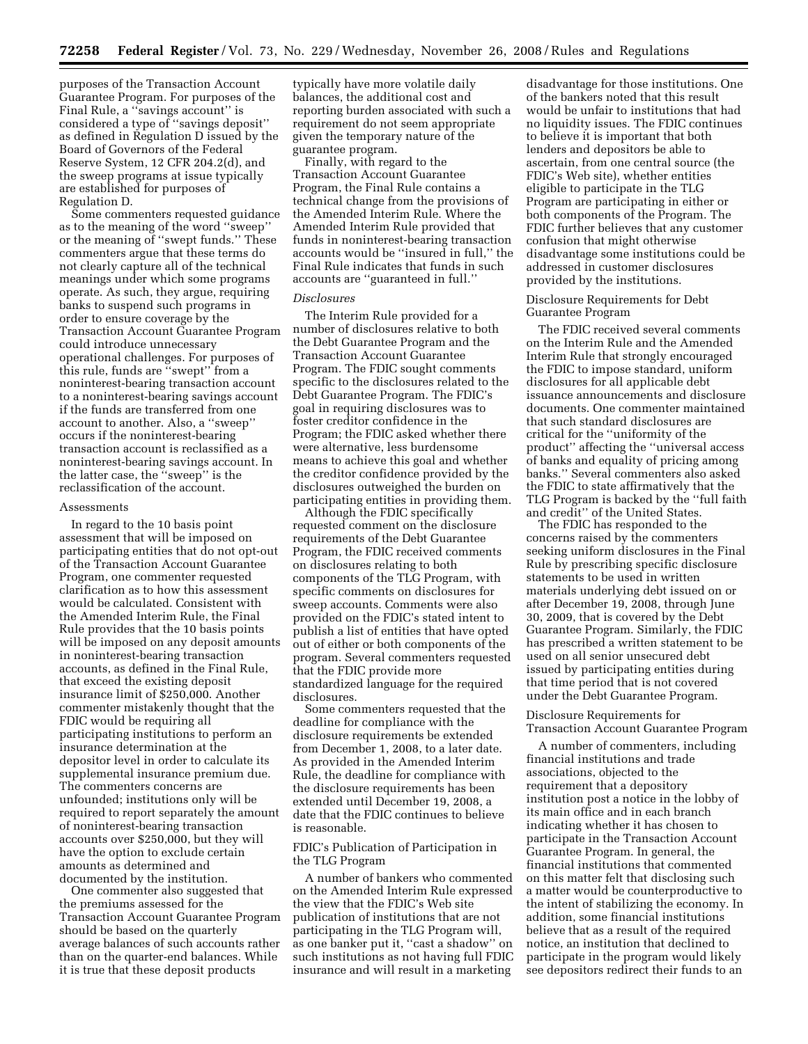purposes of the Transaction Account Guarantee Program. For purposes of the Final Rule, a ''savings account'' is considered a type of ''savings deposit'' as defined in Regulation D issued by the Board of Governors of the Federal Reserve System, 12 CFR 204.2(d), and the sweep programs at issue typically are established for purposes of Regulation D.

Some commenters requested guidance as to the meaning of the word ''sweep'' or the meaning of ''swept funds.'' These commenters argue that these terms do not clearly capture all of the technical meanings under which some programs operate. As such, they argue, requiring banks to suspend such programs in order to ensure coverage by the Transaction Account Guarantee Program could introduce unnecessary operational challenges. For purposes of this rule, funds are ''swept'' from a noninterest-bearing transaction account to a noninterest-bearing savings account if the funds are transferred from one account to another. Also, a ''sweep'' occurs if the noninterest-bearing transaction account is reclassified as a noninterest-bearing savings account. In the latter case, the ''sweep'' is the reclassification of the account.

Assessments

In regard to the 10 basis point assessment that will be imposed on participating entities that do not opt-out of the Transaction Account Guarantee Program, one commenter requested clarification as to how this assessment would be calculated. Consistent with the Amended Interim Rule, the Final Rule provides that the 10 basis points will be imposed on any deposit amounts in noninterest-bearing transaction accounts, as defined in the Final Rule, that exceed the existing deposit insurance limit of $250,000. Another commenter mistakenly thought that the FDIC would be requiring all participating institutions to perform an insurance determination at the depositor level in order to calculate its supplemental insurance premium due. The commenters concerns are unfounded; institutions only will be required to report separately the amount of noninterest-bearing transaction accounts over $250,000, but they will have the option to exclude certain amounts as determined and documented by the institution.

One commenter also suggested that the premiums assessed for the Transaction Account Guarantee Program should be based on the quarterly average balances of such accounts rather than on the quarter-end balances. While it is true that these deposit products typically have more volatile daily balances, the additional cost and reporting burden associated with such a requirement do not seem appropriate given the temporary nature of the guarantee program.

Finally, with regard to the Transaction Account Guarantee Program, the Final Rule contains a technical change from the provisions of the Amended Interim Rule. Where the Amended Interim Rule provided that funds in noninterest-bearing transaction accounts would be ''insured in full,'' the Final Rule indicates that funds in such accounts are ''guaranteed in full.''

*Disclosures*

The Interim Rule provided for a number of disclosures relative to both the Debt Guarantee Program and the Transaction Account Guarantee Program. The FDIC sought comments specific to the disclosures related to the Debt Guarantee Program. The FDIC's goal in requiring disclosures was to foster creditor confidence in the Program; the FDIC asked whether there were alternative, less burdensome means to achieve this goal and whether the creditor confidence provided by the disclosures outweighed the burden on participating entities in providing them.

Although the FDIC specifically requested comment on the disclosure requirements of the Debt Guarantee Program, the FDIC received comments on disclosures relating to both components of the TLG Program, with specific comments on disclosures for sweep accounts. Comments were also provided on the FDIC's stated intent to publish a list of entities that have opted out of either or both components of the program. Several commenters requested that the FDIC provide more standardized language for the required disclosures.

Some commenters requested that the deadline for compliance with the disclosure requirements be extended from December 1, 2008, to a later date. As provided in the Amended Interim Rule, the deadline for compliance with the disclosure requirements has been extended until December 19, 2008, a date that the FDIC continues to believe is reasonable.

FDIC's Publication of Participation in the TLG Program

A number of bankers who commented on the Amended Interim Rule expressed the view that the FDIC's Web site publication of institutions that are not participating in the TLG Program will, as one banker put it, ''cast a shadow'' on such institutions as not having full FDIC insurance and will result in a marketing disadvantage for those institutions. One of the bankers noted that this result would be unfair to institutions that had no liquidity issues. The FDIC continues to believe it is important that both lenders and depositors be able to ascertain, from one central source (the FDIC's Web site), whether entities eligible to participate in the TLG Program are participating in either or both components of the Program. The FDIC further believes that any customer confusion that might otherwise disadvantage some institutions could be addressed in customer disclosures provided by the institutions.

Disclosure Requirements for Debt Guarantee Program

The FDIC received several comments on the Interim Rule and the Amended Interim Rule that strongly encouraged the FDIC to impose standard, uniform disclosures for all applicable debt issuance announcements and disclosure documents. One commenter maintained that such standard disclosures are critical for the ''uniformity of the product'' affecting the ''universal access of banks and equality of pricing among banks.'' Several commenters also asked the FDIC to state affirmatively that the TLG Program is backed by the ''full faith and credit'' of the United States.

The FDIC has responded to the concerns raised by the commenters seeking uniform disclosures in the Final Rule by prescribing specific disclosure statements to be used in written materials underlying debt issued on or after December 19, 2008, through June 30, 2009, that is covered by the Debt Guarantee Program. Similarly, the FDIC has prescribed a written statement to be used on all senior unsecured debt issued by participating entities during that time period that is not covered under the Debt Guarantee Program.

Disclosure Requirements for Transaction Account Guarantee Program

A number of commenters, including financial institutions and trade associations, objected to the requirement that a depository institution post a notice in the lobby of its main office and in each branch indicating whether it has chosen to participate in the Transaction Account Guarantee Program. In general, the financial institutions that commented on this matter felt that disclosing such a matter would be counterproductive to the intent of stabilizing the economy. In addition, some financial institutions believe that as a result of the required notice, an institution that declined to participate in the program would likely see depositors redirect their funds to an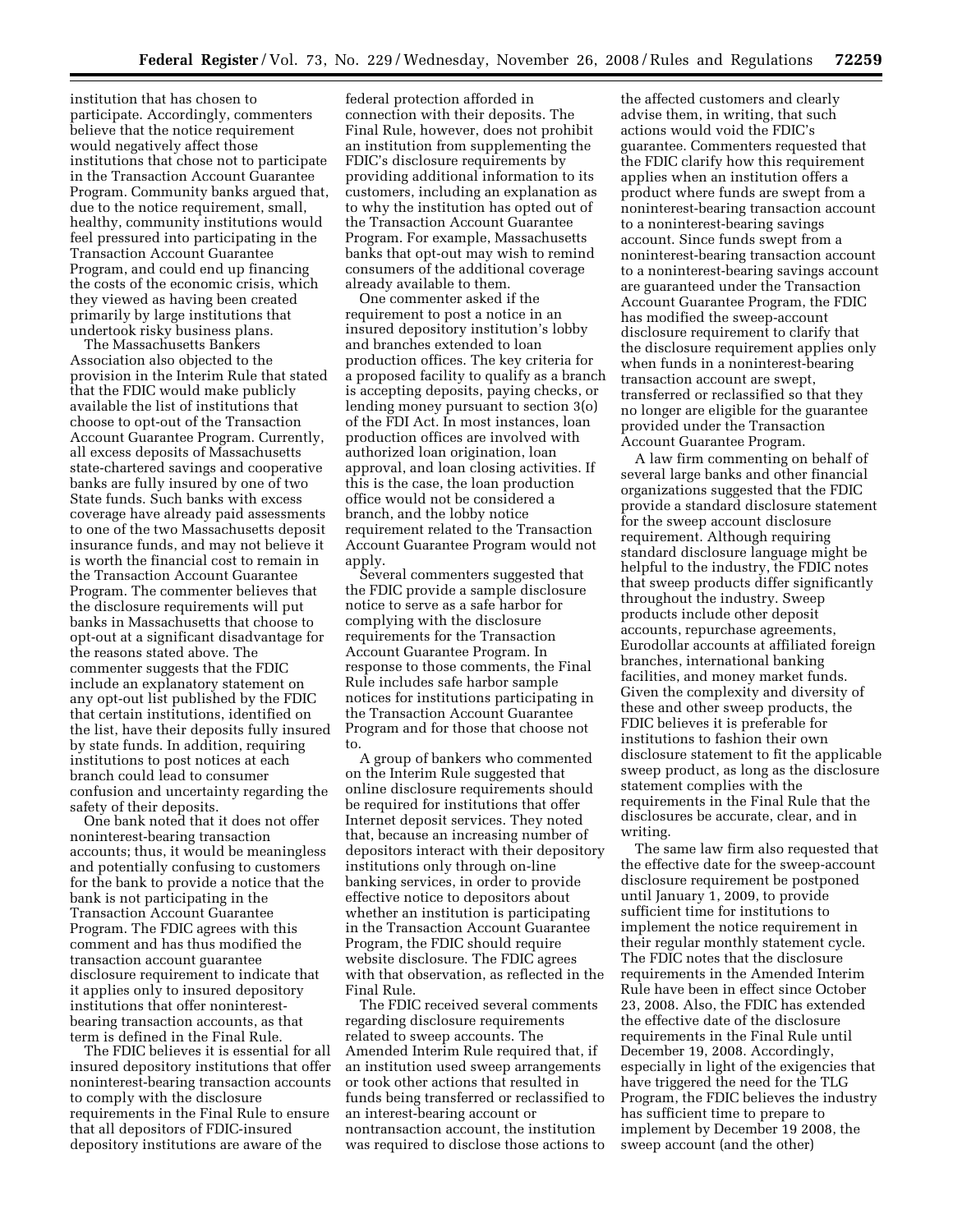institution that has chosen to participate. Accordingly, commenters believe that the notice requirement would negatively affect those institutions that chose not to participate in the Transaction Account Guarantee Program. Community banks argued that, due to the notice requirement, small, healthy, community institutions would feel pressured into participating in the Transaction Account Guarantee Program, and could end up financing the costs of the economic crisis, which they viewed as having been created primarily by large institutions that undertook risky business plans.

The Massachusetts Bankers Association also objected to the provision in the Interim Rule that stated that the FDIC would make publicly available the list of institutions that choose to opt-out of the Transaction Account Guarantee Program. Currently, all excess deposits of Massachusetts state-chartered savings and cooperative banks are fully insured by one of two State funds. Such banks with excess coverage have already paid assessments to one of the two Massachusetts deposit insurance funds, and may not believe it is worth the financial cost to remain in the Transaction Account Guarantee Program. The commenter believes that the disclosure requirements will put banks in Massachusetts that choose to opt-out at a significant disadvantage for the reasons stated above. The commenter suggests that the FDIC include an explanatory statement on any opt-out list published by the FDIC that certain institutions, identified on the list, have their deposits fully insured by state funds. In addition, requiring institutions to post notices at each branch could lead to consumer confusion and uncertainty regarding the safety of their deposits.

One bank noted that it does not offer noninterest-bearing transaction accounts; thus, it would be meaningless and potentially confusing to customers for the bank to provide a notice that the bank is not participating in the Transaction Account Guarantee Program. The FDIC agrees with this comment and has thus modified the transaction account guarantee disclosure requirement to indicate that it applies only to insured depository institutions that offer noninterest-bearing transaction accounts, as that term is defined in the Final Rule.

The FDIC believes it is essential for all insured depository institutions that offer noninterest-bearing transaction accounts to comply with the disclosure requirements in the Final Rule to ensure that all depositors of FDIC-insured depository institutions are aware of the federal protection afforded in connection with their deposits. The Final Rule, however, does not prohibit an institution from supplementing the FDIC's disclosure requirements by providing additional information to its customers, including an explanation as to why the institution has opted out of the Transaction Account Guarantee Program. For example, Massachusetts banks that opt-out may wish to remind consumers of the additional coverage already available to them.

One commenter asked if the requirement to post a notice in an insured depository institution's lobby and branches extended to loan production offices. The key criteria for a proposed facility to qualify as a branch is accepting deposits, paying checks, or lending money pursuant to section 3(o) of the FDI Act. In most instances, loan production offices are involved with authorized loan origination, loan approval, and loan closing activities. If this is the case, the loan production office would not be considered a branch, and the lobby notice requirement related to the Transaction Account Guarantee Program would not apply.

Several commenters suggested that the FDIC provide a sample disclosure notice to serve as a safe harbor for complying with the disclosure requirements for the Transaction Account Guarantee Program. In response to those comments, the Final Rule includes safe harbor sample notices for institutions participating in the Transaction Account Guarantee Program and for those that choose not to.

A group of bankers who commented on the Interim Rule suggested that online disclosure requirements should be required for institutions that offer Internet deposit services. They noted that, because an increasing number of depositors interact with their depository institutions only through on-line banking services, in order to provide effective notice to depositors about whether an institution is participating in the Transaction Account Guarantee Program, the FDIC should require website disclosure. The FDIC agrees with that observation, as reflected in the Final Rule.

The FDIC received several comments regarding disclosure requirements related to sweep accounts. The Amended Interim Rule required that, if an institution used sweep arrangements or took other actions that resulted in funds being transferred or reclassified to an interest-bearing account or nontransaction account, the institution was required to disclose those actions to the affected customers and clearly advise them, in writing, that such actions would void the FDIC's guarantee. Commenters requested that the FDIC clarify how this requirement applies when an institution offers a product where funds are swept from a noninterest-bearing transaction account to a noninterest-bearing savings account. Since funds swept from a noninterest-bearing transaction account to a noninterest-bearing savings account are guaranteed under the Transaction Account Guarantee Program, the FDIC has modified the sweep-account disclosure requirement to clarify that the disclosure requirement applies only when funds in a noninterest-bearing transaction account are swept, transferred or reclassified so that they no longer are eligible for the guarantee provided under the Transaction Account Guarantee Program.

A law firm commenting on behalf of several large banks and other financial organizations suggested that the FDIC provide a standard disclosure statement for the sweep account disclosure requirement. Although requiring standard disclosure language might be helpful to the industry, the FDIC notes that sweep products differ significantly throughout the industry. Sweep products include other deposit accounts, repurchase agreements, Eurodollar accounts at affiliated foreign branches, international banking facilities, and money market funds. Given the complexity and diversity of these and other sweep products, the FDIC believes it is preferable for institutions to fashion their own disclosure statement to fit the applicable sweep product, as long as the disclosure statement complies with the requirements in the Final Rule that the disclosures be accurate, clear, and in writing.

The same law firm also requested that the effective date for the sweep-account disclosure requirement be postponed until January 1, 2009, to provide sufficient time for institutions to implement the notice requirement in their regular monthly statement cycle. The FDIC notes that the disclosure requirements in the Amended Interim Rule have been in effect since October 23, 2008. Also, the FDIC has extended the effective date of the disclosure requirements in the Final Rule until December 19, 2008. Accordingly, especially in light of the exigencies that have triggered the need for the TLG Program, the FDIC believes the industry has sufficient time to prepare to implement by December 19 2008, the sweep account (and the other)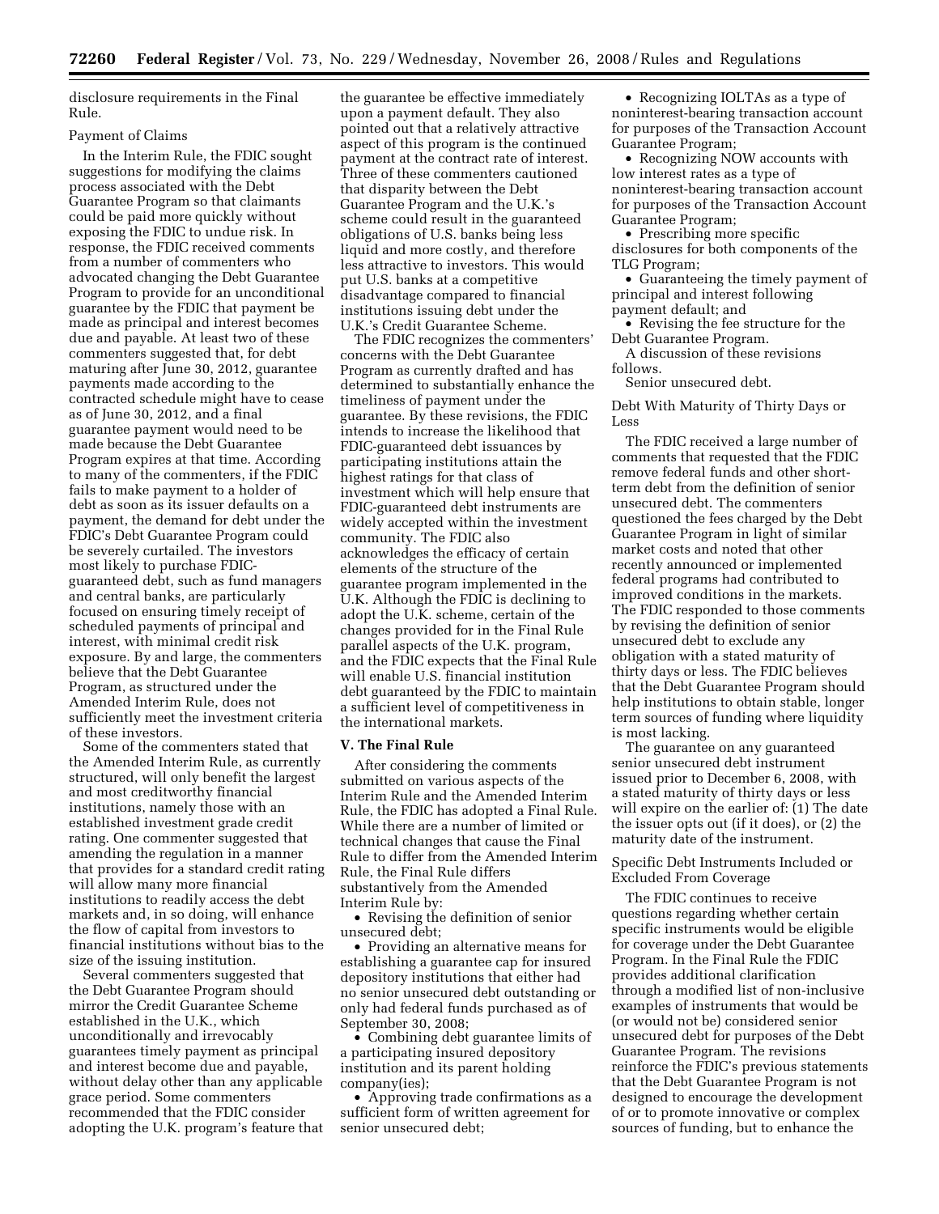disclosure requirements in the Final Rule.

Payment of Claims

In the Interim Rule, the FDIC sought suggestions for modifying the claims process associated with the Debt Guarantee Program so that claimants could be paid more quickly without exposing the FDIC to undue risk. In response, the FDIC received comments from a number of commenters who advocated changing the Debt Guarantee Program to provide for an unconditional guarantee by the FDIC that payment be made as principal and interest becomes due and payable. At least two of these commenters suggested that, for debt maturing after June 30, 2012, guarantee payments made according to the contracted schedule might have to cease as of June 30, 2012, and a final guarantee payment would need to be made because the Debt Guarantee Program expires at that time. According to many of the commenters, if the FDIC fails to make payment to a holder of debt as soon as its issuer defaults on a payment, the demand for debt under the FDIC's Debt Guarantee Program could be severely curtailed. The investors most likely to purchase FDIC-guaranteed debt, such as fund managers and central banks, are particularly focused on ensuring timely receipt of scheduled payments of principal and interest, with minimal credit risk exposure. By and large, the commenters believe that the Debt Guarantee Program, as structured under the Amended Interim Rule, does not sufficiently meet the investment criteria of these investors.

Some of the commenters stated that the Amended Interim Rule, as currently structured, will only benefit the largest and most creditworthy financial institutions, namely those with an established investment grade credit rating. One commenter suggested that amending the regulation in a manner that provides for a standard credit rating will allow many more financial institutions to readily access the debt markets and, in so doing, will enhance the flow of capital from investors to financial institutions without bias to the size of the issuing institution.

Several commenters suggested that the Debt Guarantee Program should mirror the Credit Guarantee Scheme established in the U.K., which unconditionally and irrevocably guarantees timely payment as principal and interest become due and payable, without delay other than any applicable grace period. Some commenters recommended that the FDIC consider adopting the U.K. program's feature that the guarantee be effective immediately upon a payment default. They also pointed out that a relatively attractive aspect of this program is the continued payment at the contract rate of interest. Three of these commenters cautioned that disparity between the Debt Guarantee Program and the U.K.'s scheme could result in the guaranteed obligations of U.S. banks being less liquid and more costly, and therefore less attractive to investors. This would put U.S. banks at a competitive disadvantage compared to financial institutions issuing debt under the U.K.'s Credit Guarantee Scheme.

The FDIC recognizes the commenters' concerns with the Debt Guarantee Program as currently drafted and has determined to substantially enhance the timeliness of payment under the guarantee. By these revisions, the FDIC intends to increase the likelihood that FDIC-guaranteed debt issuances by participating institutions attain the highest ratings for that class of investment which will help ensure that FDIC-guaranteed debt instruments are widely accepted within the investment community. The FDIC also acknowledges the efficacy of certain elements of the structure of the guarantee program implemented in the U.K. Although the FDIC is declining to adopt the U.K. scheme, certain of the changes provided for in the Final Rule parallel aspects of the U.K. program, and the FDIC expects that the Final Rule will enable U.S. financial institution debt guaranteed by the FDIC to maintain a sufficient level of competitiveness in the international markets.

## V. The Final Rule

After considering the comments submitted on various aspects of the Interim Rule and the Amended Interim Rule, the FDIC has adopted a Final Rule. While there are a number of limited or technical changes that cause the Final Rule to differ from the Amended Interim Rule, the Final Rule differs substantively from the Amended Interim Rule by:

- Revising the definition of senior unsecured debt;
- Providing an alternative means for establishing a guarantee cap for insured depository institutions that either had no senior unsecured debt outstanding or only had federal funds purchased as of September 30, 2008;
- Combining debt guarantee limits of a participating insured depository institution and its parent holding company(ies);
- Approving trade confirmations as a sufficient form of written agreement for senior unsecured debt;
- Recognizing IOLTAs as a type of noninterest-bearing transaction account for purposes of the Transaction Account Guarantee Program;
- Recognizing NOW accounts with low interest rates as a type of noninterest-bearing transaction account for purposes of the Transaction Account Guarantee Program;
- Prescribing more specific disclosures for both components of the TLG Program;
- Guaranteeing the timely payment of principal and interest following payment default; and
- Revising the fee structure for the Debt Guarantee Program.

A discussion of these revisions follows.

Senior unsecured debt.

Debt With Maturity of Thirty Days or Less

The FDIC received a large number of comments that requested that the FDIC remove federal funds and other short-term debt from the definition of senior unsecured debt. The commenters questioned the fees charged by the Debt Guarantee Program in light of similar market costs and noted that other recently announced or implemented federal programs had contributed to improved conditions in the markets. The FDIC responded to those comments by revising the definition of senior unsecured debt to exclude any obligation with a stated maturity of thirty days or less. The FDIC believes that the Debt Guarantee Program should help institutions to obtain stable, longer term sources of funding where liquidity is most lacking.

The guarantee on any guaranteed senior unsecured debt instrument issued prior to December 6, 2008, with a stated maturity of thirty days or less will expire on the earlier of: (1) The date the issuer opts out (if it does), or (2) the maturity date of the instrument.

Specific Debt Instruments Included or Excluded From Coverage

The FDIC continues to receive questions regarding whether certain specific instruments would be eligible for coverage under the Debt Guarantee Program. In the Final Rule the FDIC provides additional clarification through a modified list of non-inclusive examples of instruments that would be (or would not be) considered senior unsecured debt for purposes of the Debt Guarantee Program. The revisions reinforce the FDIC's previous statements that the Debt Guarantee Program is not designed to encourage the development of or to promote innovative or complex sources of funding, but to enhance the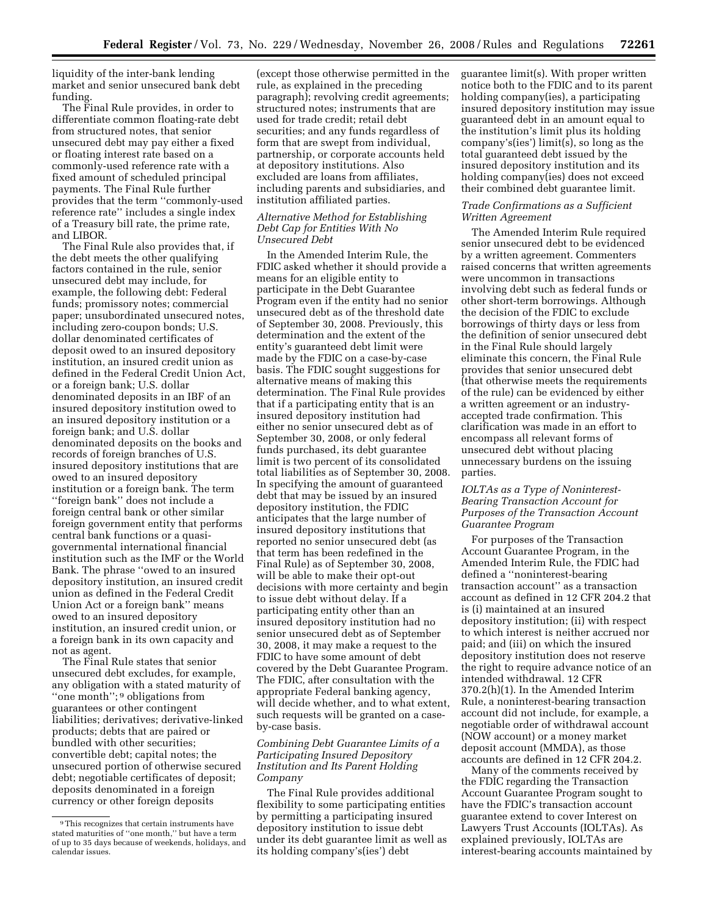liquidity of the inter-bank lending market and senior unsecured bank debt funding.

The Final Rule provides, in order to differentiate common floating-rate debt from structured notes, that senior unsecured debt may pay either a fixed or floating interest rate based on a commonly-used reference rate with a fixed amount of scheduled principal payments. The Final Rule further provides that the term ''commonly-used reference rate'' includes a single index of a Treasury bill rate, the prime rate, and LIBOR.

The Final Rule also provides that, if the debt meets the other qualifying factors contained in the rule, senior unsecured debt may include, for example, the following debt: Federal funds; promissory notes; commercial paper; unsubordinated unsecured notes, including zero-coupon bonds; U.S. dollar denominated certificates of deposit owed to an insured depository institution, an insured credit union as defined in the Federal Credit Union Act, or a foreign bank; U.S. dollar denominated deposits in an IBF of an insured depository institution owed to an insured depository institution or a foreign bank; and U.S. dollar denominated deposits on the books and records of foreign branches of U.S. insured depository institutions that are owed to an insured depository institution or a foreign bank. The term ''foreign bank'' does not include a foreign central bank or other similar foreign government entity that performs central bank functions or a quasi-governmental international financial institution such as the IMF or the World Bank. The phrase ''owed to an insured depository institution, an insured credit union as defined in the Federal Credit Union Act or a foreign bank'' means owed to an insured depository institution, an insured credit union, or a foreign bank in its own capacity and not as agent.

The Final Rule states that senior unsecured debt excludes, for example, any obligation with a stated maturity of ''one month'';[9] obligations from guarantees or other contingent liabilities; derivatives; derivative-linked products; debts that are paired or bundled with other securities; convertible debt; capital notes; the unsecured portion of otherwise secured debt; negotiable certificates of deposit; deposits denominated in a foreign currency or other foreign deposits (except those otherwise permitted in the rule, as explained in the preceding paragraph); revolving credit agreements; structured notes; instruments that are used for trade credit; retail debt securities; and any funds regardless of form that are swept from individual, partnership, or corporate accounts held at depository institutions. Also excluded are loans from affiliates, including parents and subsidiaries, and institution affiliated parties.

*Alternative Method for Establishing Debt Cap for Entities With No Unsecured Debt*

In the Amended Interim Rule, the FDIC asked whether it should provide a means for an eligible entity to participate in the Debt Guarantee Program even if the entity had no senior unsecured debt as of the threshold date of September 30, 2008. Previously, this determination and the extent of the entity's guaranteed debt limit were made by the FDIC on a case-by-case basis. The FDIC sought suggestions for alternative means of making this determination. The Final Rule provides that if a participating entity that is an insured depository institution had either no senior unsecured debt as of September 30, 2008, or only federal funds purchased, its debt guarantee limit is two percent of its consolidated total liabilities as of September 30, 2008. In specifying the amount of guaranteed debt that may be issued by an insured depository institution, the FDIC anticipates that the large number of insured depository institutions that reported no senior unsecured debt (as that term has been redefined in the Final Rule) as of September 30, 2008, will be able to make their opt-out decisions with more certainty and begin to issue debt without delay. If a participating entity other than an insured depository institution had no senior unsecured debt as of September 30, 2008, it may make a request to the FDIC to have some amount of debt covered by the Debt Guarantee Program. The FDIC, after consultation with the appropriate Federal banking agency, will decide whether, and to what extent, such requests will be granted on a case-by-case basis.

*Combining Debt Guarantee Limits of a Participating Insured Depository Institution and Its Parent Holding Company*

The Final Rule provides additional flexibility to some participating entities by permitting a participating insured depository institution to issue debt under its debt guarantee limit as well as its holding company's(ies') debt guarantee limit(s). With proper written notice both to the FDIC and to its parent holding company(ies), a participating insured depository institution may issue guaranteed debt in an amount equal to the institution's limit plus its holding company's(ies') limit(s), so long as the total guaranteed debt issued by the insured depository institution and its holding company(ies) does not exceed their combined debt guarantee limit.

*Trade Confirmations as a Sufficient Written Agreement*

The Amended Interim Rule required senior unsecured debt to be evidenced by a written agreement. Commenters raised concerns that written agreements were uncommon in transactions involving debt such as federal funds or other short-term borrowings. Although the decision of the FDIC to exclude borrowings of thirty days or less from the definition of senior unsecured debt in the Final Rule should largely eliminate this concern, the Final Rule provides that senior unsecured debt (that otherwise meets the requirements of the rule) can be evidenced by either a written agreement or an industry-accepted trade confirmation. This clarification was made in an effort to encompass all relevant forms of unsecured debt without placing unnecessary burdens on the issuing parties.

*IOLTAs as a Type of Noninterest-Bearing Transaction Account for Purposes of the Transaction Account Guarantee Program*

For purposes of the Transaction Account Guarantee Program, in the Amended Interim Rule, the FDIC had defined a ''noninterest-bearing transaction account'' as a transaction account as defined in 12 CFR 204.2 that is (i) maintained at an insured depository institution; (ii) with respect to which interest is neither accrued nor paid; and (iii) on which the insured depository institution does not reserve the right to require advance notice of an intended withdrawal. 12 CFR 370.2(h)(1). In the Amended Interim Rule, a noninterest-bearing transaction account did not include, for example, a negotiable order of withdrawal account (NOW account) or a money market deposit account (MMDA), as those accounts are defined in 12 CFR 204.2.

Many of the comments received by the FDIC regarding the Transaction Account Guarantee Program sought to have the FDIC's transaction account guarantee extend to cover Interest on Lawyers Trust Accounts (IOLTAs). As explained previously, IOLTAs are interest-bearing accounts maintained by

---

[9] This recognizes that certain instruments have stated maturities of ''one month,'' but have a term of up to 35 days because of weekends, holidays, and calendar issues.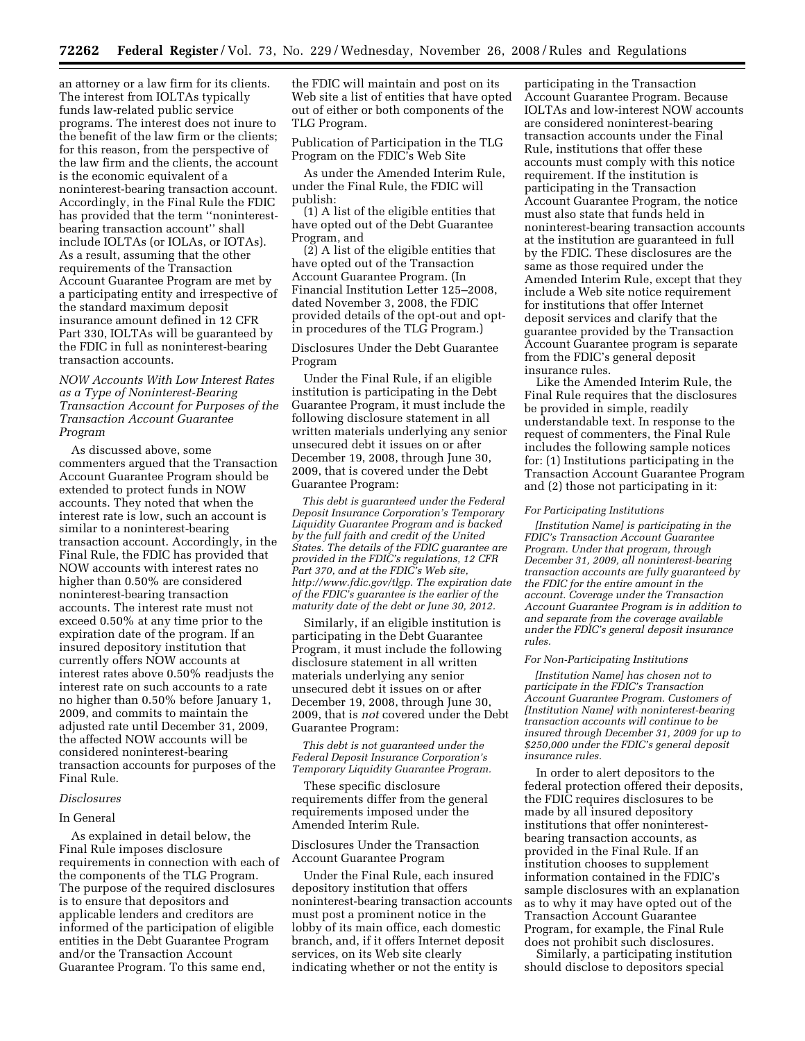an attorney or a law firm for its clients. The interest from IOLTAs typically funds law-related public service programs. The interest does not inure to the benefit of the law firm or the clients; for this reason, from the perspective of the law firm and the clients, the account is the economic equivalent of a noninterest-bearing transaction account. Accordingly, in the Final Rule the FDIC has provided that the term ''noninterest-bearing transaction account'' shall include IOLTAs (or IOLAs, or IOTAs). As a result, assuming that the other requirements of the Transaction Account Guarantee Program are met by a participating entity and irrespective of the standard maximum deposit insurance amount defined in 12 CFR Part 330, IOLTAs will be guaranteed by the FDIC in full as noninterest-bearing transaction accounts.

*NOW Accounts With Low Interest Rates as a Type of Noninterest-Bearing Transaction Account for Purposes of the Transaction Account Guarantee Program*

As discussed above, some commenters argued that the Transaction Account Guarantee Program should be extended to protect funds in NOW accounts. They noted that when the interest rate is low, such an account is similar to a noninterest-bearing transaction account. Accordingly, in the Final Rule, the FDIC has provided that NOW accounts with interest rates no higher than 0.50% are considered noninterest-bearing transaction accounts. The interest rate must not exceed 0.50% at any time prior to the expiration date of the program. If an insured depository institution that currently offers NOW accounts at interest rates above 0.50% readjusts the interest rate on such accounts to a rate no higher than 0.50% before January 1, 2009, and commits to maintain the adjusted rate until December 31, 2009, the affected NOW accounts will be considered noninterest-bearing transaction accounts for purposes of the Final Rule.

*Disclosures*

In General

As explained in detail below, the Final Rule imposes disclosure requirements in connection with each of the components of the TLG Program. The purpose of the required disclosures is to ensure that depositors and applicable lenders and creditors are informed of the participation of eligible entities in the Debt Guarantee Program and/or the Transaction Account Guarantee Program. To this same end, the FDIC will maintain and post on its Web site a list of entities that have opted out of either or both components of the TLG Program.

Publication of Participation in the TLG Program on the FDIC's Web Site

As under the Amended Interim Rule, under the Final Rule, the FDIC will publish:

(1) A list of the eligible entities that have opted out of the Debt Guarantee Program, and

(2) A list of the eligible entities that have opted out of the Transaction Account Guarantee Program. (In Financial Institution Letter 125–2008, dated November 3, 2008, the FDIC provided details of the opt-out and opt-in procedures of the TLG Program.)

Disclosures Under the Debt Guarantee Program

Under the Final Rule, if an eligible institution is participating in the Debt Guarantee Program, it must include the following disclosure statement in all written materials underlying any senior unsecured debt it issues on or after December 19, 2008, through June 30, 2009, that is covered under the Debt Guarantee Program:

*This debt is guaranteed under the Federal Deposit Insurance Corporation's Temporary Liquidity Guarantee Program and is backed by the full faith and credit of the United States. The details of the FDIC guarantee are provided in the FDIC's regulations, 12 CFR Part 370, and at the FDIC's Web site, http://www.fdic.gov/tlgp. The expiration date of the FDIC's guarantee is the earlier of the maturity date of the debt or June 30, 2012.*

Similarly, if an eligible institution is participating in the Debt Guarantee Program, it must include the following disclosure statement in all written materials underlying any senior unsecured debt it issues on or after December 19, 2008, through June 30, 2009, that is *not* covered under the Debt Guarantee Program:

*This debt is not guaranteed under the Federal Deposit Insurance Corporation's Temporary Liquidity Guarantee Program.*

These specific disclosure requirements differ from the general requirements imposed under the Amended Interim Rule.

Disclosures Under the Transaction Account Guarantee Program

Under the Final Rule, each insured depository institution that offers noninterest-bearing transaction accounts must post a prominent notice in the lobby of its main office, each domestic branch, and, if it offers Internet deposit services, on its Web site clearly indicating whether or not the entity is participating in the Transaction Account Guarantee Program. Because IOLTAs and low-interest NOW accounts are considered noninterest-bearing transaction accounts under the Final Rule, institutions that offer these accounts must comply with this notice requirement. If the institution is participating in the Transaction Account Guarantee Program, the notice must also state that funds held in noninterest-bearing transaction accounts at the institution are guaranteed in full by the FDIC. These disclosures are the same as those required under the Amended Interim Rule, except that they include a Web site notice requirement for institutions that offer Internet deposit services and clarify that the guarantee provided by the Transaction Account Guarantee program is separate from the FDIC's general deposit insurance rules.

Like the Amended Interim Rule, the Final Rule requires that the disclosures be provided in simple, readily understandable text. In response to the request of commenters, the Final Rule includes the following sample notices for: (1) Institutions participating in the Transaction Account Guarantee Program and (2) those not participating in it:

*For Participating Institutions*

*[Institution Name] is participating in the FDIC's Transaction Account Guarantee Program. Under that program, through December 31, 2009, all noninterest-bearing transaction accounts are fully guaranteed by the FDIC for the entire amount in the account. Coverage under the Transaction Account Guarantee Program is in addition to and separate from the coverage available under the FDIC's general deposit insurance rules.*

*For Non-Participating Institutions*

*[Institution Name] has chosen not to participate in the FDIC's Transaction Account Guarantee Program. Customers of [Institution Name] with noninterest-bearing transaction accounts will continue to be insured through December 31, 2009 for up to $250,000 under the FDIC's general deposit insurance rules.*

In order to alert depositors to the federal protection offered their deposits, the FDIC requires disclosures to be made by all insured depository institutions that offer noninterest-bearing transaction accounts, as provided in the Final Rule. If an institution chooses to supplement information contained in the FDIC's sample disclosures with an explanation as to why it may have opted out of the Transaction Account Guarantee Program, for example, the Final Rule does not prohibit such disclosures.

Similarly, a participating institution should disclose to depositors special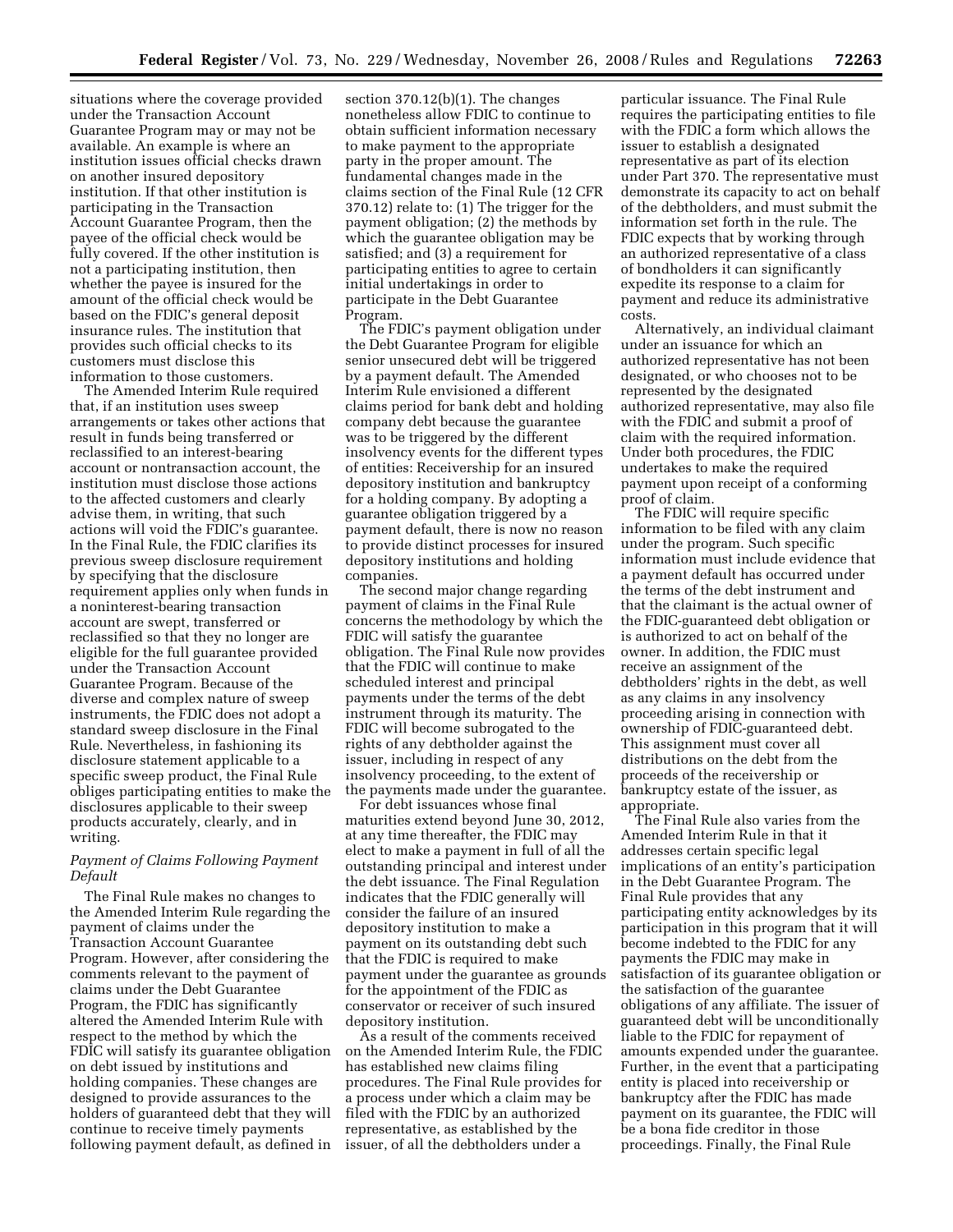situations where the coverage provided under the Transaction Account Guarantee Program may or may not be available. An example is where an institution issues official checks drawn on another insured depository institution. If that other institution is participating in the Transaction Account Guarantee Program, then the payee of the official check would be fully covered. If the other institution is not a participating institution, then whether the payee is insured for the amount of the official check would be based on the FDIC's general deposit insurance rules. The institution that provides such official checks to its customers must disclose this information to those customers.

The Amended Interim Rule required that, if an institution uses sweep arrangements or takes other actions that result in funds being transferred or reclassified to an interest-bearing account or nontransaction account, the institution must disclose those actions to the affected customers and clearly advise them, in writing, that such actions will void the FDIC's guarantee. In the Final Rule, the FDIC clarifies its previous sweep disclosure requirement by specifying that the disclosure requirement applies only when funds in a noninterest-bearing transaction account are swept, transferred or reclassified so that they no longer are eligible for the full guarantee provided under the Transaction Account Guarantee Program. Because of the diverse and complex nature of sweep instruments, the FDIC does not adopt a standard sweep disclosure in the Final Rule. Nevertheless, in fashioning its disclosure statement applicable to a specific sweep product, the Final Rule obliges participating entities to make the disclosures applicable to their sweep products accurately, clearly, and in writing.

*Payment of Claims Following Payment Default*

The Final Rule makes no changes to the Amended Interim Rule regarding the payment of claims under the Transaction Account Guarantee Program. However, after considering the comments relevant to the payment of claims under the Debt Guarantee Program, the FDIC has significantly altered the Amended Interim Rule with respect to the method by which the FDIC will satisfy its guarantee obligation on debt issued by institutions and holding companies. These changes are designed to provide assurances to the holders of guaranteed debt that they will continue to receive timely payments following payment default, as defined in section 370.12(b)(1). The changes nonetheless allow FDIC to continue to obtain sufficient information necessary to make payment to the appropriate party in the proper amount. The fundamental changes made in the claims section of the Final Rule (12 CFR 370.12) relate to: (1) The trigger for the payment obligation; (2) the methods by which the guarantee obligation may be satisfied; and (3) a requirement for participating entities to agree to certain initial undertakings in order to participate in the Debt Guarantee Program.

The FDIC's payment obligation under the Debt Guarantee Program for eligible senior unsecured debt will be triggered by a payment default. The Amended Interim Rule envisioned a different claims period for bank debt and holding company debt because the guarantee was to be triggered by the different insolvency events for the different types of entities: Receivership for an insured depository institution and bankruptcy for a holding company. By adopting a guarantee obligation triggered by a payment default, there is now no reason to provide distinct processes for insured depository institutions and holding companies.

The second major change regarding payment of claims in the Final Rule concerns the methodology by which the FDIC will satisfy the guarantee obligation. The Final Rule now provides that the FDIC will continue to make scheduled interest and principal payments under the terms of the debt instrument through its maturity. The FDIC will become subrogated to the rights of any debtholder against the issuer, including in respect of any insolvency proceeding, to the extent of the payments made under the guarantee.

For debt issuances whose final maturities extend beyond June 30, 2012, at any time thereafter, the FDIC may elect to make a payment in full of all the outstanding principal and interest under the debt issuance. The Final Regulation indicates that the FDIC generally will consider the failure of an insured depository institution to make a payment on its outstanding debt such that the FDIC is required to make payment under the guarantee as grounds for the appointment of the FDIC as conservator or receiver of such insured depository institution.

As a result of the comments received on the Amended Interim Rule, the FDIC has established new claims filing procedures. The Final Rule provides for a process under which a claim may be filed with the FDIC by an authorized representative, as established by the issuer, of all the debtholders under a particular issuance. The Final Rule requires the participating entities to file with the FDIC a form which allows the issuer to establish a designated representative as part of its election under Part 370. The representative must demonstrate its capacity to act on behalf of the debtholders, and must submit the information set forth in the rule. The FDIC expects that by working through an authorized representative of a class of bondholders it can significantly expedite its response to a claim for payment and reduce its administrative costs.

Alternatively, an individual claimant under an issuance for which an authorized representative has not been designated, or who chooses not to be represented by the designated authorized representative, may also file with the FDIC and submit a proof of claim with the required information. Under both procedures, the FDIC undertakes to make the required payment upon receipt of a conforming proof of claim.

The FDIC will require specific information to be filed with any claim under the program. Such specific information must include evidence that a payment default has occurred under the terms of the debt instrument and that the claimant is the actual owner of the FDIC-guaranteed debt obligation or is authorized to act on behalf of the owner. In addition, the FDIC must receive an assignment of the debtholders' rights in the debt, as well as any claims in any insolvency proceeding arising in connection with ownership of FDIC-guaranteed debt. This assignment must cover all distributions on the debt from the proceeds of the receivership or bankruptcy estate of the issuer, as appropriate.

The Final Rule also varies from the Amended Interim Rule in that it addresses certain specific legal implications of an entity's participation in the Debt Guarantee Program. The Final Rule provides that any participating entity acknowledges by its participation in this program that it will become indebted to the FDIC for any payments the FDIC may make in satisfaction of its guarantee obligation or the satisfaction of the guarantee obligations of any affiliate. The issuer of guaranteed debt will be unconditionally liable to the FDIC for repayment of amounts expended under the guarantee. Further, in the event that a participating entity is placed into receivership or bankruptcy after the FDIC has made payment on its guarantee, the FDIC will be a bona fide creditor in those proceedings. Finally, the Final Rule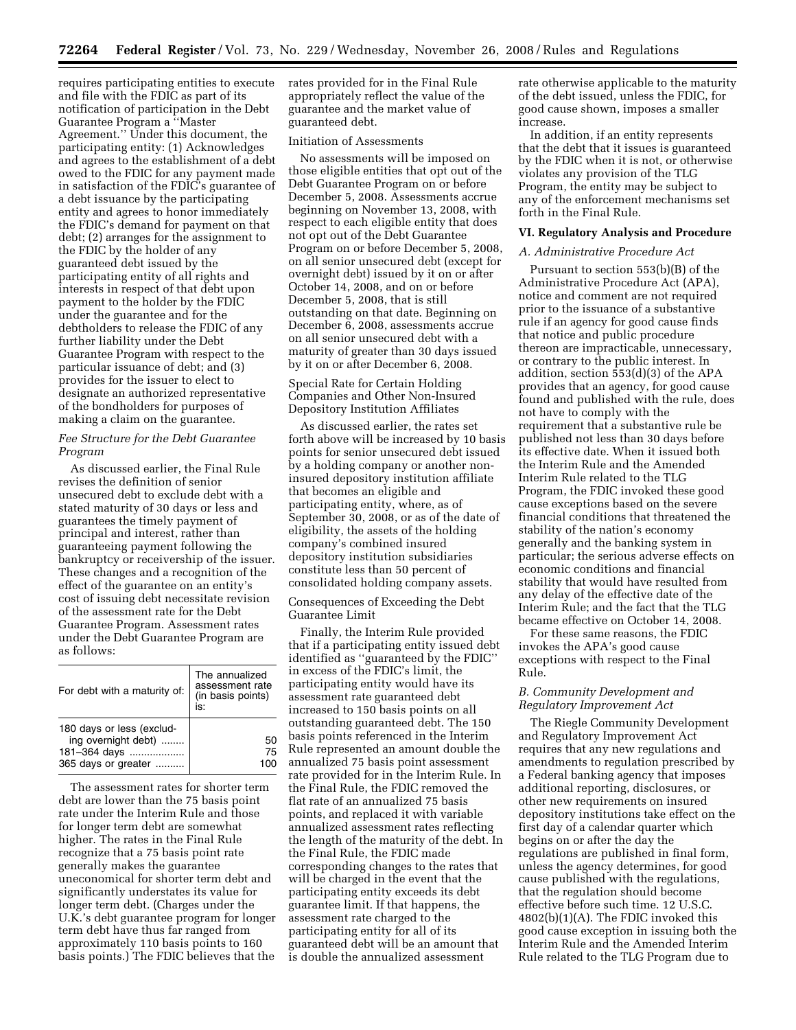requires participating entities to execute and file with the FDIC as part of its notification of participation in the Debt Guarantee Program a ''Master Agreement.'' Under this document, the participating entity: (1) Acknowledges and agrees to the establishment of a debt owed to the FDIC for any payment made in satisfaction of the FDIC's guarantee of a debt issuance by the participating entity and agrees to honor immediately the FDIC's demand for payment on that debt; (2) arranges for the assignment to the FDIC by the holder of any guaranteed debt issued by the participating entity of all rights and interests in respect of that debt upon payment to the holder by the FDIC under the guarantee and for the debtholders to release the FDIC of any further liability under the Debt Guarantee Program with respect to the particular issuance of debt; and (3) provides for the issuer to elect to designate an authorized representative of the bondholders for purposes of making a claim on the guarantee.

*Fee Structure for the Debt Guarantee Program*

As discussed earlier, the Final Rule revises the definition of senior unsecured debt to exclude debt with a stated maturity of 30 days or less and guarantees the timely payment of principal and interest, rather than guaranteeing payment following the bankruptcy or receivership of the issuer. These changes and a recognition of the effect of the guarantee on an entity's cost of issuing debt necessitate revision of the assessment rate for the Debt Guarantee Program. Assessment rates under the Debt Guarantee Program are as follows:

| For debt with a maturity of: | The annualized assessment rate (in basis points) is: |
|---|---|
| 180 days or less (excluding overnight debt) | 50 |
| 181–364 days | 75 |
| 365 days or greater | 100 |

The assessment rates for shorter term debt are lower than the 75 basis point rate under the Interim Rule and those for longer term debt are somewhat higher. The rates in the Final Rule recognize that a 75 basis point rate generally makes the guarantee uneconomical for shorter term debt and significantly understates its value for longer term debt. (Charges under the U.K.'s debt guarantee program for longer term debt have thus far ranged from approximately 110 basis points to 160 basis points.) The FDIC believes that the rates provided for in the Final Rule appropriately reflect the value of the guarantee and the market value of guaranteed debt.

Initiation of Assessments

No assessments will be imposed on those eligible entities that opt out of the Debt Guarantee Program on or before December 5, 2008. Assessments accrue beginning on November 13, 2008, with respect to each eligible entity that does not opt out of the Debt Guarantee Program on or before December 5, 2008, on all senior unsecured debt (except for overnight debt) issued by it on or after October 14, 2008, and on or before December 5, 2008, that is still outstanding on that date. Beginning on December 6, 2008, assessments accrue on all senior unsecured debt with a maturity of greater than 30 days issued by it on or after December 6, 2008.

Special Rate for Certain Holding Companies and Other Non-Insured Depository Institution Affiliates

As discussed earlier, the rates set forth above will be increased by 10 basis points for senior unsecured debt issued by a holding company or another non-insured depository institution affiliate that becomes an eligible and participating entity, where, as of September 30, 2008, or as of the date of eligibility, the assets of the holding company's combined insured depository institution subsidiaries constitute less than 50 percent of consolidated holding company assets.

Consequences of Exceeding the Debt Guarantee Limit

Finally, the Interim Rule provided that if a participating entity issued debt identified as ''guaranteed by the FDIC'' in excess of the FDIC's limit, the participating entity would have its assessment rate guaranteed debt increased to 150 basis points on all outstanding guaranteed debt. The 150 basis points referenced in the Interim Rule represented an amount double the annualized 75 basis point assessment rate provided for in the Interim Rule. In the Final Rule, the FDIC removed the flat rate of an annualized 75 basis points, and replaced it with variable annualized assessment rates reflecting the length of the maturity of the debt. In the Final Rule, the FDIC made corresponding changes to the rates that will be charged in the event that the participating entity exceeds its debt guarantee limit. If that happens, the assessment rate charged to the participating entity for all of its guaranteed debt will be an amount that is double the annualized assessment rate otherwise applicable to the maturity of the debt issued, unless the FDIC, for good cause shown, imposes a smaller increase.

In addition, if an entity represents that the debt that it issues is guaranteed by the FDIC when it is not, or otherwise violates any provision of the TLG Program, the entity may be subject to any of the enforcement mechanisms set forth in the Final Rule.

## VI. Regulatory Analysis and Procedure

### *A. Administrative Procedure Act*

Pursuant to section 553(b)(B) of the Administrative Procedure Act (APA), notice and comment are not required prior to the issuance of a substantive rule if an agency for good cause finds that notice and public procedure thereon are impracticable, unnecessary, or contrary to the public interest. In addition, section 553(d)(3) of the APA provides that an agency, for good cause found and published with the rule, does not have to comply with the requirement that a substantive rule be published not less than 30 days before its effective date. When it issued both the Interim Rule and the Amended Interim Rule related to the TLG Program, the FDIC invoked these good cause exceptions based on the severe financial conditions that threatened the stability of the nation's economy generally and the banking system in particular; the serious adverse effects on economic conditions and financial stability that would have resulted from any delay of the effective date of the Interim Rule; and the fact that the TLG became effective on October 14, 2008.

For these same reasons, the FDIC invokes the APA's good cause exceptions with respect to the Final Rule.

### *B. Community Development and Regulatory Improvement Act*

The Riegle Community Development and Regulatory Improvement Act requires that any new regulations and amendments to regulation prescribed by a Federal banking agency that imposes additional reporting, disclosures, or other new requirements on insured depository institutions take effect on the first day of a calendar quarter which begins on or after the day the regulations are published in final form, unless the agency determines, for good cause published with the regulations, that the regulation should become effective before such time. 12 U.S.C. 4802(b)(1)(A). The FDIC invoked this good cause exception in issuing both the Interim Rule and the Amended Interim Rule related to the TLG Program due to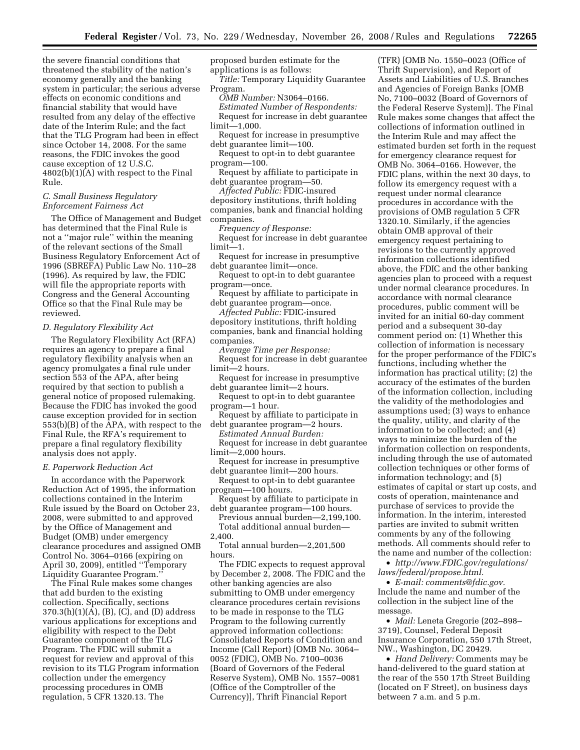the severe financial conditions that threatened the stability of the nation's economy generally and the banking system in particular; the serious adverse effects on economic conditions and financial stability that would have resulted from any delay of the effective date of the Interim Rule; and the fact that the TLG Program had been in effect since October 14, 2008. For the same reasons, the FDIC invokes the good cause exception of 12 U.S.C. 4802(b)(1)(A) with respect to the Final Rule.

### *C. Small Business Regulatory Enforcement Fairness Act*

The Office of Management and Budget has determined that the Final Rule is not a ''major rule'' within the meaning of the relevant sections of the Small Business Regulatory Enforcement Act of 1996 (SBREFA) Public Law No. 110–28 (1996). As required by law, the FDIC will file the appropriate reports with Congress and the General Accounting Office so that the Final Rule may be reviewed.

### *D. Regulatory Flexibility Act*

The Regulatory Flexibility Act (RFA) requires an agency to prepare a final regulatory flexibility analysis when an agency promulgates a final rule under section 553 of the APA, after being required by that section to publish a general notice of proposed rulemaking. Because the FDIC has invoked the good cause exception provided for in section 553(b)(B) of the APA, with respect to the Final Rule, the RFA's requirement to prepare a final regulatory flexibility analysis does not apply.

### *E. Paperwork Reduction Act*

In accordance with the Paperwork Reduction Act of 1995, the information collections contained in the Interim Rule issued by the Board on October 23, 2008, were submitted to and approved by the Office of Management and Budget (OMB) under emergency clearance procedures and assigned OMB Control No. 3064–0166 (expiring on April 30, 2009), entitled ''Temporary Liquidity Guarantee Program.''

The Final Rule makes some changes that add burden to the existing collection. Specifically, sections 370.3(h)(1)(A), (B), (C), and (D) address various applications for exceptions and eligibility with respect to the Debt Guarantee component of the TLG Program. The FDIC will submit a request for review and approval of this revision to its TLG Program information collection under the emergency processing procedures in OMB regulation, 5 CFR 1320.13. The proposed burden estimate for the applications is as follows:

*Title:* Temporary Liquidity Guarantee Program.

*OMB Number:* N3064–0166.

*Estimated Number of Respondents:*

Request for increase in debt guarantee limit—1,000.

Request for increase in presumptive debt guarantee limit—100.

Request to opt-in to debt guarantee program—100.

Request by affiliate to participate in debt guarantee program—50.

*Affected Public:* FDIC-insured depository institutions, thrift holding companies, bank and financial holding companies.

*Frequency of Response:*

Request for increase in debt guarantee limit—1.

Request for increase in presumptive debt guarantee limit—once.

Request to opt-in to debt guarantee program—once.

Request by affiliate to participate in debt guarantee program—once.

*Affected Public:* FDIC-insured depository institutions, thrift holding companies, bank and financial holding companies.

*Average Time per Response:*

Request for increase in debt guarantee limit—2 hours.

Request for increase in presumptive debt guarantee limit—2 hours.

Request to opt-in to debt guarantee program—1 hour.

Request by affiliate to participate in debt guarantee program—2 hours.

*Estimated Annual Burden:*

Request for increase in debt guarantee limit—2,000 hours.

Request for increase in presumptive debt guarantee limit—200 hours.

Request to opt-in to debt guarantee program—100 hours.

Request by affiliate to participate in debt guarantee program—100 hours.

Previous annual burden—2,199,100.

Total additional annual burden—2,400.

Total annual burden—2,201,500 hours.

The FDIC expects to request approval by December 2, 2008. The FDIC and the other banking agencies are also submitting to OMB under emergency clearance procedures certain revisions to be made in response to the TLG Program to the following currently approved information collections: Consolidated Reports of Condition and Income (Call Report) [OMB No. 3064–0052 (FDIC), OMB No. 7100–0036 (Board of Governors of the Federal Reserve System), OMB No. 1557–0081 (Office of the Comptroller of the Currency)], Thrift Financial Report (TFR) [OMB No. 1550–0023 (Office of Thrift Supervision), and Report of Assets and Liabilities of U.S. Branches and Agencies of Foreign Banks [OMB No, 7100–0032 (Board of Governors of the Federal Reserve System)]. The Final Rule makes some changes that affect the collections of information outlined in the Interim Rule and may affect the estimated burden set forth in the request for emergency clearance request for OMB No. 3064–0166. However, the FDIC plans, within the next 30 days, to follow its emergency request with a request under normal clearance procedures in accordance with the provisions of OMB regulation 5 CFR 1320.10. Similarly, if the agencies obtain OMB approval of their emergency request pertaining to revisions to the currently approved information collections identified above, the FDIC and the other banking agencies plan to proceed with a request under normal clearance procedures. In accordance with normal clearance procedures, public comment will be invited for an initial 60-day comment period and a subsequent 30-day comment period on: (1) Whether this collection of information is necessary for the proper performance of the FDIC's functions, including whether the information has practical utility; (2) the accuracy of the estimates of the burden of the information collection, including the validity of the methodologies and assumptions used; (3) ways to enhance the quality, utility, and clarity of the information to be collected; and (4) ways to minimize the burden of the information collection on respondents, including through the use of automated collection techniques or other forms of information technology; and (5) estimates of capital or start up costs, and costs of operation, maintenance and purchase of services to provide the information. In the interim, interested parties are invited to submit written comments by any of the following methods. All comments should refer to the name and number of the collection:

- *http://www.FDIC.gov/regulations/laws/federal/propose.html.*
- *E-mail: comments@fdic.gov.* Include the name and number of the collection in the subject line of the message.
- *Mail:* Leneta Gregorie (202–898–3719), Counsel, Federal Deposit Insurance Corporation, 550 17th Street, NW., Washington, DC 20429.
- *Hand Delivery:* Comments may be hand-delivered to the guard station at the rear of the 550 17th Street Building (located on F Street), on business days between 7 a.m. and 5 p.m.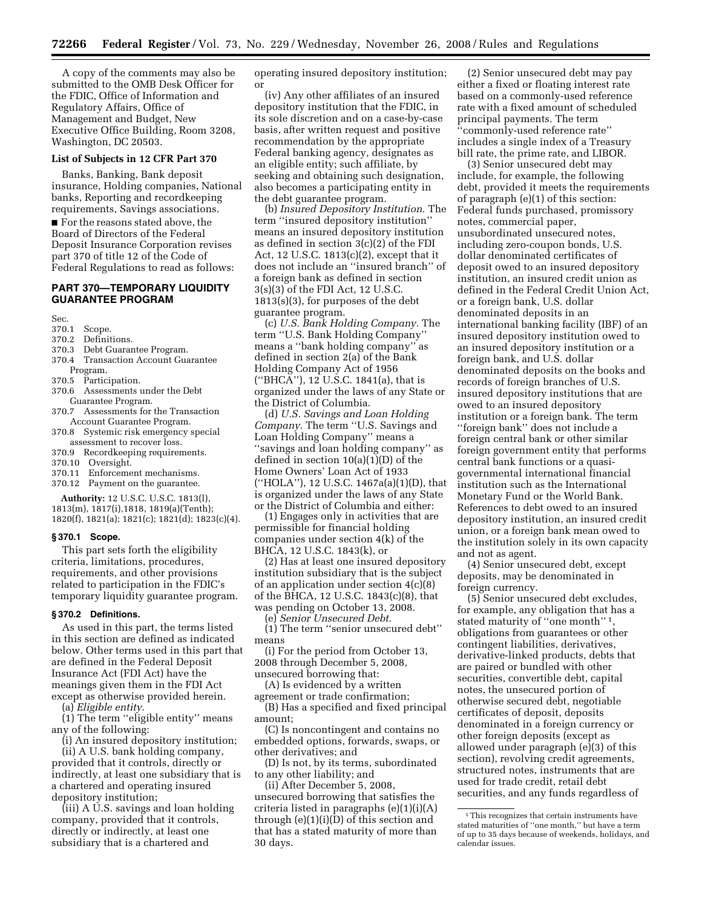A copy of the comments may also be submitted to the OMB Desk Officer for the FDIC, Office of Information and Regulatory Affairs, Office of Management and Budget, New Executive Office Building, Room 3208, Washington, DC 20503.

**List of Subjects in 12 CFR Part 370**

Banks, Banking, Bank deposit insurance, Holding companies, National banks, Reporting and recordkeeping requirements, Savings associations.

■ For the reasons stated above, the Board of Directors of the Federal Deposit Insurance Corporation revises part 370 of title 12 of the Code of Federal Regulations to read as follows:

## PART 370—TEMPORARY LIQUIDITY GUARANTEE PROGRAM

Sec.
370.1 Scope.
370.2 Definitions.
370.3 Debt Guarantee Program.
370.4 Transaction Account Guarantee Program.
370.5 Participation.
370.6 Assessments under the Debt Guarantee Program.
370.7 Assessments for the Transaction Account Guarantee Program.
370.8 Systemic risk emergency special assessment to recover loss.
370.9 Recordkeeping requirements.
370.10 Oversight.
370.11 Enforcement mechanisms.
370.12 Payment on the guarantee.

**Authority:** 12 U.S.C. U.S.C. 1813(l), 1813(m), 1817(i),1818, 1819(a)(Tenth); 1820(f), 1821(a); 1821(c); 1821(d); 1823(c)(4).

### § 370.1 Scope.

This part sets forth the eligibility criteria, limitations, procedures, requirements, and other provisions related to participation in the FDIC's temporary liquidity guarantee program.

### § 370.2 Definitions.

As used in this part, the terms listed in this section are defined as indicated below. Other terms used in this part that are defined in the Federal Deposit Insurance Act (FDI Act) have the meanings given them in the FDI Act except as otherwise provided herein.

(a) *Eligible entity*.

(1) The term ''eligible entity'' means any of the following:

(i) An insured depository institution;

(ii) A U.S. bank holding company, provided that it controls, directly or indirectly, at least one subsidiary that is a chartered and operating insured depository institution;

(iii) A U.S. savings and loan holding company, provided that it controls, directly or indirectly, at least one subsidiary that is a chartered and operating insured depository institution; or

(iv) Any other affiliates of an insured depository institution that the FDIC, in its sole discretion and on a case-by-case basis, after written request and positive recommendation by the appropriate Federal banking agency, designates as an eligible entity; such affiliate, by seeking and obtaining such designation, also becomes a participating entity in the debt guarantee program.

(b) *Insured Depository Institution*. The term ''insured depository institution'' means an insured depository institution as defined in section 3(c)(2) of the FDI Act, 12 U.S.C. 1813(c)(2), except that it does not include an ''insured branch'' of a foreign bank as defined in section 3(s)(3) of the FDI Act, 12 U.S.C. 1813(s)(3), for purposes of the debt guarantee program.

(c) *U.S. Bank Holding Company*. The term ''U.S. Bank Holding Company'' means a ''bank holding company'' as defined in section 2(a) of the Bank Holding Company Act of 1956 (''BHCA''), 12 U.S.C. 1841(a), that is organized under the laws of any State or the District of Columbia.

(d) *U.S. Savings and Loan Holding Company*. The term ''U.S. Savings and Loan Holding Company'' means a ''savings and loan holding company'' as defined in section 10(a)(1)(D) of the Home Owners' Loan Act of 1933 (''HOLA''), 12 U.S.C. 1467a(a)(1)(D), that is organized under the laws of any State or the District of Columbia and either:

(1) Engages only in activities that are permissible for financial holding companies under section 4(k) of the BHCA, 12 U.S.C. 1843(k), or

(2) Has at least one insured depository institution subsidiary that is the subject of an application under section 4(c)(8) of the BHCA, 12 U.S.C. 1843(c)(8), that was pending on October 13, 2008.

(e) *Senior Unsecured Debt*.

(1) The term ''senior unsecured debt'' means

(i) For the period from October 13, 2008 through December 5, 2008, unsecured borrowing that:

(A) Is evidenced by a written agreement or trade confirmation;

(B) Has a specified and fixed principal amount;

(C) Is noncontingent and contains no embedded options, forwards, swaps, or other derivatives; and

(D) Is not, by its terms, subordinated to any other liability; and

(ii) After December 5, 2008, unsecured borrowing that satisfies the criteria listed in paragraphs (e)(1)(i)(A) through (e)(1)(i)(D) of this section and that has a stated maturity of more than 30 days.

(2) Senior unsecured debt may pay either a fixed or floating interest rate based on a commonly-used reference rate with a fixed amount of scheduled principal payments. The term ''commonly-used reference rate'' includes a single index of a Treasury bill rate, the prime rate, and LIBOR.

(3) Senior unsecured debt may include, for example, the following debt, provided it meets the requirements of paragraph (e)(1) of this section: Federal funds purchased, promissory notes, commercial paper, unsubordinated unsecured notes, including zero-coupon bonds, U.S. dollar denominated certificates of deposit owed to an insured depository institution, an insured credit union as defined in the Federal Credit Union Act, or a foreign bank, U.S. dollar denominated deposits in an international banking facility (IBF) of an insured depository institution owed to an insured depository institution or a foreign bank, and U.S. dollar denominated deposits on the books and records of foreign branches of U.S. insured depository institutions that are owed to an insured depository institution or a foreign bank. The term ''foreign bank'' does not include a foreign central bank or other similar foreign government entity that performs central bank functions or a quasi-governmental international financial institution such as the International Monetary Fund or the World Bank. References to debt owed to an insured depository institution, an insured credit union, or a foreign bank mean owed to the institution solely in its own capacity and not as agent.

(4) Senior unsecured debt, except deposits, may be denominated in foreign currency.

(5) Senior unsecured debt excludes, for example, any obligation that has a stated maturity of ''one month'' [1], obligations from guarantees or other contingent liabilities, derivatives, derivative-linked products, debts that are paired or bundled with other securities, convertible debt, capital notes, the unsecured portion of otherwise secured debt, negotiable certificates of deposit, deposits denominated in a foreign currency or other foreign deposits (except as allowed under paragraph (e)(3) of this section), revolving credit agreements, structured notes, instruments that are used for trade credit, retail debt securities, and any funds regardless of

[1] This recognizes that certain instruments have stated maturities of ''one month,'' but have a term of up to 35 days because of weekends, holidays, and calendar issues.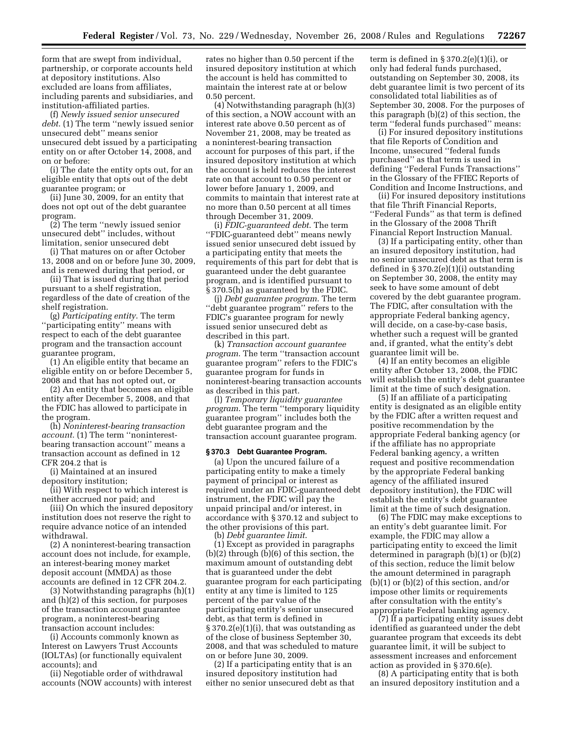form that are swept from individual, partnership, or corporate accounts held at depository institutions. Also excluded are loans from affiliates, including parents and subsidiaries, and institution-affiliated parties.

(f) *Newly issued senior unsecured debt.* (1) The term ''newly issued senior unsecured debt'' means senior unsecured debt issued by a participating entity on or after October 14, 2008, and on or before:

(i) The date the entity opts out, for an eligible entity that opts out of the debt guarantee program; or

(ii) June 30, 2009, for an entity that does not opt out of the debt guarantee program.

(2) The term ''newly issued senior unsecured debt'' includes, without limitation, senior unsecured debt

(i) That matures on or after October 13, 2008 and on or before June 30, 2009, and is renewed during that period, or

(ii) That is issued during that period pursuant to a shelf registration, regardless of the date of creation of the shelf registration.

(g) *Participating entity.* The term ''participating entity'' means with respect to each of the debt guarantee program and the transaction account guarantee program,

(1) An eligible entity that became an eligible entity on or before December 5, 2008 and that has not opted out, or

(2) An entity that becomes an eligible entity after December 5, 2008, and that the FDIC has allowed to participate in the program.

(h) *Noninterest-bearing transaction account.* (1) The term ''noninterest-bearing transaction account'' means a transaction account as defined in 12 CFR 204.2 that is

(i) Maintained at an insured depository institution;

(ii) With respect to which interest is neither accrued nor paid; and

(iii) On which the insured depository institution does not reserve the right to require advance notice of an intended withdrawal.

(2) A noninterest-bearing transaction account does not include, for example, an interest-bearing money market deposit account (MMDA) as those accounts are defined in 12 CFR 204.2.

(3) Notwithstanding paragraphs (h)(1) and (h)(2) of this section, for purposes of the transaction account guarantee program, a noninterest-bearing transaction account includes:

(i) Accounts commonly known as Interest on Lawyers Trust Accounts (IOLTAs) (or functionally equivalent accounts); and

(ii) Negotiable order of withdrawal accounts (NOW accounts) with interest rates no higher than 0.50 percent if the insured depository institution at which the account is held has committed to maintain the interest rate at or below 0.50 percent.

(4) Notwithstanding paragraph (h)(3) of this section, a NOW account with an interest rate above 0.50 percent as of November 21, 2008, may be treated as a noninterest-bearing transaction account for purposes of this part, if the insured depository institution at which the account is held reduces the interest rate on that account to 0.50 percent or lower before January 1, 2009, and commits to maintain that interest rate at no more than 0.50 percent at all times through December 31, 2009.

(i) *FDIC-guaranteed debt.* The term ''FDIC-guaranteed debt'' means newly issued senior unsecured debt issued by a participating entity that meets the requirements of this part for debt that is guaranteed under the debt guarantee program, and is identified pursuant to § 370.5(h) as guaranteed by the FDIC.

(j) *Debt guarantee program.* The term ''debt guarantee program'' refers to the FDIC's guarantee program for newly issued senior unsecured debt as described in this part.

(k) *Transaction account guarantee program.* The term ''transaction account guarantee program'' refers to the FDIC's guarantee program for funds in noninterest-bearing transaction accounts as described in this part.

(l) *Temporary liquidity guarantee program.* The term ''temporary liquidity guarantee program'' includes both the debt guarantee program and the transaction account guarantee program.

## § 370.3 Debt Guarantee Program.

(a) Upon the uncured failure of a participating entity to make a timely payment of principal or interest as required under an FDIC-guaranteed debt instrument, the FDIC will pay the unpaid principal and/or interest, in accordance with § 370.12 and subject to the other provisions of this part.

(b) *Debt guarantee limit.*

(1) Except as provided in paragraphs (b)(2) through (b)(6) of this section, the maximum amount of outstanding debt that is guaranteed under the debt guarantee program for each participating entity at any time is limited to 125 percent of the par value of the participating entity's senior unsecured debt, as that term is defined in § 370.2(e)(1)(i), that was outstanding as of the close of business September 30, 2008, and that was scheduled to mature on or before June 30, 2009.

(2) If a participating entity that is an insured depository institution had either no senior unsecured debt as that term is defined in § 370.2(e)(1)(i), or only had federal funds purchased, outstanding on September 30, 2008, its debt guarantee limit is two percent of its consolidated total liabilities as of September 30, 2008. For the purposes of this paragraph (b)(2) of this section, the term ''federal funds purchased'' means:

(i) For insured depository institutions that file Reports of Condition and Income, unsecured ''federal funds purchased'' as that term is used in defining ''Federal Funds Transactions'' in the Glossary of the FFIEC Reports of Condition and Income Instructions, and

(ii) For insured depository institutions that file Thrift Financial Reports, ''Federal Funds'' as that term is defined in the Glossary of the 2008 Thrift Financial Report Instruction Manual.

(3) If a participating entity, other than an insured depository institution, had no senior unsecured debt as that term is defined in § 370.2(e)(1)(i) outstanding on September 30, 2008, the entity may seek to have some amount of debt covered by the debt guarantee program. The FDIC, after consultation with the appropriate Federal banking agency, will decide, on a case-by-case basis, whether such a request will be granted and, if granted, what the entity's debt guarantee limit will be.

(4) If an entity becomes an eligible entity after October 13, 2008, the FDIC will establish the entity's debt guarantee limit at the time of such designation.

(5) If an affiliate of a participating entity is designated as an eligible entity by the FDIC after a written request and positive recommendation by the appropriate Federal banking agency (or if the affiliate has no appropriate Federal banking agency, a written request and positive recommendation by the appropriate Federal banking agency of the affiliated insured depository institution), the FDIC will establish the entity's debt guarantee limit at the time of such designation.

(6) The FDIC may make exceptions to an entity's debt guarantee limit. For example, the FDIC may allow a participating entity to exceed the limit determined in paragraph (b)(1) or (b)(2) of this section, reduce the limit below the amount determined in paragraph (b)(1) or (b)(2) of this section, and/or impose other limits or requirements after consultation with the entity's appropriate Federal banking agency.

(7) If a participating entity issues debt identified as guaranteed under the debt guarantee program that exceeds its debt guarantee limit, it will be subject to assessment increases and enforcement action as provided in § 370.6(e).

(8) A participating entity that is both an insured depository institution and a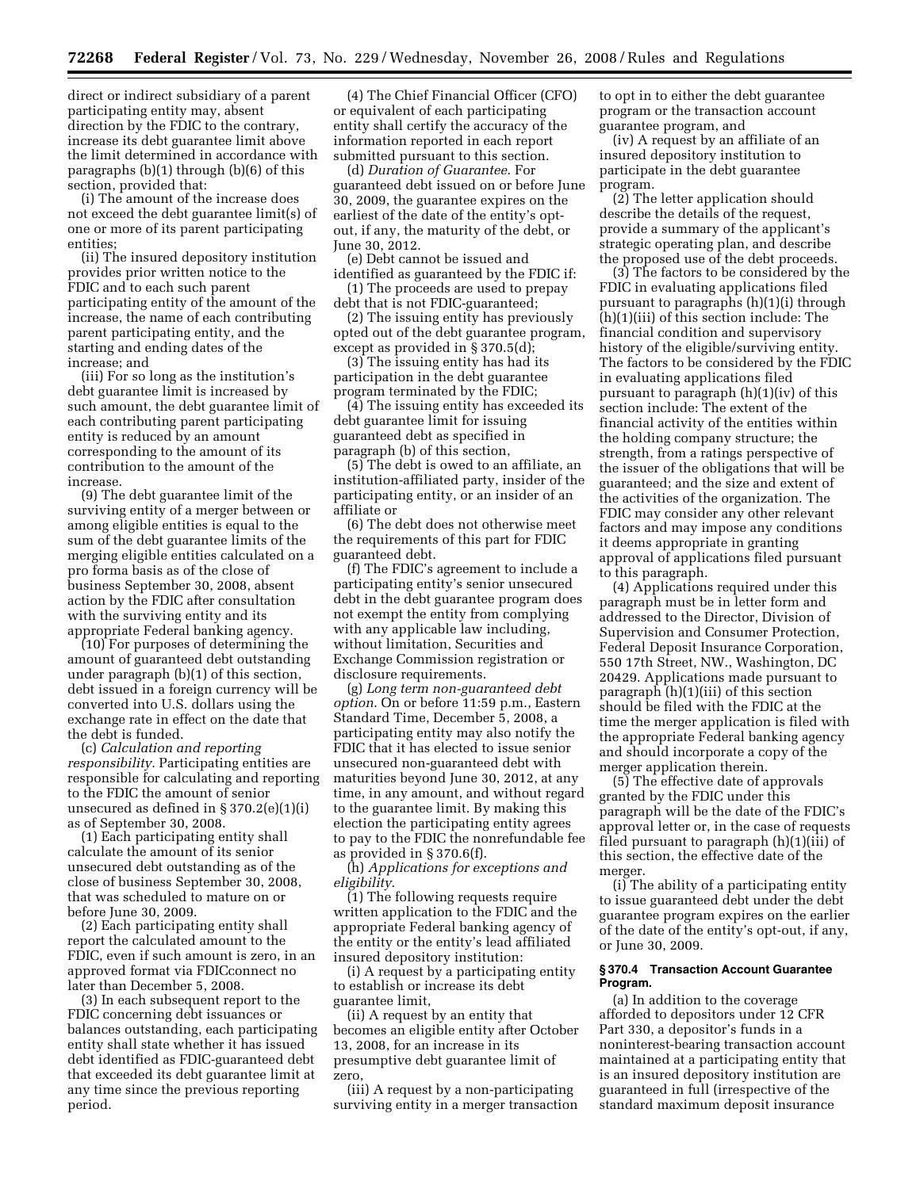direct or indirect subsidiary of a parent participating entity may, absent direction by the FDIC to the contrary, increase its debt guarantee limit above the limit determined in accordance with paragraphs (b)(1) through (b)(6) of this section, provided that:

(i) The amount of the increase does not exceed the debt guarantee limit(s) of one or more of its parent participating entities;

(ii) The insured depository institution provides prior written notice to the FDIC and to each such parent participating entity of the amount of the increase, the name of each contributing parent participating entity, and the starting and ending dates of the increase; and

(iii) For so long as the institution's debt guarantee limit is increased by such amount, the debt guarantee limit of each contributing parent participating entity is reduced by an amount corresponding to the amount of its contribution to the amount of the increase.

(9) The debt guarantee limit of the surviving entity of a merger between or among eligible entities is equal to the sum of the debt guarantee limits of the merging eligible entities calculated on a pro forma basis as of the close of business September 30, 2008, absent action by the FDIC after consultation with the surviving entity and its appropriate Federal banking agency.

(10) For purposes of determining the amount of guaranteed debt outstanding under paragraph (b)(1) of this section, debt issued in a foreign currency will be converted into U.S. dollars using the exchange rate in effect on the date that the debt is funded.

(c) *Calculation and reporting responsibility*. Participating entities are responsible for calculating and reporting to the FDIC the amount of senior unsecured as defined in § 370.2(e)(1)(i) as of September 30, 2008.

(1) Each participating entity shall calculate the amount of its senior unsecured debt outstanding as of the close of business September 30, 2008, that was scheduled to mature on or before June 30, 2009.

(2) Each participating entity shall report the calculated amount to the FDIC, even if such amount is zero, in an approved format via FDICconnect no later than December 5, 2008.

(3) In each subsequent report to the FDIC concerning debt issuances or balances outstanding, each participating entity shall state whether it has issued debt identified as FDIC-guaranteed debt that exceeded its debt guarantee limit at any time since the previous reporting period.

(4) The Chief Financial Officer (CFO) or equivalent of each participating entity shall certify the accuracy of the information reported in each report submitted pursuant to this section.

(d) *Duration of Guarantee*. For guaranteed debt issued on or before June 30, 2009, the guarantee expires on the earliest of the date of the entity's opt-out, if any, the maturity of the debt, or June 30, 2012.

(e) Debt cannot be issued and identified as guaranteed by the FDIC if:

(1) The proceeds are used to prepay debt that is not FDIC-guaranteed;

(2) The issuing entity has previously opted out of the debt guarantee program, except as provided in § 370.5(d);

(3) The issuing entity has had its participation in the debt guarantee program terminated by the FDIC;

(4) The issuing entity has exceeded its debt guarantee limit for issuing guaranteed debt as specified in paragraph (b) of this section,

(5) The debt is owed to an affiliate, an institution-affiliated party, insider of the participating entity, or an insider of an affiliate or

(6) The debt does not otherwise meet the requirements of this part for FDIC guaranteed debt.

(f) The FDIC's agreement to include a participating entity's senior unsecured debt in the debt guarantee program does not exempt the entity from complying with any applicable law including, without limitation, Securities and Exchange Commission registration or disclosure requirements.

(g) *Long term non-guaranteed debt option*. On or before 11:59 p.m., Eastern Standard Time, December 5, 2008, a participating entity may also notify the FDIC that it has elected to issue senior unsecured non-guaranteed debt with maturities beyond June 30, 2012, at any time, in any amount, and without regard to the guarantee limit. By making this election the participating entity agrees to pay to the FDIC the nonrefundable fee as provided in § 370.6(f).

(h) *Applications for exceptions and eligibility*.

(1) The following requests require written application to the FDIC and the appropriate Federal banking agency of the entity or the entity's lead affiliated insured depository institution:

(i) A request by a participating entity to establish or increase its debt guarantee limit,

(ii) A request by an entity that becomes an eligible entity after October 13, 2008, for an increase in its presumptive debt guarantee limit of zero,

(iii) A request by a non-participating surviving entity in a merger transaction to opt in to either the debt guarantee program or the transaction account guarantee program, and

(iv) A request by an affiliate of an insured depository institution to participate in the debt guarantee program.

(2) The letter application should describe the details of the request, provide a summary of the applicant's strategic operating plan, and describe the proposed use of the debt proceeds.

(3) The factors to be considered by the FDIC in evaluating applications filed pursuant to paragraphs (h)(1)(i) through (h)(1)(iii) of this section include: The financial condition and supervisory history of the eligible/surviving entity. The factors to be considered by the FDIC in evaluating applications filed pursuant to paragraph (h)(1)(iv) of this section include: The extent of the financial activity of the entities within the holding company structure; the strength, from a ratings perspective of the issuer of the obligations that will be guaranteed; and the size and extent of the activities of the organization. The FDIC may consider any other relevant factors and may impose any conditions it deems appropriate in granting approval of applications filed pursuant to this paragraph.

(4) Applications required under this paragraph must be in letter form and addressed to the Director, Division of Supervision and Consumer Protection, Federal Deposit Insurance Corporation, 550 17th Street, NW., Washington, DC 20429. Applications made pursuant to paragraph (h)(1)(iii) of this section should be filed with the FDIC at the time the merger application is filed with the appropriate Federal banking agency and should incorporate a copy of the merger application therein.

(5) The effective date of approvals granted by the FDIC under this paragraph will be the date of the FDIC's approval letter or, in the case of requests filed pursuant to paragraph (h)(1)(iii) of this section, the effective date of the merger.

(i) The ability of a participating entity to issue guaranteed debt under the debt guarantee program expires on the earlier of the date of the entity's opt-out, if any, or June 30, 2009.

### § 370.4 Transaction Account Guarantee Program.

(a) In addition to the coverage afforded to depositors under 12 CFR Part 330, a depositor's funds in a noninterest-bearing transaction account maintained at a participating entity that is an insured depository institution are guaranteed in full (irrespective of the standard maximum deposit insurance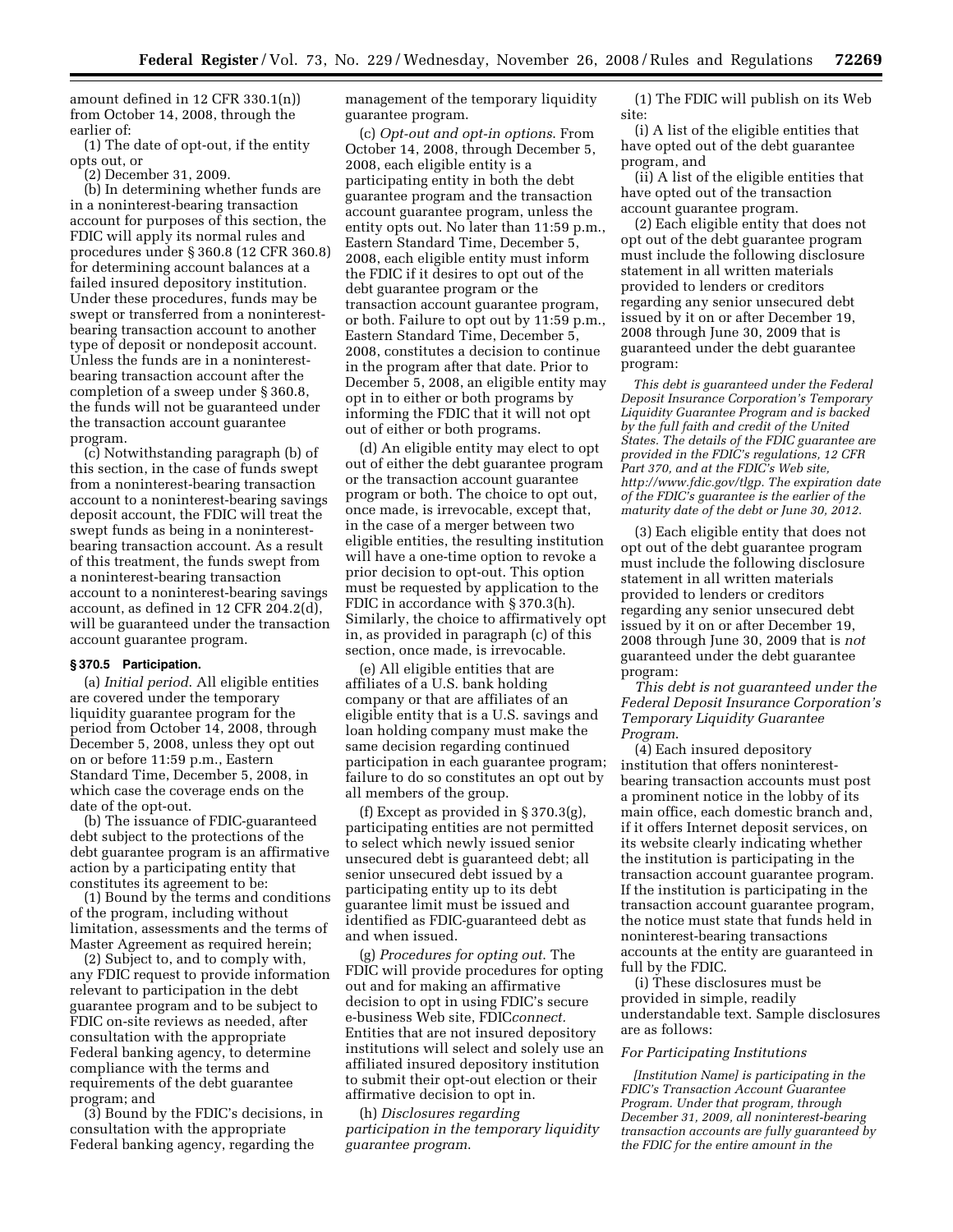amount defined in 12 CFR 330.1(n)) from October 14, 2008, through the earlier of:

(1) The date of opt-out, if the entity opts out, or

(2) December 31, 2009.

(b) In determining whether funds are in a noninterest-bearing transaction account for purposes of this section, the FDIC will apply its normal rules and procedures under § 360.8 (12 CFR 360.8) for determining account balances at a failed insured depository institution. Under these procedures, funds may be swept or transferred from a noninterest-bearing transaction account to another type of deposit or nondeposit account. Unless the funds are in a noninterest-bearing transaction account after the completion of a sweep under § 360.8, the funds will not be guaranteed under the transaction account guarantee program.

(c) Notwithstanding paragraph (b) of this section, in the case of funds swept from a noninterest-bearing transaction account to a noninterest-bearing savings deposit account, the FDIC will treat the swept funds as being in a noninterest-bearing transaction account. As a result of this treatment, the funds swept from a noninterest-bearing transaction account to a noninterest-bearing savings account, as defined in 12 CFR 204.2(d), will be guaranteed under the transaction account guarantee program.

### § 370.5 Participation.

(a) *Initial period*. All eligible entities are covered under the temporary liquidity guarantee program for the period from October 14, 2008, through December 5, 2008, unless they opt out on or before 11:59 p.m., Eastern Standard Time, December 5, 2008, in which case the coverage ends on the date of the opt-out.

(b) The issuance of FDIC-guaranteed debt subject to the protections of the debt guarantee program is an affirmative action by a participating entity that constitutes its agreement to be:

(1) Bound by the terms and conditions of the program, including without limitation, assessments and the terms of Master Agreement as required herein;

(2) Subject to, and to comply with, any FDIC request to provide information relevant to participation in the debt guarantee program and to be subject to FDIC on-site reviews as needed, after consultation with the appropriate Federal banking agency, to determine compliance with the terms and requirements of the debt guarantee program; and

(3) Bound by the FDIC's decisions, in consultation with the appropriate Federal banking agency, regarding the management of the temporary liquidity guarantee program.

(c) *Opt-out and opt-in options*. From October 14, 2008, through December 5, 2008, each eligible entity is a participating entity in both the debt guarantee program and the transaction account guarantee program, unless the entity opts out. No later than 11:59 p.m., Eastern Standard Time, December 5, 2008, each eligible entity must inform the FDIC if it desires to opt out of the debt guarantee program or the transaction account guarantee program, or both. Failure to opt out by 11:59 p.m., Eastern Standard Time, December 5, 2008, constitutes a decision to continue in the program after that date. Prior to December 5, 2008, an eligible entity may opt in to either or both programs by informing the FDIC that it will not opt out of either or both programs.

(d) An eligible entity may elect to opt out of either the debt guarantee program or the transaction account guarantee program or both. The choice to opt out, once made, is irrevocable, except that, in the case of a merger between two eligible entities, the resulting institution will have a one-time option to revoke a prior decision to opt-out. This option must be requested by application to the FDIC in accordance with § 370.3(h). Similarly, the choice to affirmatively opt in, as provided in paragraph (c) of this section, once made, is irrevocable.

(e) All eligible entities that are affiliates of a U.S. bank holding company or that are affiliates of an eligible entity that is a U.S. savings and loan holding company must make the same decision regarding continued participation in each guarantee program; failure to do so constitutes an opt out by all members of the group.

(f) Except as provided in § 370.3(g), participating entities are not permitted to select which newly issued senior unsecured debt is guaranteed debt; all senior unsecured debt issued by a participating entity up to its debt guarantee limit must be issued and identified as FDIC-guaranteed debt as and when issued.

(g) *Procedures for opting out*. The FDIC will provide procedures for opting out and for making an affirmative decision to opt in using FDIC's secure e-business Web site, FDIC*connect*. Entities that are not insured depository institutions will select and solely use an affiliated insured depository institution to submit their opt-out election or their affirmative decision to opt in.

(h) *Disclosures regarding participation in the temporary liquidity guarantee program*.

(1) The FDIC will publish on its Web site:

(i) A list of the eligible entities that have opted out of the debt guarantee program, and

(ii) A list of the eligible entities that have opted out of the transaction account guarantee program.

(2) Each eligible entity that does not opt out of the debt guarantee program must include the following disclosure statement in all written materials provided to lenders or creditors regarding any senior unsecured debt issued by it on or after December 19, 2008 through June 30, 2009 that is guaranteed under the debt guarantee program:

*This debt is guaranteed under the Federal Deposit Insurance Corporation's Temporary Liquidity Guarantee Program and is backed by the full faith and credit of the United States. The details of the FDIC guarantee are provided in the FDIC's regulations, 12 CFR Part 370, and at the FDIC's Web site, http://www.fdic.gov/tlgp. The expiration date of the FDIC's guarantee is the earlier of the maturity date of the debt or June 30, 2012.*

(3) Each eligible entity that does not opt out of the debt guarantee program must include the following disclosure statement in all written materials provided to lenders or creditors regarding any senior unsecured debt issued by it on or after December 19, 2008 through June 30, 2009 that is *not* guaranteed under the debt guarantee program:

*This debt is not guaranteed under the Federal Deposit Insurance Corporation's Temporary Liquidity Guarantee Program.*

(4) Each insured depository institution that offers noninterest-bearing transaction accounts must post a prominent notice in the lobby of its main office, each domestic branch and, if it offers Internet deposit services, on its website clearly indicating whether the institution is participating in the transaction account guarantee program. If the institution is participating in the transaction account guarantee program, the notice must state that funds held in noninterest-bearing transactions accounts at the entity are guaranteed in full by the FDIC.

(i) These disclosures must be provided in simple, readily understandable text. Sample disclosures are as follows:

*For Participating Institutions*

*[Institution Name] is participating in the FDIC's Transaction Account Guarantee Program. Under that program, through December 31, 2009, all noninterest-bearing transaction accounts are fully guaranteed by the FDIC for the entire amount in the*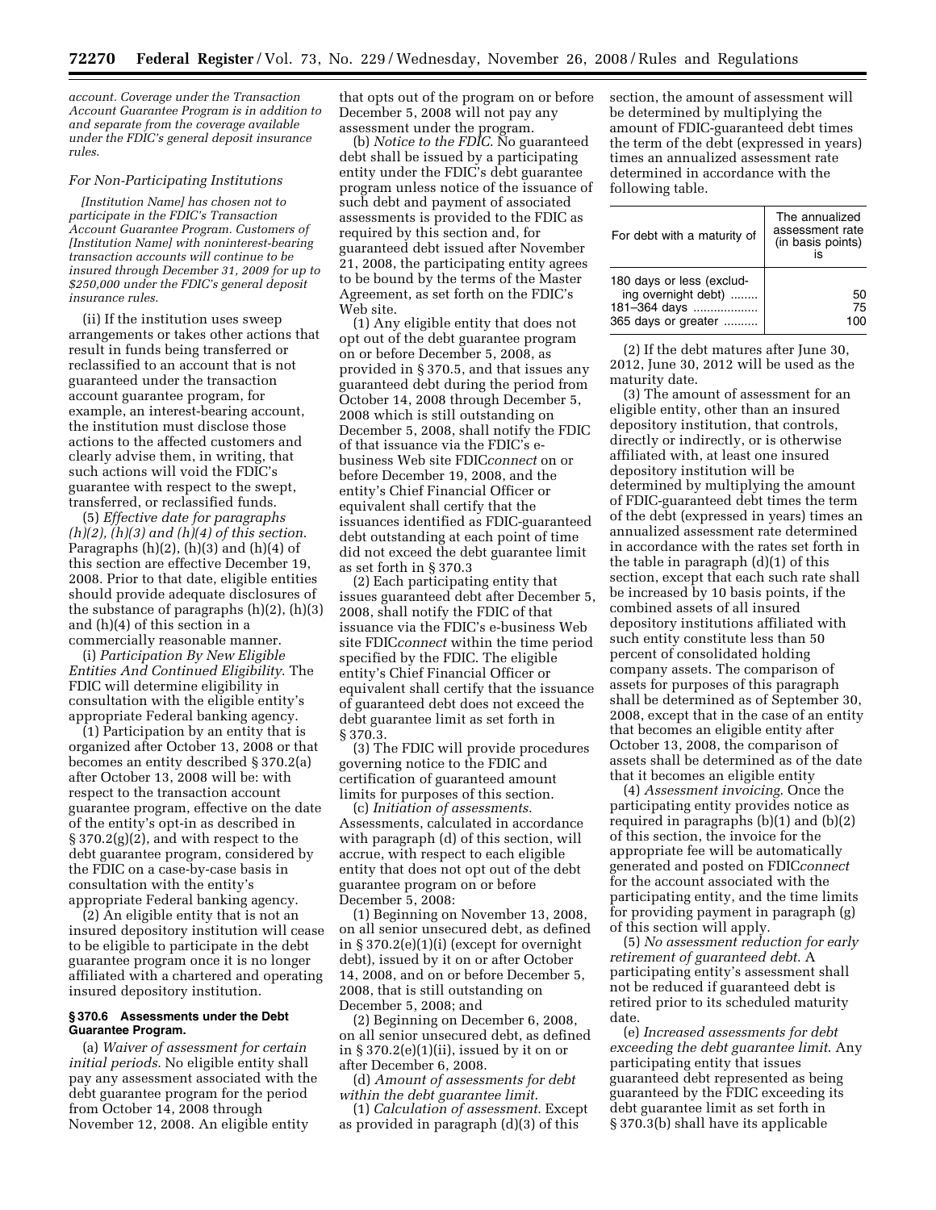*account. Coverage under the Transaction Account Guarantee Program is in addition to and separate from the coverage available under the FDIC's general deposit insurance rules.*

*For Non-Participating Institutions*

*[Institution Name] has chosen not to participate in the FDIC's Transaction Account Guarantee Program. Customers of [Institution Name] with noninterest-bearing transaction accounts will continue to be insured through December 31, 2009 for up to $250,000 under the FDIC's general deposit insurance rules.*

(ii) If the institution uses sweep arrangements or takes other actions that result in funds being transferred or reclassified to an account that is not guaranteed under the transaction account guarantee program, for example, an interest-bearing account, the institution must disclose those actions to the affected customers and clearly advise them, in writing, that such actions will void the FDIC's guarantee with respect to the swept, transferred, or reclassified funds.

(5) *Effective date for paragraphs (h)(2), (h)(3) and (h)(4) of this section.* Paragraphs (h)(2), (h)(3) and (h)(4) of this section are effective December 19, 2008. Prior to that date, eligible entities should provide adequate disclosures of the substance of paragraphs (h)(2), (h)(3) and (h)(4) of this section in a commercially reasonable manner.

(i) *Participation By New Eligible Entities And Continued Eligibility.* The FDIC will determine eligibility in consultation with the eligible entity's appropriate Federal banking agency.

(1) Participation by an entity that is organized after October 13, 2008 or that becomes an entity described § 370.2(a) after October 13, 2008 will be: with respect to the transaction account guarantee program, effective on the date of the entity's opt-in as described in § 370.2(g)(2), and with respect to the debt guarantee program, considered by the FDIC on a case-by-case basis in consultation with the entity's appropriate Federal banking agency.

(2) An eligible entity that is not an insured depository institution will cease to be eligible to participate in the debt guarantee program once it is no longer affiliated with a chartered and operating insured depository institution.

**§ 370.6 Assessments under the Debt Guarantee Program.**

(a) *Waiver of assessment for certain initial periods.* No eligible entity shall pay any assessment associated with the debt guarantee program for the period from October 14, 2008 through November 12, 2008. An eligible entity that opts out of the program on or before December 5, 2008 will not pay any assessment under the program.

(b) *Notice to the FDIC.* No guaranteed debt shall be issued by a participating entity under the FDIC's debt guarantee program unless notice of the issuance of such debt and payment of associated assessments is provided to the FDIC as required by this section and, for guaranteed debt issued after November 21, 2008, the participating entity agrees to be bound by the terms of the Master Agreement, as set forth on the FDIC's Web site.

(1) Any eligible entity that does not opt out of the debt guarantee program on or before December 5, 2008, as provided in § 370.5, and that issues any guaranteed debt during the period from October 14, 2008 through December 5, 2008 which is still outstanding on December 5, 2008, shall notify the FDIC of that issuance via the FDIC's e-business Web site FDIC*connect* on or before December 19, 2008, and the entity's Chief Financial Officer or equivalent shall certify that the issuances identified as FDIC-guaranteed debt outstanding at each point of time did not exceed the debt guarantee limit as set forth in § 370.3

(2) Each participating entity that issues guaranteed debt after December 5, 2008, shall notify the FDIC of that issuance via the FDIC's e-business Web site FDIC*connect* within the time period specified by the FDIC. The eligible entity's Chief Financial Officer or equivalent shall certify that the issuance of guaranteed debt does not exceed the debt guarantee limit as set forth in § 370.3.

(3) The FDIC will provide procedures governing notice to the FDIC and certification of guaranteed amount limits for purposes of this section.

(c) *Initiation of assessments.* Assessments, calculated in accordance with paragraph (d) of this section, will accrue, with respect to each eligible entity that does not opt out of the debt guarantee program on or before December 5, 2008:

(1) Beginning on November 13, 2008, on all senior unsecured debt, as defined in § 370.2(e)(1)(i) (except for overnight debt), issued by it on or after October 14, 2008, and on or before December 5, 2008, that is still outstanding on December 5, 2008; and

(2) Beginning on December 6, 2008, on all senior unsecured debt, as defined in § 370.2(e)(1)(ii), issued by it on or after December 6, 2008.

(d) *Amount of assessments for debt within the debt guarantee limit.*

(1) *Calculation of assessment.* Except as provided in paragraph (d)(3) of this section, the amount of assessment will be determined by multiplying the amount of FDIC-guaranteed debt times the term of the debt (expressed in years) times an annualized assessment rate determined in accordance with the following table.

| For debt with a maturity of | The annualized assessment rate (in basis points) is |
|---|---|
| 180 days or less (excluding overnight debt) | 50 |
| 181–364 days | 75 |
| 365 days or greater | 100 |

(2) If the debt matures after June 30, 2012, June 30, 2012 will be used as the maturity date.

(3) The amount of assessment for an eligible entity, other than an insured depository institution, that controls, directly or indirectly, or is otherwise affiliated with, at least one insured depository institution will be determined by multiplying the amount of FDIC-guaranteed debt times the term of the debt (expressed in years) times an annualized assessment rate determined in accordance with the rates set forth in the table in paragraph (d)(1) of this section, except that each such rate shall be increased by 10 basis points, if the combined assets of all insured depository institutions affiliated with such entity constitute less than 50 percent of consolidated holding company assets. The comparison of assets for purposes of this paragraph shall be determined as of September 30, 2008, except that in the case of an entity that becomes an eligible entity after October 13, 2008, the comparison of assets shall be determined as of the date that it becomes an eligible entity

(4) *Assessment invoicing.* Once the participating entity provides notice as required in paragraphs (b)(1) and (b)(2) of this section, the invoice for the appropriate fee will be automatically generated and posted on FDIC*connect* for the account associated with the participating entity, and the time limits for providing payment in paragraph (g) of this section will apply.

(5) *No assessment reduction for early retirement of guaranteed debt.* A participating entity's assessment shall not be reduced if guaranteed debt is retired prior to its scheduled maturity date.

(e) *Increased assessments for debt exceeding the debt guarantee limit.* Any participating entity that issues guaranteed debt represented as being guaranteed by the FDIC exceeding its debt guarantee limit as set forth in § 370.3(b) shall have its applicable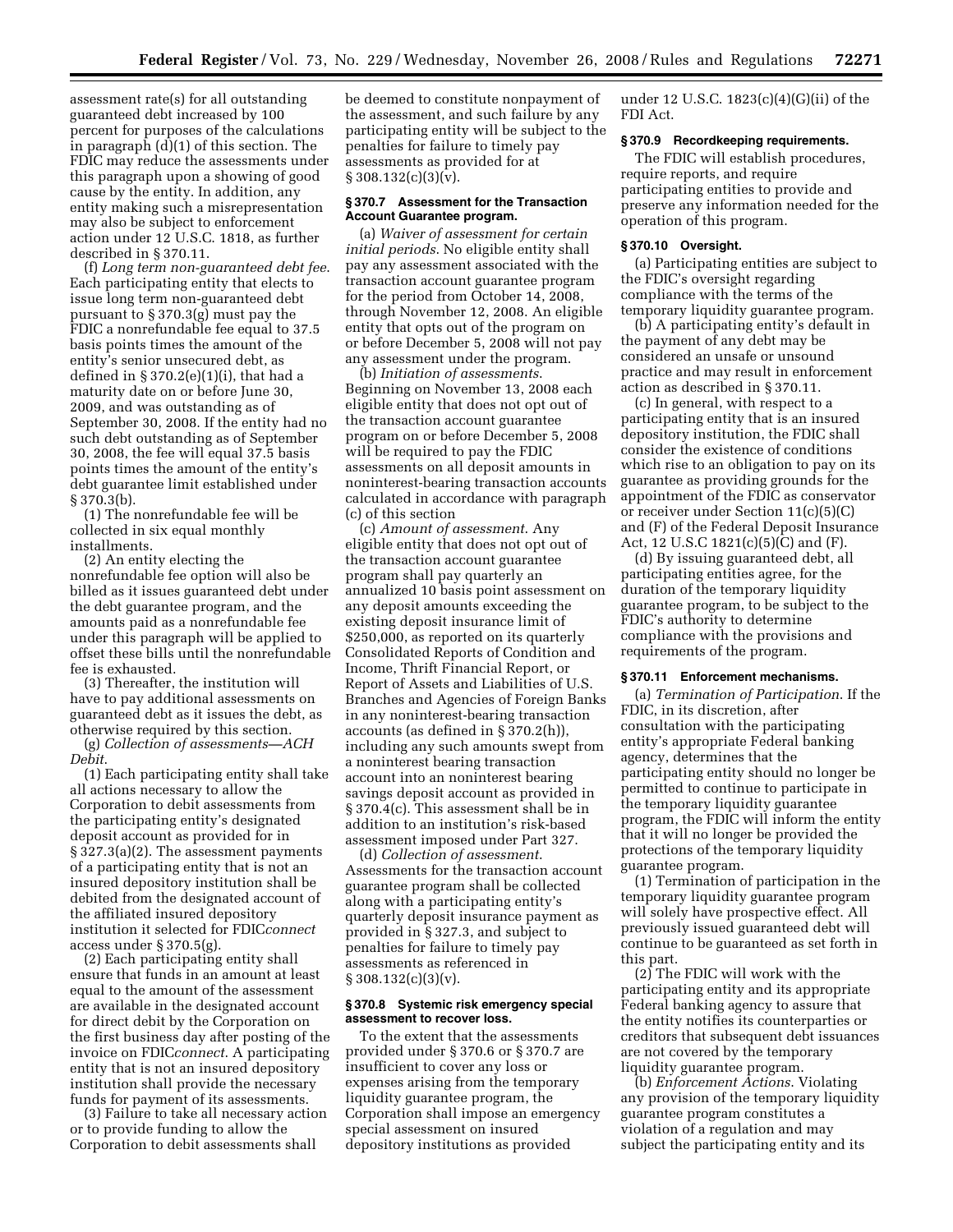assessment rate(s) for all outstanding guaranteed debt increased by 100 percent for purposes of the calculations in paragraph (d)(1) of this section. The FDIC may reduce the assessments under this paragraph upon a showing of good cause by the entity. In addition, any entity making such a misrepresentation may also be subject to enforcement action under 12 U.S.C. 1818, as further described in § 370.11.

(f) *Long term non-guaranteed debt fee*. Each participating entity that elects to issue long term non-guaranteed debt pursuant to § 370.3(g) must pay the FDIC a nonrefundable fee equal to 37.5 basis points times the amount of the entity's senior unsecured debt, as defined in § 370.2(e)(1)(i), that had a maturity date on or before June 30, 2009, and was outstanding as of September 30, 2008. If the entity had no such debt outstanding as of September 30, 2008, the fee will equal 37.5 basis points times the amount of the entity's debt guarantee limit established under § 370.3(b).

(1) The nonrefundable fee will be collected in six equal monthly installments.

(2) An entity electing the nonrefundable fee option will also be billed as it issues guaranteed debt under the debt guarantee program, and the amounts paid as a nonrefundable fee under this paragraph will be applied to offset these bills until the nonrefundable fee is exhausted.

(3) Thereafter, the institution will have to pay additional assessments on guaranteed debt as it issues the debt, as otherwise required by this section.

(g) *Collection of assessments—ACH Debit*.

(1) Each participating entity shall take all actions necessary to allow the Corporation to debit assessments from the participating entity's designated deposit account as provided for in § 327.3(a)(2). The assessment payments of a participating entity that is not an insured depository institution shall be debited from the designated account of the affiliated insured depository institution it selected for FDIC*connect* access under § 370.5(g).

(2) Each participating entity shall ensure that funds in an amount at least equal to the amount of the assessment are available in the designated account for direct debit by the Corporation on the first business day after posting of the invoice on FDIC*connect*. A participating entity that is not an insured depository institution shall provide the necessary funds for payment of its assessments.

(3) Failure to take all necessary action or to provide funding to allow the Corporation to debit assessments shall be deemed to constitute nonpayment of the assessment, and such failure by any participating entity will be subject to the penalties for failure to timely pay assessments as provided for at § 308.132(c)(3)(v).

### § 370.7 Assessment for the Transaction Account Guarantee program.

(a) *Waiver of assessment for certain initial periods*. No eligible entity shall pay any assessment associated with the transaction account guarantee program for the period from October 14, 2008, through November 12, 2008. An eligible entity that opts out of the program on or before December 5, 2008 will not pay any assessment under the program.

(b) *Initiation of assessments*. Beginning on November 13, 2008 each eligible entity that does not opt out of the transaction account guarantee program on or before December 5, 2008 will be required to pay the FDIC assessments on all deposit amounts in noninterest-bearing transaction accounts calculated in accordance with paragraph (c) of this section

(c) *Amount of assessment*. Any eligible entity that does not opt out of the transaction account guarantee program shall pay quarterly an annualized 10 basis point assessment on any deposit amounts exceeding the existing deposit insurance limit of $250,000, as reported on its quarterly Consolidated Reports of Condition and Income, Thrift Financial Report, or Report of Assets and Liabilities of U.S. Branches and Agencies of Foreign Banks in any noninterest-bearing transaction accounts (as defined in § 370.2(h)), including any such amounts swept from a noninterest bearing transaction account into an noninterest bearing savings deposit account as provided in § 370.4(c). This assessment shall be in addition to an institution's risk-based assessment imposed under Part 327.

(d) *Collection of assessment*. Assessments for the transaction account guarantee program shall be collected along with a participating entity's quarterly deposit insurance payment as provided in § 327.3, and subject to penalties for failure to timely pay assessments as referenced in § 308.132(c)(3)(v).

### § 370.8 Systemic risk emergency special assessment to recover loss.

To the extent that the assessments provided under § 370.6 or § 370.7 are insufficient to cover any loss or expenses arising from the temporary liquidity guarantee program, the Corporation shall impose an emergency special assessment on insured depository institutions as provided under 12 U.S.C. 1823(c)(4)(G)(ii) of the FDI Act.

### § 370.9 Recordkeeping requirements.

The FDIC will establish procedures, require reports, and require participating entities to provide and preserve any information needed for the operation of this program.

### § 370.10 Oversight.

(a) Participating entities are subject to the FDIC's oversight regarding compliance with the terms of the temporary liquidity guarantee program.

(b) A participating entity's default in the payment of any debt may be considered an unsafe or unsound practice and may result in enforcement action as described in § 370.11.

(c) In general, with respect to a participating entity that is an insured depository institution, the FDIC shall consider the existence of conditions which rise to an obligation to pay on its guarantee as providing grounds for the appointment of the FDIC as conservator or receiver under Section 11(c)(5)(C) and (F) of the Federal Deposit Insurance Act, 12 U.S.C 1821(c)(5)(C) and (F).

(d) By issuing guaranteed debt, all participating entities agree, for the duration of the temporary liquidity guarantee program, to be subject to the FDIC's authority to determine compliance with the provisions and requirements of the program.

### § 370.11 Enforcement mechanisms.

(a) *Termination of Participation*. If the FDIC, in its discretion, after consultation with the participating entity's appropriate Federal banking agency, determines that the participating entity should no longer be permitted to continue to participate in the temporary liquidity guarantee program, the FDIC will inform the entity that it will no longer be provided the protections of the temporary liquidity guarantee program.

(1) Termination of participation in the temporary liquidity guarantee program will solely have prospective effect. All previously issued guaranteed debt will continue to be guaranteed as set forth in this part.

(2) The FDIC will work with the participating entity and its appropriate Federal banking agency to assure that the entity notifies its counterparties or creditors that subsequent debt issuances are not covered by the temporary liquidity guarantee program.

(b) *Enforcement Actions*. Violating any provision of the temporary liquidity guarantee program constitutes a violation of a regulation and may subject the participating entity and its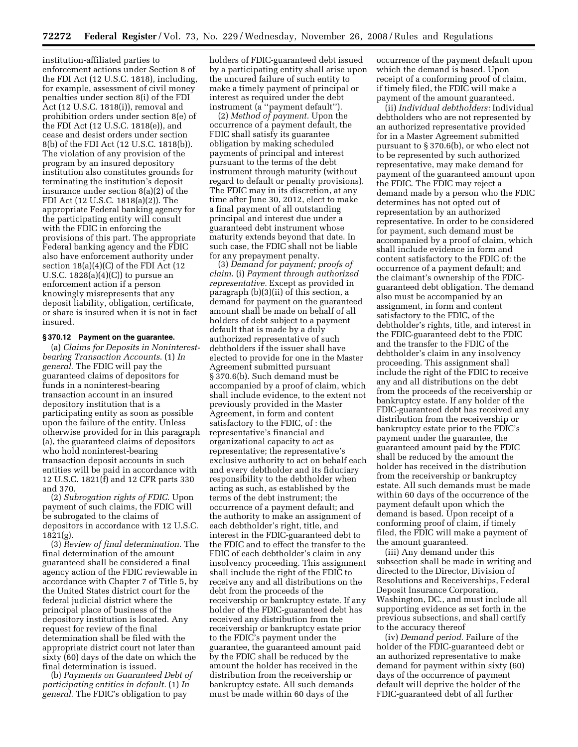institution-affiliated parties to enforcement actions under Section 8 of the FDI Act (12 U.S.C. 1818), including, for example, assessment of civil money penalties under section 8(i) of the FDI Act (12 U.S.C. 1818(i)), removal and prohibition orders under section 8(e) of the FDI Act (12 U.S.C. 1818(e)), and cease and desist orders under section 8(b) of the FDI Act (12 U.S.C. 1818(b)). The violation of any provision of the program by an insured depository institution also constitutes grounds for terminating the institution's deposit insurance under section 8(a)(2) of the FDI Act (12 U.S.C. 1818(a)(2)). The appropriate Federal banking agency for the participating entity will consult with the FDIC in enforcing the provisions of this part. The appropriate Federal banking agency and the FDIC also have enforcement authority under section 18(a)(4)(C) of the FDI Act (12 U.S.C. 1828(a)(4)(C)) to pursue an enforcement action if a person knowingly misrepresents that any deposit liability, obligation, certificate, or share is insured when it is not in fact insured.

### § 370.12 Payment on the guarantee.

(a) *Claims for Deposits in Noninterest-bearing Transaction Accounts*. (1) *In general*. The FDIC will pay the guaranteed claims of depositors for funds in a noninterest-bearing transaction account in an insured depository institution that is a participating entity as soon as possible upon the failure of the entity. Unless otherwise provided for in this paragraph (a), the guaranteed claims of depositors who hold noninterest-bearing transaction deposit accounts in such entities will be paid in accordance with 12 U.S.C. 1821(f) and 12 CFR parts 330 and 370.

(2) *Subrogation rights of FDIC*. Upon payment of such claims, the FDIC will be subrogated to the claims of depositors in accordance with 12 U.S.C. 1821(g).

(3) *Review of final determination*. The final determination of the amount guaranteed shall be considered a final agency action of the FDIC reviewable in accordance with Chapter 7 of Title 5, by the United States district court for the federal judicial district where the principal place of business of the depository institution is located. Any request for review of the final determination shall be filed with the appropriate district court not later than sixty (60) days of the date on which the final determination is issued.

(b) *Payments on Guaranteed Debt of participating entities in default.* (1) *In general*. The FDIC's obligation to pay holders of FDIC-guaranteed debt issued by a participating entity shall arise upon the uncured failure of such entity to make a timely payment of principal or interest as required under the debt instrument (a "payment default").

(2) *Method of payment*. Upon the occurrence of a payment default, the FDIC shall satisfy its guarantee obligation by making scheduled payments of principal and interest pursuant to the terms of the debt instrument through maturity (without regard to default or penalty provisions). The FDIC may in its discretion, at any time after June 30, 2012, elect to make a final payment of all outstanding principal and interest due under a guaranteed debt instrument whose maturity extends beyond that date. In such case, the FDIC shall not be liable for any prepayment penalty.

(3) *Demand for payment; proofs of claim*. (i) *Payment through authorized representative*. Except as provided in paragraph (b)(3)(ii) of this section, a demand for payment on the guaranteed amount shall be made on behalf of all holders of debt subject to a payment default that is made by a duly authorized representative of such debtholders if the issuer shall have elected to provide for one in the Master Agreement submitted pursuant § 370.6(b). Such demand must be accompanied by a proof of claim, which shall include evidence, to the extent not previously provided in the Master Agreement, in form and content satisfactory to the FDIC, of : the representative's financial and organizational capacity to act as representative; the representative's exclusive authority to act on behalf each and every debtholder and its fiduciary responsibility to the debtholder when acting as such, as established by the terms of the debt instrument; the occurrence of a payment default; and the authority to make an assignment of each debtholder's right, title, and interest in the FDIC-guaranteed debt to the FDIC and to effect the transfer to the FDIC of each debtholder's claim in any insolvency proceeding. This assignment shall include the right of the FDIC to receive any and all distributions on the debt from the proceeds of the receivership or bankruptcy estate. If any holder of the FDIC-guaranteed debt has received any distribution from the receivership or bankruptcy estate prior to the FDIC's payment under the guarantee, the guaranteed amount paid by the FDIC shall be reduced by the amount the holder has received in the distribution from the receivership or bankruptcy estate. All such demands must be made within 60 days of the occurrence of the payment default upon which the demand is based. Upon receipt of a conforming proof of claim, if timely filed, the FDIC will make a payment of the amount guaranteed.

(ii) *Individual debtholders:* Individual debtholders who are not represented by an authorized representative provided for in a Master Agreement submitted pursuant to § 370.6(b), or who elect not to be represented by such authorized representative, may make demand for payment of the guaranteed amount upon the FDIC. The FDIC may reject a demand made by a person who the FDIC determines has not opted out of representation by an authorized representative. In order to be considered for payment, such demand must be accompanied by a proof of claim, which shall include evidence in form and content satisfactory to the FDIC of: the occurrence of a payment default; and the claimant's ownership of the FDIC-guaranteed debt obligation. The demand also must be accompanied by an assignment, in form and content satisfactory to the FDIC, of the debtholder's rights, title, and interest in the FDIC-guaranteed debt to the FDIC and the transfer to the FDIC of the debtholder's claim in any insolvency proceeding. This assignment shall include the right of the FDIC to receive any and all distributions on the debt from the proceeds of the receivership or bankruptcy estate. If any holder of the FDIC-guaranteed debt has received any distribution from the receivership or bankruptcy estate prior to the FDIC's payment under the guarantee, the guaranteed amount paid by the FDIC shall be reduced by the amount the holder has received in the distribution from the receivership or bankruptcy estate. All such demands must be made within 60 days of the occurrence of the payment default upon which the demand is based. Upon receipt of a conforming proof of claim, if timely filed, the FDIC will make a payment of the amount guaranteed.

(iii) Any demand under this subsection shall be made in writing and directed to the Director, Division of Resolutions and Receiverships, Federal Deposit Insurance Corporation, Washington, DC., and must include all supporting evidence as set forth in the previous subsections, and shall certify to the accuracy thereof

(iv) *Demand period*. Failure of the holder of the FDIC-guaranteed debt or an authorized representative to make demand for payment within sixty (60) days of the occurrence of payment default will deprive the holder of the FDIC-guaranteed debt of all further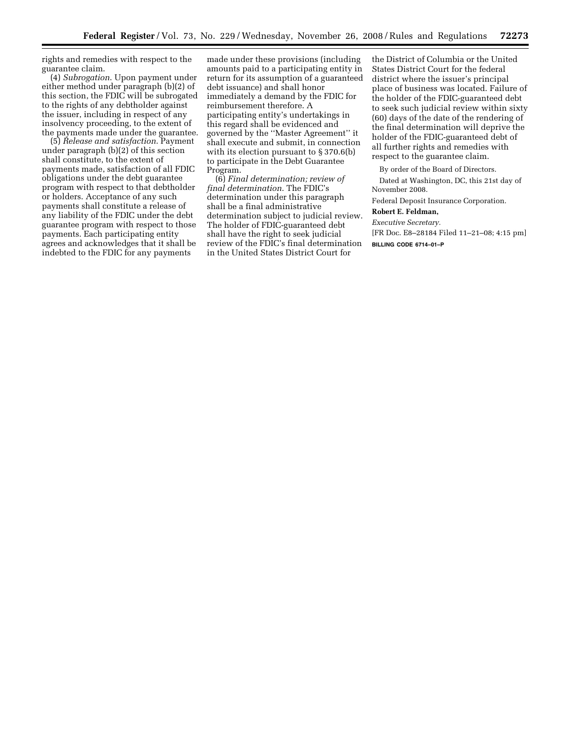rights and remedies with respect to the guarantee claim.

(4) *Subrogation.* Upon payment under either method under paragraph (b)(2) of this section, the FDIC will be subrogated to the rights of any debtholder against the issuer, including in respect of any insolvency proceeding, to the extent of the payments made under the guarantee.

(5) *Release and satisfaction.* Payment under paragraph (b)(2) of this section shall constitute, to the extent of payments made, satisfaction of all FDIC obligations under the debt guarantee program with respect to that debtholder or holders. Acceptance of any such payments shall constitute a release of any liability of the FDIC under the debt guarantee program with respect to those payments. Each participating entity agrees and acknowledges that it shall be indebted to the FDIC for any payments made under these provisions (including amounts paid to a participating entity in return for its assumption of a guaranteed debt issuance) and shall honor immediately a demand by the FDIC for reimbursement therefore. A participating entity's undertakings in this regard shall be evidenced and governed by the ''Master Agreement'' it shall execute and submit, in connection with its election pursuant to § 370.6(b) to participate in the Debt Guarantee Program.

(6) *Final determination; review of final determination.* The FDIC's determination under this paragraph shall be a final administrative determination subject to judicial review. The holder of FDIC-guaranteed debt shall have the right to seek judicial review of the FDIC's final determination in the United States District Court for the District of Columbia or the United States District Court for the federal district where the issuer's principal place of business was located. Failure of the holder of the FDIC-guaranteed debt to seek such judicial review within sixty (60) days of the date of the rendering of the final determination will deprive the holder of the FDIC-guaranteed debt of all further rights and remedies with respect to the guarantee claim.

By order of the Board of Directors.

Dated at Washington, DC, this 21st day of November 2008.

Federal Deposit Insurance Corporation.

**Robert E. Feldman,**

*Executive Secretary.*

[FR Doc. E8–28184 Filed 11–21–08; 4:15 pm]

BILLING CODE 6714–01–P